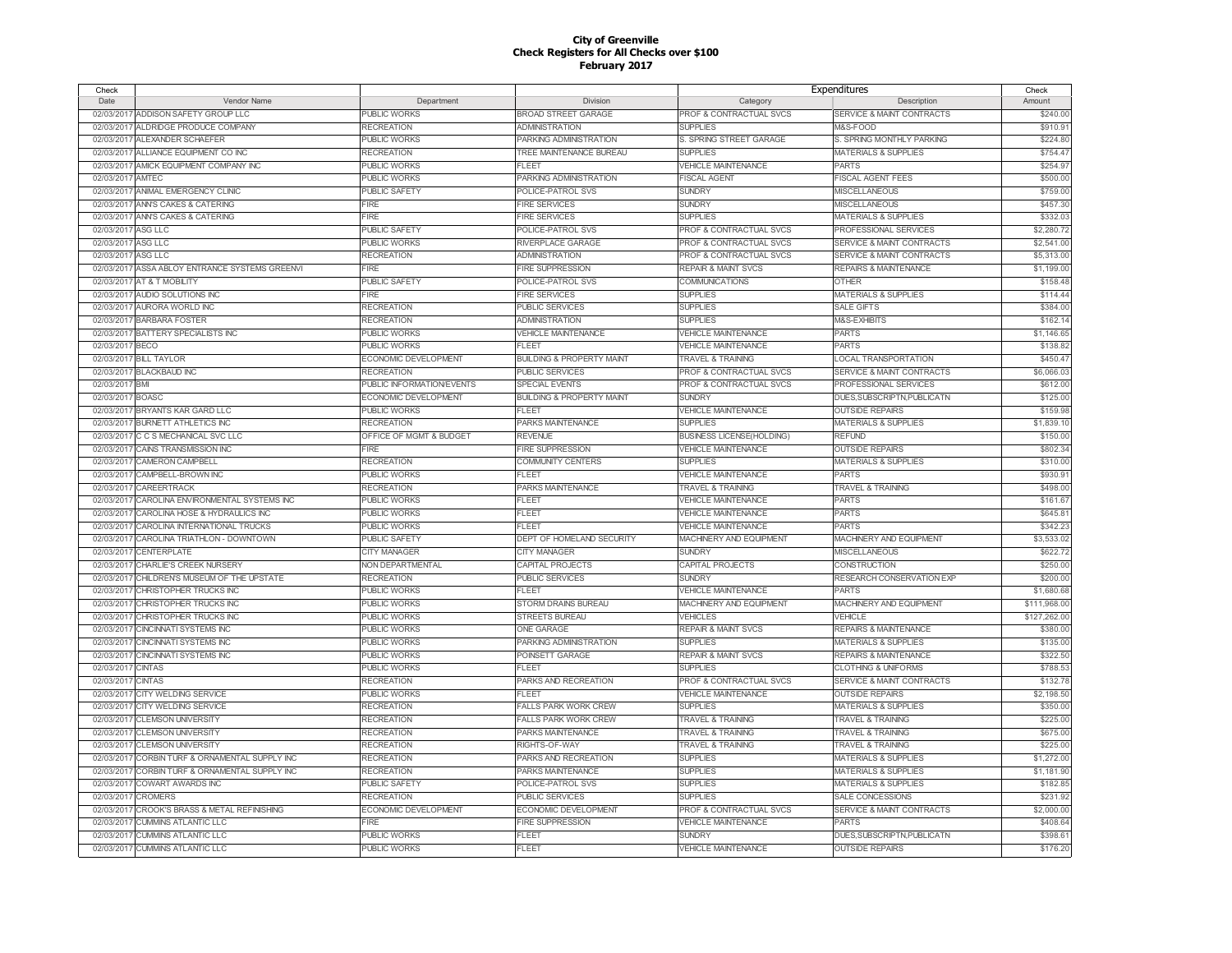# City of Greenville
## Check Registers for All Checks over $100
### February 2017

| Check Date | Vendor Name | Department | Division | Expenditures Category | Expenditures Description | Check Amount |
|---|---|---|---|---|---|---|
| 02/03/2017 | ADDISON SAFETY GROUP LLC | PUBLIC WORKS | BROAD STREET GARAGE | PROF & CONTRACTUAL SVCS | SERVICE & MAINT CONTRACTS | $240.00 |
| 02/03/2017 | ALDRIDGE PRODUCE COMPANY | RECREATION | ADMINISTRATION | SUPPLIES | M&S-FOOD | $910.91 |
| 02/03/2017 | ALEXANDER SCHAEFER | PUBLIC WORKS | PARKING ADMINISTRATION | S. SPRING STREET GARAGE | S. SPRING MONTHLY PARKING | $224.80 |
| 02/03/2017 | ALLIANCE EQUIPMENT CO INC | RECREATION | TREE MAINTENANCE BUREAU | SUPPLIES | MATERIALS & SUPPLIES | $754.47 |
| 02/03/2017 | AMICK EQUIPMENT COMPANY INC | PUBLIC WORKS | FLEET | VEHICLE MAINTENANCE | PARTS | $254.97 |
| 02/03/2017 | AMTEC | PUBLIC WORKS | PARKING ADMINISTRATION | FISCAL AGENT | FISCAL AGENT FEES | $500.00 |
| 02/03/2017 | ANIMAL EMERGENCY CLINIC | PUBLIC SAFETY | POLICE-PATROL SVS | SUNDRY | MISCELLANEOUS | $759.00 |
| 02/03/2017 | ANN'S CAKES & CATERING | FIRE | FIRE SERVICES | SUNDRY | MISCELLANEOUS | $457.30 |
| 02/03/2017 | ANN'S CAKES & CATERING | FIRE | FIRE SERVICES | SUPPLIES | MATERIALS & SUPPLIES | $332.03 |
| 02/03/2017 | ASG LLC | PUBLIC SAFETY | POLICE-PATROL SVS | PROF & CONTRACTUAL SVCS | PROFESSIONAL SERVICES | $2,280.72 |
| 02/03/2017 | ASG LLC | PUBLIC WORKS | RIVERPLACE GARAGE | PROF & CONTRACTUAL SVCS | SERVICE & MAINT CONTRACTS | $2,541.00 |
| 02/03/2017 | ASG LLC | RECREATION | ADMINISTRATION | PROF & CONTRACTUAL SVCS | SERVICE & MAINT CONTRACTS | $5,313.00 |
| 02/03/2017 | ASSA ABLOY ENTRANCE SYSTEMS GREENVI | FIRE | FIRE SUPPRESSION | REPAIR & MAINT SVCS | REPAIRS & MAINTENANCE | $1,199.00 |
| 02/03/2017 | AT & T MOBILITY | PUBLIC SAFETY | POLICE-PATROL SVS | COMMUNICATIONS | OTHER | $158.48 |
| 02/03/2017 | AUDIO SOLUTIONS INC | FIRE | FIRE SERVICES | SUPPLIES | MATERIALS & SUPPLIES | $114.44 |
| 02/03/2017 | AURORA WORLD INC | RECREATION | PUBLIC SERVICES | SUPPLIES | SALE GIFTS | $384.00 |
| 02/03/2017 | BARBARA FOSTER | RECREATION | ADMINISTRATION | SUPPLIES | M&S-EXHIBITS | $162.14 |
| 02/03/2017 | BATTERY SPECIALISTS INC | PUBLIC WORKS | VEHICLE MAINTENANCE | VEHICLE MAINTENANCE | PARTS | $1,146.65 |
| 02/03/2017 | BECO | PUBLIC WORKS | FLEET | VEHICLE MAINTENANCE | PARTS | $138.82 |
| 02/03/2017 | BILL TAYLOR | ECONOMIC DEVELOPMENT | BUILDING & PROPERTY MAINT | TRAVEL & TRAINING | LOCAL TRANSPORTATION | $450.47 |
| 02/03/2017 | BLACKBAUD INC | RECREATION | PUBLIC SERVICES | PROF & CONTRACTUAL SVCS | SERVICE & MAINT CONTRACTS | $6,066.03 |
| 02/03/2017 | BMI | PUBLIC INFORMATION/EVENTS | SPECIAL EVENTS | PROF & CONTRACTUAL SVCS | PROFESSIONAL SERVICES | $612.00 |
| 02/03/2017 | BOASC | ECONOMIC DEVELOPMENT | BUILDING & PROPERTY MAINT | SUNDRY | DUES,SUBSCRIPTN,PUBLICATN | $125.00 |
| 02/03/2017 | BRYANTS KAR GARD LLC | PUBLIC WORKS | FLEET | VEHICLE MAINTENANCE | OUTSIDE REPAIRS | $159.98 |
| 02/03/2017 | BURNETT ATHLETICS INC | RECREATION | PARKS MAINTENANCE | SUPPLIES | MATERIALS & SUPPLIES | $1,839.10 |
| 02/03/2017 | C C S MECHANICAL SVC LLC | OFFICE OF MGMT & BUDGET | REVENUE | BUSINESS LICENSE(HOLDING) | REFUND | $150.00 |
| 02/03/2017 | CAINS TRANSMISSION INC | FIRE | FIRE SUPPRESSION | VEHICLE MAINTENANCE | OUTSIDE REPAIRS | $802.34 |
| 02/03/2017 | CAMERON CAMPBELL | RECREATION | COMMUNITY CENTERS | SUPPLIES | MATERIALS & SUPPLIES | $310.00 |
| 02/03/2017 | CAMPBELL-BROWN INC | PUBLIC WORKS | FLEET | VEHICLE MAINTENANCE | PARTS | $930.91 |
| 02/03/2017 | CAREERTRACK | RECREATION | PARKS MAINTENANCE | TRAVEL & TRAINING | TRAVEL & TRAINING | $498.00 |
| 02/03/2017 | CAROLINA ENVIRONMENTAL SYSTEMS INC | PUBLIC WORKS | FLEET | VEHICLE MAINTENANCE | PARTS | $161.67 |
| 02/03/2017 | CAROLINA HOSE & HYDRAULICS INC | PUBLIC WORKS | FLEET | VEHICLE MAINTENANCE | PARTS | $645.81 |
| 02/03/2017 | CAROLINA INTERNATIONAL TRUCKS | PUBLIC WORKS | FLEET | VEHICLE MAINTENANCE | PARTS | $342.23 |
| 02/03/2017 | CAROLINA TRIATHLON - DOWNTOWN | PUBLIC SAFETY | DEPT OF HOMELAND SECURITY | MACHINERY AND EQUIPMENT | MACHINERY AND EQUIPMENT | $3,533.02 |
| 02/03/2017 | CENTERPLATE | CITY MANAGER | CITY MANAGER | SUNDRY | MISCELLANEOUS | $622.72 |
| 02/03/2017 | CHARLIE'S CREEK NURSERY | NON DEPARTMENTAL | CAPITAL PROJECTS | CAPITAL PROJECTS | CONSTRUCTION | $250.00 |
| 02/03/2017 | CHILDREN'S MUSEUM OF THE UPSTATE | RECREATION | PUBLIC SERVICES | SUNDRY | RESEARCH CONSERVATION EXP | $200.00 |
| 02/03/2017 | CHRISTOPHER TRUCKS INC | PUBLIC WORKS | FLEET | VEHICLE MAINTENANCE | PARTS | $1,680.68 |
| 02/03/2017 | CHRISTOPHER TRUCKS INC | PUBLIC WORKS | STORM DRAINS BUREAU | MACHINERY AND EQUIPMENT | MACHINERY AND EQUIPMENT | $111,968.00 |
| 02/03/2017 | CHRISTOPHER TRUCKS INC | PUBLIC WORKS | STREETS BUREAU | VEHICLES | VEHICLE | $127,262.00 |
| 02/03/2017 | CINCINNATI SYSTEMS INC | PUBLIC WORKS | ONE GARAGE | REPAIR & MAINT SVCS | REPAIRS & MAINTENANCE | $380.00 |
| 02/03/2017 | CINCINNATI SYSTEMS INC | PUBLIC WORKS | PARKING ADMINISTRATION | SUPPLIES | MATERIALS & SUPPLIES | $135.00 |
| 02/03/2017 | CINCINNATI SYSTEMS INC | PUBLIC WORKS | POINSETT GARAGE | REPAIR & MAINT SVCS | REPAIRS & MAINTENANCE | $322.50 |
| 02/03/2017 | CINTAS | PUBLIC WORKS | FLEET | SUPPLIES | CLOTHING & UNIFORMS | $788.53 |
| 02/03/2017 | CINTAS | RECREATION | PARKS AND RECREATION | PROF & CONTRACTUAL SVCS | SERVICE & MAINT CONTRACTS | $132.78 |
| 02/03/2017 | CITY WELDING SERVICE | PUBLIC WORKS | FLEET | VEHICLE MAINTENANCE | OUTSIDE REPAIRS | $2,198.50 |
| 02/03/2017 | CITY WELDING SERVICE | RECREATION | FALLS PARK WORK CREW | SUPPLIES | MATERIALS & SUPPLIES | $350.00 |
| 02/03/2017 | CLEMSON UNIVERSITY | RECREATION | FALLS PARK WORK CREW | TRAVEL & TRAINING | TRAVEL & TRAINING | $225.00 |
| 02/03/2017 | CLEMSON UNIVERSITY | RECREATION | PARKS MAINTENANCE | TRAVEL & TRAINING | TRAVEL & TRAINING | $675.00 |
| 02/03/2017 | CLEMSON UNIVERSITY | RECREATION | RIGHTS-OF-WAY | TRAVEL & TRAINING | TRAVEL & TRAINING | $225.00 |
| 02/03/2017 | CORBIN TURF & ORNAMENTAL SUPPLY INC | RECREATION | PARKS AND RECREATION | SUPPLIES | MATERIALS & SUPPLIES | $1,272.00 |
| 02/03/2017 | CORBIN TURF & ORNAMENTAL SUPPLY INC | RECREATION | PARKS MAINTENANCE | SUPPLIES | MATERIALS & SUPPLIES | $1,181.90 |
| 02/03/2017 | COWART AWARDS INC | PUBLIC SAFETY | POLICE-PATROL SVS | SUPPLIES | MATERIALS & SUPPLIES | $182.85 |
| 02/03/2017 | CROMERS | RECREATION | PUBLIC SERVICES | SUPPLIES | SALE CONCESSIONS | $231.92 |
| 02/03/2017 | CROOK'S BRASS & METAL REFINISHING | ECONOMIC DEVELOPMENT | ECONOMIC DEVELOPMENT | PROF & CONTRACTUAL SVCS | SERVICE & MAINT CONTRACTS | $2,000.00 |
| 02/03/2017 | CUMMINS ATLANTIC LLC | FIRE | FIRE SUPPRESSION | VEHICLE MAINTENANCE | PARTS | $408.64 |
| 02/03/2017 | CUMMINS ATLANTIC LLC | PUBLIC WORKS | FLEET | SUNDRY | DUES,SUBSCRIPTN,PUBLICATN | $398.61 |
| 02/03/2017 | CUMMINS ATLANTIC LLC | PUBLIC WORKS | FLEET | VEHICLE MAINTENANCE | OUTSIDE REPAIRS | $176.20 |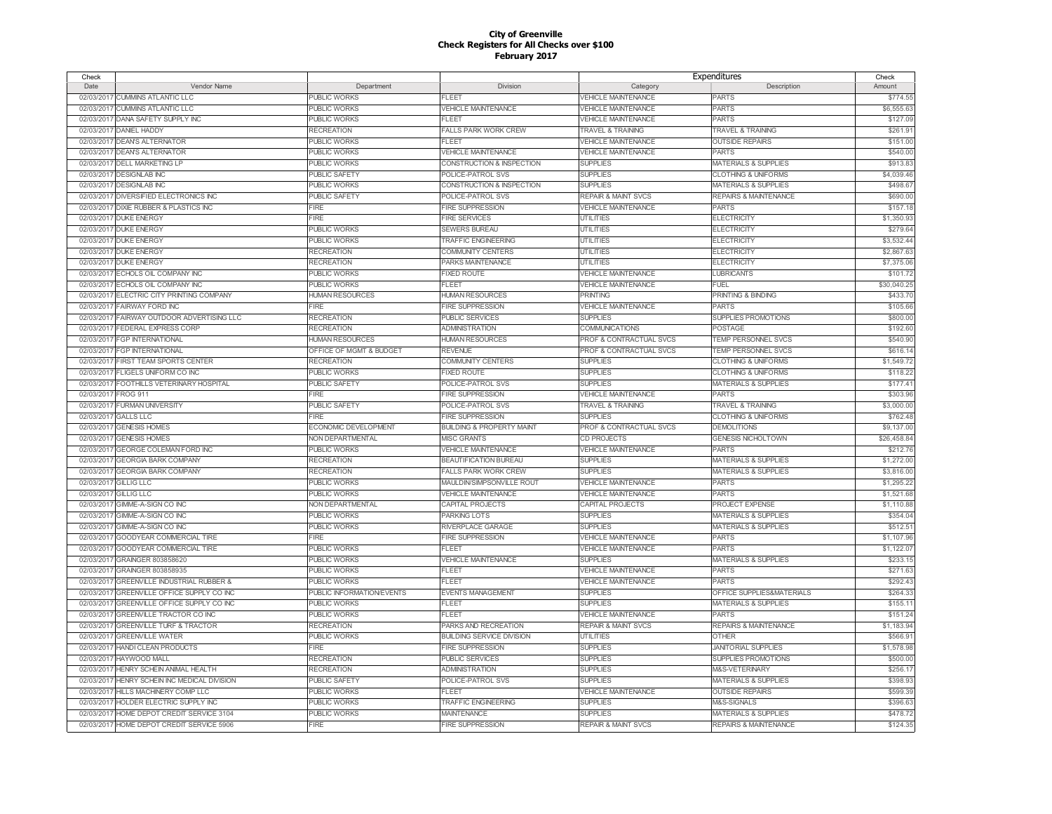# City of Greenville
## Check Registers for All Checks over $100
## February 2017

| Check Date | Vendor Name | Department | Division | Expenditures Category | Expenditures Description | Check Amount |
|---|---|---|---|---|---|---|
| 02/03/2017 | CUMMINS ATLANTIC LLC | PUBLIC WORKS | FLEET | VEHICLE MAINTENANCE | PARTS | $774.55 |
| 02/03/2017 | CUMMINS ATLANTIC LLC | PUBLIC WORKS | VEHICLE MAINTENANCE | VEHICLE MAINTENANCE | PARTS | $6,555.63 |
| 02/03/2017 | DANA SAFETY SUPPLY INC | PUBLIC WORKS | FLEET | VEHICLE MAINTENANCE | PARTS | $127.09 |
| 02/03/2017 | DANIEL HADDY | RECREATION | FALLS PARK WORK CREW | TRAVEL & TRAINING | TRAVEL & TRAINING | $261.91 |
| 02/03/2017 | DEAN'S ALTERNATOR | PUBLIC WORKS | FLEET | VEHICLE MAINTENANCE | OUTSIDE REPAIRS | $151.00 |
| 02/03/2017 | DEAN'S ALTERNATOR | PUBLIC WORKS | VEHICLE MAINTENANCE | VEHICLE MAINTENANCE | PARTS | $540.00 |
| 02/03/2017 | DELL MARKETING LP | PUBLIC WORKS | CONSTRUCTION & INSPECTION | SUPPLIES | MATERIALS & SUPPLIES | $913.83 |
| 02/03/2017 | DESIGNLAB INC | PUBLIC SAFETY | POLICE-PATROL SVS | SUPPLIES | CLOTHING & UNIFORMS | $4,039.46 |
| 02/03/2017 | DESIGNLAB INC | PUBLIC WORKS | CONSTRUCTION & INSPECTION | SUPPLIES | MATERIALS & SUPPLIES | $498.67 |
| 02/03/2017 | DIVERSIFIED ELECTRONICS INC | PUBLIC SAFETY | POLICE-PATROL SVS | REPAIR & MAINT SVCS | REPAIRS & MAINTENANCE | $690.00 |
| 02/03/2017 | DIXIE RUBBER & PLASTICS INC | FIRE | FIRE SUPPRESSION | VEHICLE MAINTENANCE | PARTS | $157.18 |
| 02/03/2017 | DUKE ENERGY | FIRE | FIRE SERVICES | UTILITIES | ELECTRICITY | $1,350.93 |
| 02/03/2017 | DUKE ENERGY | PUBLIC WORKS | SEWERS BUREAU | UTILITIES | ELECTRICITY | $279.64 |
| 02/03/2017 | DUKE ENERGY | PUBLIC WORKS | TRAFFIC ENGINEERING | UTILITIES | ELECTRICITY | $3,532.44 |
| 02/03/2017 | DUKE ENERGY | RECREATION | COMMUNITY CENTERS | UTILITIES | ELECTRICITY | $2,867.63 |
| 02/03/2017 | DUKE ENERGY | RECREATION | PARKS MAINTENANCE | UTILITIES | ELECTRICITY | $7,375.06 |
| 02/03/2017 | ECHOLS OIL COMPANY INC | PUBLIC WORKS | FIXED ROUTE | VEHICLE MAINTENANCE | LUBRICANTS | $101.72 |
| 02/03/2017 | ECHOLS OIL COMPANY INC | PUBLIC WORKS | FLEET | VEHICLE MAINTENANCE | FUEL | $30,040.25 |
| 02/03/2017 | ELECTRIC CITY PRINTING COMPANY | HUMAN RESOURCES | HUMAN RESOURCES | PRINTING | PRINTING & BINDING | $433.70 |
| 02/03/2017 | FAIRWAY FORD INC | FIRE | FIRE SUPPRESSION | VEHICLE MAINTENANCE | PARTS | $105.66 |
| 02/03/2017 | FAIRWAY OUTDOOR ADVERTISING LLC | RECREATION | PUBLIC SERVICES | SUPPLIES | SUPPLIES PROMOTIONS | $800.00 |
| 02/03/2017 | FEDERAL EXPRESS CORP | RECREATION | ADMINISTRATION | COMMUNICATIONS | POSTAGE | $192.60 |
| 02/03/2017 | FGP INTERNATIONAL | HUMAN RESOURCES | HUMAN RESOURCES | PROF & CONTRACTUAL SVCS | TEMP PERSONNEL SVCS | $540.90 |
| 02/03/2017 | FGP INTERNATIONAL | OFFICE OF MGMT & BUDGET | REVENUE | PROF & CONTRACTUAL SVCS | TEMP PERSONNEL SVCS | $616.14 |
| 02/03/2017 | FIRST TEAM SPORTS CENTER | RECREATION | COMMUNITY CENTERS | SUPPLIES | CLOTHING & UNIFORMS | $1,549.72 |
| 02/03/2017 | FLIGELS UNIFORM CO INC | PUBLIC WORKS | FIXED ROUTE | SUPPLIES | CLOTHING & UNIFORMS | $118.22 |
| 02/03/2017 | FOOTHILLS VETERINARY HOSPITAL | PUBLIC SAFETY | POLICE-PATROL SVS | SUPPLIES | MATERIALS & SUPPLIES | $177.41 |
| 02/03/2017 | FROG 911 | FIRE | FIRE SUPPRESSION | VEHICLE MAINTENANCE | PARTS | $303.96 |
| 02/03/2017 | FURMAN UNIVERSITY | PUBLIC SAFETY | POLICE-PATROL SVS | TRAVEL & TRAINING | TRAVEL & TRAINING | $3,000.00 |
| 02/03/2017 | GALLS LLC | FIRE | FIRE SUPPRESSION | SUPPLIES | CLOTHING & UNIFORMS | $762.48 |
| 02/03/2017 | GENESIS HOMES | ECONOMIC DEVELOPMENT | BUILDING & PROPERTY MAINT | PROF & CONTRACTUAL SVCS | DEMOLITIONS | $9,137.00 |
| 02/03/2017 | GENESIS HOMES | NON DEPARTMENTAL | MISC GRANTS | CD PROJECTS | GENESIS NICHOLTOWN | $26,458.84 |
| 02/03/2017 | GEORGE COLEMAN FORD INC | PUBLIC WORKS | VEHICLE MAINTENANCE | VEHICLE MAINTENANCE | PARTS | $212.76 |
| 02/03/2017 | GEORGIA BARK COMPANY | RECREATION | BEAUTIFICATION BUREAU | SUPPLIES | MATERIALS & SUPPLIES | $1,272.00 |
| 02/03/2017 | GEORGIA BARK COMPANY | RECREATION | FALLS PARK WORK CREW | SUPPLIES | MATERIALS & SUPPLIES | $3,816.00 |
| 02/03/2017 | GILLIG LLC | PUBLIC WORKS | MAULDIN/SIMPSONVILLE ROUT | VEHICLE MAINTENANCE | PARTS | $1,295.22 |
| 02/03/2017 | GILLIG LLC | PUBLIC WORKS | VEHICLE MAINTENANCE | VEHICLE MAINTENANCE | PARTS | $1,521.68 |
| 02/03/2017 | GIMME-A-SIGN CO INC | NON DEPARTMENTAL | CAPITAL PROJECTS | CAPITAL PROJECTS | PROJECT EXPENSE | $1,110.88 |
| 02/03/2017 | GIMME-A-SIGN CO INC | PUBLIC WORKS | PARKING LOTS | SUPPLIES | MATERIALS & SUPPLIES | $354.04 |
| 02/03/2017 | GIMME-A-SIGN CO INC | PUBLIC WORKS | RIVERPLACE GARAGE | SUPPLIES | MATERIALS & SUPPLIES | $512.51 |
| 02/03/2017 | GOODYEAR COMMERCIAL TIRE | FIRE | FIRE SUPPRESSION | VEHICLE MAINTENANCE | PARTS | $1,107.96 |
| 02/03/2017 | GOODYEAR COMMERCIAL TIRE | PUBLIC WORKS | FLEET | VEHICLE MAINTENANCE | PARTS | $1,122.07 |
| 02/03/2017 | GRAINGER 803858620 | PUBLIC WORKS | VEHICLE MAINTENANCE | SUPPLIES | MATERIALS & SUPPLIES | $233.15 |
| 02/03/2017 | GRAINGER 803858935 | PUBLIC WORKS | FLEET | VEHICLE MAINTENANCE | PARTS | $271.63 |
| 02/03/2017 | GREENVILLE INDUSTRIAL RUBBER & | PUBLIC WORKS | FLEET | VEHICLE MAINTENANCE | PARTS | $292.43 |
| 02/03/2017 | GREENVILLE OFFICE SUPPLY CO INC | PUBLIC INFORMATION/EVENTS | EVENTS MANAGEMENT | SUPPLIES | OFFICE SUPPLIES&MATERIALS | $264.33 |
| 02/03/2017 | GREENVILLE OFFICE SUPPLY CO INC | PUBLIC WORKS | FLEET | SUPPLIES | MATERIALS & SUPPLIES | $155.11 |
| 02/03/2017 | GREENVILLE TRACTOR CO INC | PUBLIC WORKS | FLEET | VEHICLE MAINTENANCE | PARTS | $151.24 |
| 02/03/2017 | GREENVILLE TURF & TRACTOR | RECREATION | PARKS AND RECREATION | REPAIR & MAINT SVCS | REPAIRS & MAINTENANCE | $1,183.94 |
| 02/03/2017 | GREENVILLE WATER | PUBLIC WORKS | BUILDING SERVICE DIVISION | UTILITIES | OTHER | $566.91 |
| 02/03/2017 | HANDI CLEAN PRODUCTS | FIRE | FIRE SUPPRESSION | SUPPLIES | JANITORIAL SUPPLIES | $1,578.98 |
| 02/03/2017 | HAYWOOD MALL | RECREATION | PUBLIC SERVICES | SUPPLIES | SUPPLIES PROMOTIONS | $500.00 |
| 02/03/2017 | HENRY SCHEIN ANIMAL HEALTH | RECREATION | ADMINISTRATION | SUPPLIES | M&S-VETERINARY | $256.17 |
| 02/03/2017 | HENRY SCHEIN INC MEDICAL DIVISION | PUBLIC SAFETY | POLICE-PATROL SVS | SUPPLIES | MATERIALS & SUPPLIES | $398.93 |
| 02/03/2017 | HILLS MACHINERY COMP LLC | PUBLIC WORKS | FLEET | VEHICLE MAINTENANCE | OUTSIDE REPAIRS | $599.39 |
| 02/03/2017 | HOLDER ELECTRIC SUPPLY INC | PUBLIC WORKS | TRAFFIC ENGINEERING | SUPPLIES | M&S-SIGNALS | $396.63 |
| 02/03/2017 | HOME DEPOT CREDIT SERVICE 3104 | PUBLIC WORKS | MAINTENANCE | SUPPLIES | MATERIALS & SUPPLIES | $478.72 |
| 02/03/2017 | HOME DEPOT CREDIT SERVICE 5906 | FIRE | FIRE SUPPRESSION | REPAIR & MAINT SVCS | REPAIRS & MAINTENANCE | $124.35 |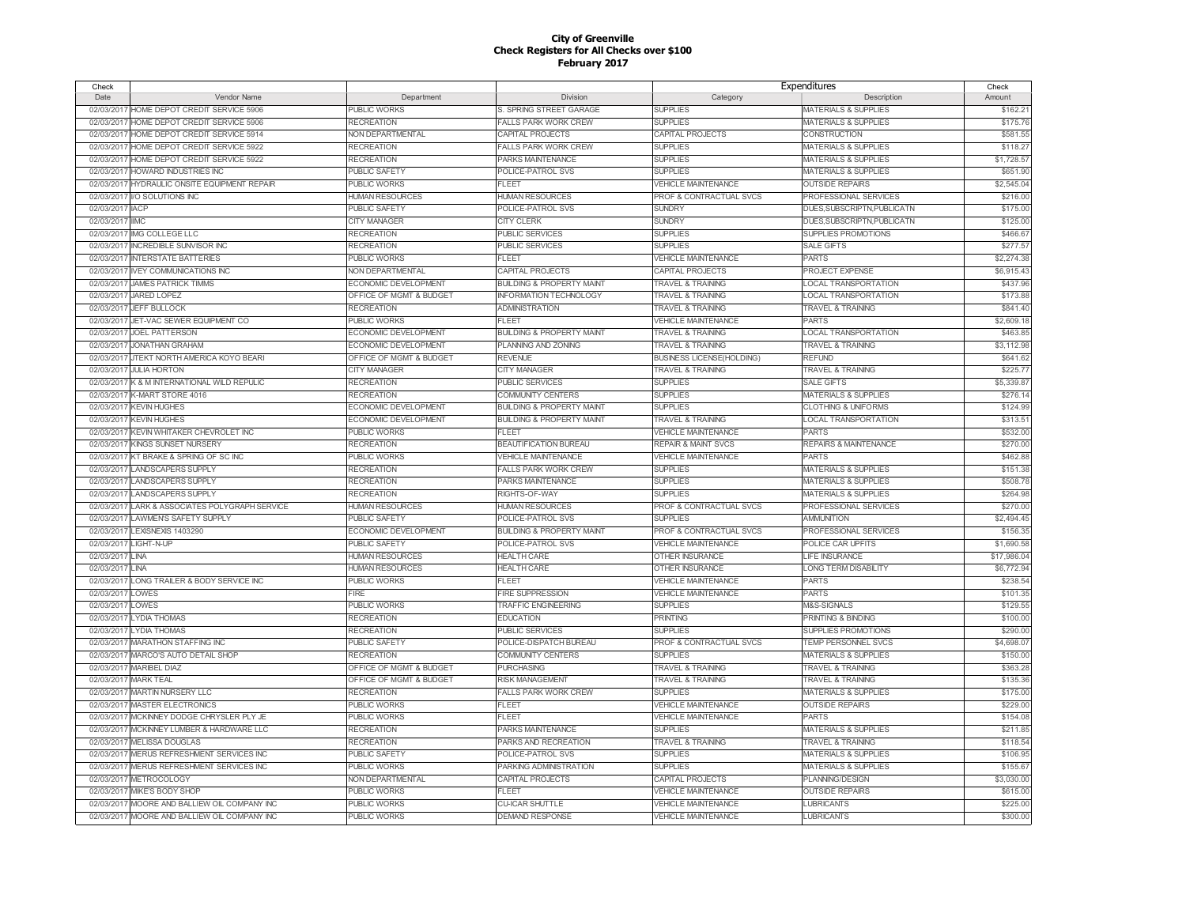# City of Greenville
## Check Registers for All Checks over $100
## February 2017

| Check Date | Vendor Name | Department | Division | Expenditures Category | Description | Check Amount |
|---|---|---|---|---|---|---|
| 02/03/2017 | HOME DEPOT CREDIT SERVICE 5906 | PUBLIC WORKS | S. SPRING STREET GARAGE | SUPPLIES | MATERIALS & SUPPLIES | $162.21 |
| 02/03/2017 | HOME DEPOT CREDIT SERVICE 5906 | RECREATION | FALLS PARK WORK CREW | SUPPLIES | MATERIALS & SUPPLIES | $175.76 |
| 02/03/2017 | HOME DEPOT CREDIT SERVICE 5914 | NON DEPARTMENTAL | CAPITAL PROJECTS | CAPITAL PROJECTS | CONSTRUCTION | $581.55 |
| 02/03/2017 | HOME DEPOT CREDIT SERVICE 5922 | RECREATION | FALLS PARK WORK CREW | SUPPLIES | MATERIALS & SUPPLIES | $118.27 |
| 02/03/2017 | HOME DEPOT CREDIT SERVICE 5922 | RECREATION | PARKS MAINTENANCE | SUPPLIES | MATERIALS & SUPPLIES | $1,728.57 |
| 02/03/2017 | HOWARD INDUSTRIES INC | PUBLIC SAFETY | POLICE-PATROL SVS | SUPPLIES | MATERIALS & SUPPLIES | $651.90 |
| 02/03/2017 | HYDRAULIC ONSITE EQUIPMENT REPAIR | PUBLIC WORKS | FLEET | VEHICLE MAINTENANCE | OUTSIDE REPAIRS | $2,545.04 |
| 02/03/2017 | I/O SOLUTIONS INC | HUMAN RESOURCES | HUMAN RESOURCES | PROF & CONTRACTUAL SVCS | PROFESSIONAL SERVICES | $216.00 |
| 02/03/2017 | IACP | PUBLIC SAFETY | POLICE-PATROL SVS | SUNDRY | DUES,SUBSCRIPTN,PUBLICATN | $175.00 |
| 02/03/2017 | IIMC | CITY MANAGER | CITY CLERK | SUNDRY | DUES,SUBSCRIPTN,PUBLICATN | $125.00 |
| 02/03/2017 | IMG COLLEGE LLC | RECREATION | PUBLIC SERVICES | SUPPLIES | SUPPLIES PROMOTIONS | $466.67 |
| 02/03/2017 | INCREDIBLE SUNVISOR INC | RECREATION | PUBLIC SERVICES | SUPPLIES | SALE GIFTS | $277.57 |
| 02/03/2017 | INTERSTATE BATTERIES | PUBLIC WORKS | FLEET | VEHICLE MAINTENANCE | PARTS | $2,274.38 |
| 02/03/2017 | IVEY COMMUNICATIONS INC | NON DEPARTMENTAL | CAPITAL PROJECTS | CAPITAL PROJECTS | PROJECT EXPENSE | $6,915.43 |
| 02/03/2017 | JAMES PATRICK TIMMS | ECONOMIC DEVELOPMENT | BUILDING & PROPERTY MAINT | TRAVEL & TRAINING | LOCAL TRANSPORTATION | $437.96 |
| 02/03/2017 | JARED LOPEZ | OFFICE OF MGMT & BUDGET | INFORMATION TECHNOLOGY | TRAVEL & TRAINING | LOCAL TRANSPORTATION | $173.88 |
| 02/03/2017 | JEFF BULLOCK | RECREATION | ADMINISTRATION | TRAVEL & TRAINING | TRAVEL & TRAINING | $841.40 |
| 02/03/2017 | JET-VAC SEWER EQUIPMENT CO | PUBLIC WORKS | FLEET | VEHICLE MAINTENANCE | PARTS | $2,609.18 |
| 02/03/2017 | JOEL PATTERSON | ECONOMIC DEVELOPMENT | BUILDING & PROPERTY MAINT | TRAVEL & TRAINING | LOCAL TRANSPORTATION | $463.85 |
| 02/03/2017 | JONATHAN GRAHAM | ECONOMIC DEVELOPMENT | PLANNING AND ZONING | TRAVEL & TRAINING | TRAVEL & TRAINING | $3,112.98 |
| 02/03/2017 | JTEKT NORTH AMERICA KOYO BEARI | OFFICE OF MGMT & BUDGET | REVENUE | BUSINESS LICENSE(HOLDING) | REFUND | $641.62 |
| 02/03/2017 | JULIA HORTON | CITY MANAGER | CITY MANAGER | TRAVEL & TRAINING | TRAVEL & TRAINING | $225.77 |
| 02/03/2017 | K & M INTERNATIONAL WILD REPULIC | RECREATION | PUBLIC SERVICES | SUPPLIES | SALE GIFTS | $5,339.87 |
| 02/03/2017 | K-MART STORE 4016 | RECREATION | COMMUNITY CENTERS | SUPPLIES | MATERIALS & SUPPLIES | $276.14 |
| 02/03/2017 | KEVIN HUGHES | ECONOMIC DEVELOPMENT | BUILDING & PROPERTY MAINT | SUPPLIES | CLOTHING & UNIFORMS | $124.99 |
| 02/03/2017 | KEVIN HUGHES | ECONOMIC DEVELOPMENT | BUILDING & PROPERTY MAINT | TRAVEL & TRAINING | LOCAL TRANSPORTATION | $313.51 |
| 02/03/2017 | KEVIN WHITAKER CHEVROLET INC | PUBLIC WORKS | FLEET | VEHICLE MAINTENANCE | PARTS | $532.00 |
| 02/03/2017 | KINGS SUNSET NURSERY | RECREATION | BEAUTIFICATION BUREAU | REPAIR & MAINT SVCS | REPAIRS & MAINTENANCE | $270.00 |
| 02/03/2017 | KT BRAKE & SPRING OF SC INC | PUBLIC WORKS | VEHICLE MAINTENANCE | VEHICLE MAINTENANCE | PARTS | $462.88 |
| 02/03/2017 | LANDSCAPERS SUPPLY | RECREATION | FALLS PARK WORK CREW | SUPPLIES | MATERIALS & SUPPLIES | $151.38 |
| 02/03/2017 | LANDSCAPERS SUPPLY | RECREATION | PARKS MAINTENANCE | SUPPLIES | MATERIALS & SUPPLIES | $508.78 |
| 02/03/2017 | LANDSCAPERS SUPPLY | RECREATION | RIGHTS-OF-WAY | SUPPLIES | MATERIALS & SUPPLIES | $264.98 |
| 02/03/2017 | LARK & ASSOCIATES POLYGRAPH SERVICE | HUMAN RESOURCES | HUMAN RESOURCES | PROF & CONTRACTUAL SVCS | PROFESSIONAL SERVICES | $270.00 |
| 02/03/2017 | LAWMEN'S SAFETY SUPPLY | PUBLIC SAFETY | POLICE-PATROL SVS | SUPPLIES | AMMUNITION | $2,494.45 |
| 02/03/2017 | LEXISNEXIS 1403290 | ECONOMIC DEVELOPMENT | BUILDING & PROPERTY MAINT | PROF & CONTRACTUAL SVCS | PROFESSIONAL SERVICES | $156.35 |
| 02/03/2017 | LIGHT-N-UP | PUBLIC SAFETY | POLICE-PATROL SVS | VEHICLE MAINTENANCE | POLICE CAR UPFITS | $1,690.58 |
| 02/03/2017 | LINA | HUMAN RESOURCES | HEALTH CARE | OTHER INSURANCE | LIFE INSURANCE | $17,986.04 |
| 02/03/2017 | LINA | HUMAN RESOURCES | HEALTH CARE | OTHER INSURANCE | LONG TERM DISABILITY | $6,772.94 |
| 02/03/2017 | LONG TRAILER & BODY SERVICE INC | PUBLIC WORKS | FLEET | VEHICLE MAINTENANCE | PARTS | $238.54 |
| 02/03/2017 | LOWES | FIRE | FIRE SUPPRESSION | VEHICLE MAINTENANCE | PARTS | $101.35 |
| 02/03/2017 | LOWES | PUBLIC WORKS | TRAFFIC ENGINEERING | SUPPLIES | M&S-SIGNALS | $129.55 |
| 02/03/2017 | LYDIA THOMAS | RECREATION | EDUCATION | PRINTING | PRINTING & BINDING | $100.00 |
| 02/03/2017 | LYDIA THOMAS | RECREATION | PUBLIC SERVICES | SUPPLIES | SUPPLIES PROMOTIONS | $290.00 |
| 02/03/2017 | MARATHON STAFFING INC | PUBLIC SAFETY | POLICE-DISPATCH BUREAU | PROF & CONTRACTUAL SVCS | TEMP PERSONNEL SVCS | $4,698.07 |
| 02/03/2017 | MARCO'S AUTO DETAIL SHOP | RECREATION | COMMUNITY CENTERS | SUPPLIES | MATERIALS & SUPPLIES | $150.00 |
| 02/03/2017 | MARIBEL DIAZ | OFFICE OF MGMT & BUDGET | PURCHASING | TRAVEL & TRAINING | TRAVEL & TRAINING | $363.28 |
| 02/03/2017 | MARK TEAL | OFFICE OF MGMT & BUDGET | RISK MANAGEMENT | TRAVEL & TRAINING | TRAVEL & TRAINING | $135.36 |
| 02/03/2017 | MARTIN NURSERY LLC | RECREATION | FALLS PARK WORK CREW | SUPPLIES | MATERIALS & SUPPLIES | $175.00 |
| 02/03/2017 | MASTER ELECTRONICS | PUBLIC WORKS | FLEET | VEHICLE MAINTENANCE | OUTSIDE REPAIRS | $229.00 |
| 02/03/2017 | MCKINNEY DODGE CHRYSLER PLY JE | PUBLIC WORKS | FLEET | VEHICLE MAINTENANCE | PARTS | $154.08 |
| 02/03/2017 | MCKINNEY LUMBER & HARDWARE LLC | RECREATION | PARKS MAINTENANCE | SUPPLIES | MATERIALS & SUPPLIES | $211.85 |
| 02/03/2017 | MELISSA DOUGLAS | RECREATION | PARKS AND RECREATION | TRAVEL & TRAINING | TRAVEL & TRAINING | $118.54 |
| 02/03/2017 | MERUS REFRESHMENT SERVICES INC | PUBLIC SAFETY | POLICE-PATROL SVS | SUPPLIES | MATERIALS & SUPPLIES | $106.95 |
| 02/03/2017 | MERUS REFRESHMENT SERVICES INC | PUBLIC WORKS | PARKING ADMINISTRATION | SUPPLIES | MATERIALS & SUPPLIES | $155.67 |
| 02/03/2017 | METROCOLOGY | NON DEPARTMENTAL | CAPITAL PROJECTS | CAPITAL PROJECTS | PLANNING/DESIGN | $3,030.00 |
| 02/03/2017 | MIKE'S BODY SHOP | PUBLIC WORKS | FLEET | VEHICLE MAINTENANCE | OUTSIDE REPAIRS | $615.00 |
| 02/03/2017 | MOORE AND BALLIEW OIL COMPANY INC | PUBLIC WORKS | CU-ICAR SHUTTLE | VEHICLE MAINTENANCE | LUBRICANTS | $225.00 |
| 02/03/2017 | MOORE AND BALLIEW OIL COMPANY INC | PUBLIC WORKS | DEMAND RESPONSE | VEHICLE MAINTENANCE | LUBRICANTS | $300.00 |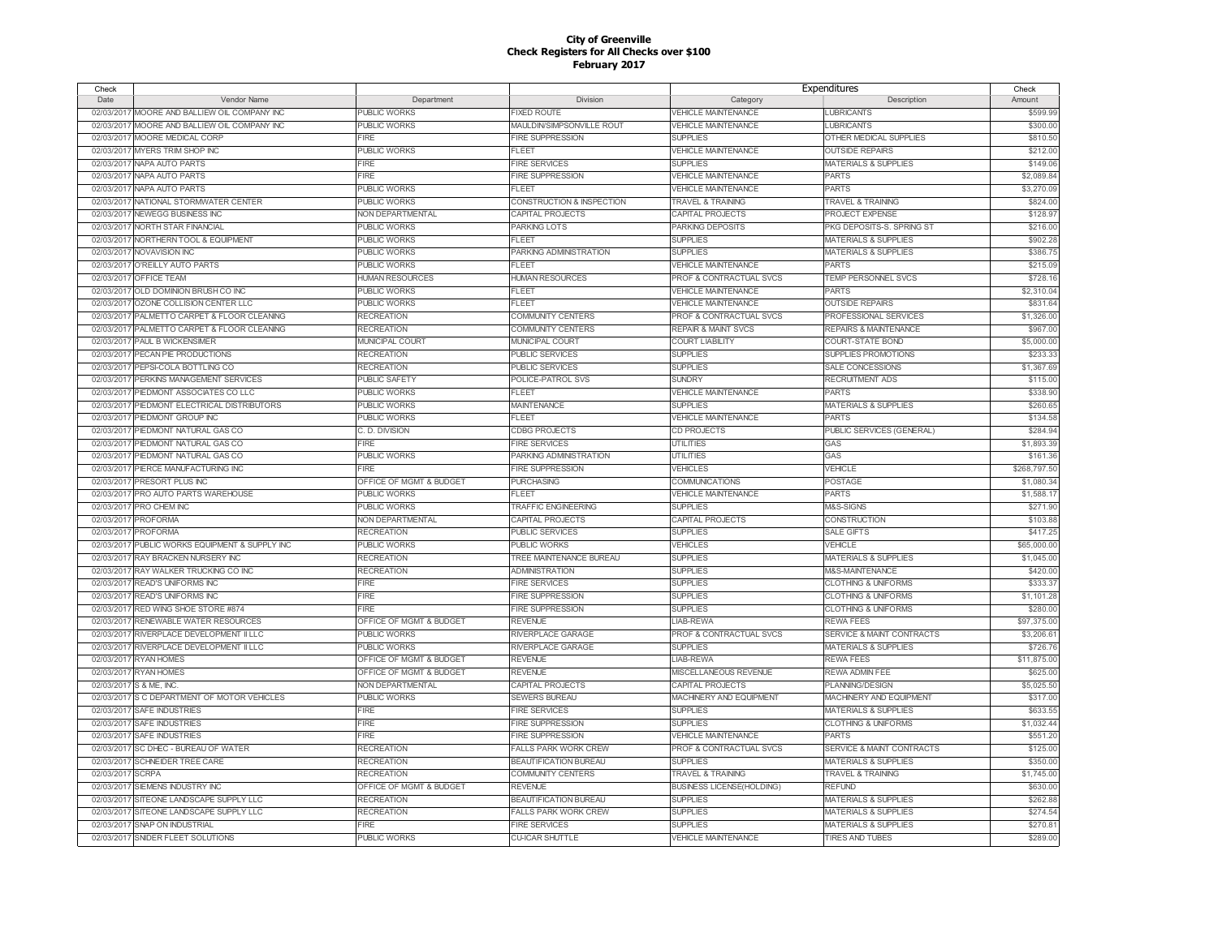# City of Greenville
## Check Registers for All Checks over $100
### February 2017

| Check | | | | Expenditures | | Check |
|---|---|---|---|---|---|---|
| Date | Vendor Name | Department | Division | Category | Description | Amount |
| 02/03/2017 | MOORE AND BALLIEW OIL COMPANY INC | PUBLIC WORKS | FIXED ROUTE | VEHICLE MAINTENANCE | LUBRICANTS | $599.99 |
| 02/03/2017 | MOORE AND BALLIEW OIL COMPANY INC | PUBLIC WORKS | MAULDIN/SIMPSONVILLE ROUT | VEHICLE MAINTENANCE | LUBRICANTS | $300.00 |
| 02/03/2017 | MOORE MEDICAL CORP | FIRE | FIRE SUPPRESSION | SUPPLIES | OTHER MEDICAL SUPPLIES | $810.50 |
| 02/03/2017 | MYERS TRIM SHOP INC | PUBLIC WORKS | FLEET | VEHICLE MAINTENANCE | OUTSIDE REPAIRS | $212.00 |
| 02/03/2017 | NAPA AUTO PARTS | FIRE | FIRE SERVICES | SUPPLIES | MATERIALS & SUPPLIES | $149.06 |
| 02/03/2017 | NAPA AUTO PARTS | FIRE | FIRE SUPPRESSION | VEHICLE MAINTENANCE | PARTS | $2,089.84 |
| 02/03/2017 | NAPA AUTO PARTS | PUBLIC WORKS | FLEET | VEHICLE MAINTENANCE | PARTS | $3,270.09 |
| 02/03/2017 | NATIONAL STORMWATER CENTER | PUBLIC WORKS | CONSTRUCTION & INSPECTION | TRAVEL & TRAINING | TRAVEL & TRAINING | $824.00 |
| 02/03/2017 | NEWEGG BUSINESS INC | NON DEPARTMENTAL | CAPITAL PROJECTS | CAPITAL PROJECTS | PROJECT EXPENSE | $128.97 |
| 02/03/2017 | NORTH STAR FINANCIAL | PUBLIC WORKS | PARKING LOTS | PARKING DEPOSITS | PKG DEPOSITS-S. SPRING ST | $216.00 |
| 02/03/2017 | NORTHERN TOOL & EQUIPMENT | PUBLIC WORKS | FLEET | SUPPLIES | MATERIALS & SUPPLIES | $902.28 |
| 02/03/2017 | NOVAVISION INC | PUBLIC WORKS | PARKING ADMINISTRATION | SUPPLIES | MATERIALS & SUPPLIES | $386.75 |
| 02/03/2017 | O'REILLY AUTO PARTS | PUBLIC WORKS | FLEET | VEHICLE MAINTENANCE | PARTS | $215.09 |
| 02/03/2017 | OFFICE TEAM | HUMAN RESOURCES | HUMAN RESOURCES | PROF & CONTRACTUAL SVCS | TEMP PERSONNEL SVCS | $728.16 |
| 02/03/2017 | OLD DOMINION BRUSH CO INC | PUBLIC WORKS | FLEET | VEHICLE MAINTENANCE | PARTS | $2,310.04 |
| 02/03/2017 | OZONE COLLISION CENTER LLC | PUBLIC WORKS | FLEET | VEHICLE MAINTENANCE | OUTSIDE REPAIRS | $831.64 |
| 02/03/2017 | PALMETTO CARPET & FLOOR CLEANING | RECREATION | COMMUNITY CENTERS | PROF & CONTRACTUAL SVCS | PROFESSIONAL SERVICES | $1,326.00 |
| 02/03/2017 | PALMETTO CARPET & FLOOR CLEANING | RECREATION | COMMUNITY CENTERS | REPAIR & MAINT SVCS | REPAIRS & MAINTENANCE | $967.00 |
| 02/03/2017 | PAUL B WICKENSIMER | MUNICIPAL COURT | MUNICIPAL COURT | COURT LIABILITY | COURT-STATE BOND | $5,000.00 |
| 02/03/2017 | PECAN PIE PRODUCTIONS | RECREATION | PUBLIC SERVICES | SUPPLIES | SUPPLIES PROMOTIONS | $233.33 |
| 02/03/2017 | PEPSI-COLA BOTTLING CO | RECREATION | PUBLIC SERVICES | SUPPLIES | SALE CONCESSIONS | $1,367.69 |
| 02/03/2017 | PERKINS MANAGEMENT SERVICES | PUBLIC SAFETY | POLICE-PATROL SVS | SUNDRY | RECRUITMENT ADS | $115.00 |
| 02/03/2017 | PIEDMONT ASSOCIATES CO LLC | PUBLIC WORKS | FLEET | VEHICLE MAINTENANCE | PARTS | $338.90 |
| 02/03/2017 | PIEDMONT ELECTRICAL DISTRIBUTORS | PUBLIC WORKS | MAINTENANCE | SUPPLIES | MATERIALS & SUPPLIES | $260.65 |
| 02/03/2017 | PIEDMONT GROUP INC | PUBLIC WORKS | FLEET | VEHICLE MAINTENANCE | PARTS | $134.58 |
| 02/03/2017 | PIEDMONT NATURAL GAS CO | C. D. DIVISION | CDBG PROJECTS | CD PROJECTS | PUBLIC SERVICES (GENERAL) | $284.94 |
| 02/03/2017 | PIEDMONT NATURAL GAS CO | FIRE | FIRE SERVICES | UTILITIES | GAS | $1,893.39 |
| 02/03/2017 | PIEDMONT NATURAL GAS CO | PUBLIC WORKS | PARKING ADMINISTRATION | UTILITIES | GAS | $161.36 |
| 02/03/2017 | PIERCE MANUFACTURING INC | FIRE | FIRE SUPPRESSION | VEHICLES | VEHICLE | $268,797.50 |
| 02/03/2017 | PRESORT PLUS INC | OFFICE OF MGMT & BUDGET | PURCHASING | COMMUNICATIONS | POSTAGE | $1,080.34 |
| 02/03/2017 | PRO AUTO PARTS WAREHOUSE | PUBLIC WORKS | FLEET | VEHICLE MAINTENANCE | PARTS | $1,588.17 |
| 02/03/2017 | PRO CHEM INC | PUBLIC WORKS | TRAFFIC ENGINEERING | SUPPLIES | M&S-SIGNS | $271.90 |
| 02/03/2017 | PROFORMA | NON DEPARTMENTAL | CAPITAL PROJECTS | CAPITAL PROJECTS | CONSTRUCTION | $103.88 |
| 02/03/2017 | PROFORMA | RECREATION | PUBLIC SERVICES | SUPPLIES | SALE GIFTS | $417.25 |
| 02/03/2017 | PUBLIC WORKS EQUIPMENT & SUPPLY INC | PUBLIC WORKS | PUBLIC WORKS | VEHICLES | VEHICLE | $65,000.00 |
| 02/03/2017 | RAY BRACKEN NURSERY INC | RECREATION | TREE MAINTENANCE BUREAU | SUPPLIES | MATERIALS & SUPPLIES | $1,045.00 |
| 02/03/2017 | RAY WALKER TRUCKING CO INC | RECREATION | ADMINISTRATION | SUPPLIES | M&S-MAINTENANCE | $420.00 |
| 02/03/2017 | READ'S UNIFORMS INC | FIRE | FIRE SERVICES | SUPPLIES | CLOTHING & UNIFORMS | $333.37 |
| 02/03/2017 | READ'S UNIFORMS INC | FIRE | FIRE SUPPRESSION | SUPPLIES | CLOTHING & UNIFORMS | $1,101.28 |
| 02/03/2017 | RED WING SHOE STORE #874 | FIRE | FIRE SUPPRESSION | SUPPLIES | CLOTHING & UNIFORMS | $280.00 |
| 02/03/2017 | RENEWABLE WATER RESOURCES | OFFICE OF MGMT & BUDGET | REVENUE | LIAB-REWA | REWA FEES | $97,375.00 |
| 02/03/2017 | RIVERPLACE DEVELOPMENT II LLC | PUBLIC WORKS | RIVERPLACE GARAGE | PROF & CONTRACTUAL SVCS | SERVICE & MAINT CONTRACTS | $3,206.61 |
| 02/03/2017 | RIVERPLACE DEVELOPMENT II LLC | PUBLIC WORKS | RIVERPLACE GARAGE | SUPPLIES | MATERIALS & SUPPLIES | $726.76 |
| 02/03/2017 | RYAN HOMES | OFFICE OF MGMT & BUDGET | REVENUE | LIAB-REWA | REWA FEES | $11,875.00 |
| 02/03/2017 | RYAN HOMES | OFFICE OF MGMT & BUDGET | REVENUE | MISCELLANEOUS REVENUE | REWA ADMIN FEE | $625.00 |
| 02/03/2017 | S & ME, INC. | NON DEPARTMENTAL | CAPITAL PROJECTS | CAPITAL PROJECTS | PLANNING/DESIGN | $5,025.50 |
| 02/03/2017 | S C DEPARTMENT OF MOTOR VEHICLES | PUBLIC WORKS | SEWERS BUREAU | MACHINERY AND EQUIPMENT | MACHINERY AND EQUIPMENT | $317.00 |
| 02/03/2017 | SAFE INDUSTRIES | FIRE | FIRE SERVICES | SUPPLIES | MATERIALS & SUPPLIES | $633.55 |
| 02/03/2017 | SAFE INDUSTRIES | FIRE | FIRE SUPPRESSION | SUPPLIES | CLOTHING & UNIFORMS | $1,032.44 |
| 02/03/2017 | SAFE INDUSTRIES | FIRE | FIRE SUPPRESSION | VEHICLE MAINTENANCE | PARTS | $551.20 |
| 02/03/2017 | SC DHEC - BUREAU OF WATER | RECREATION | FALLS PARK WORK CREW | PROF & CONTRACTUAL SVCS | SERVICE & MAINT CONTRACTS | $125.00 |
| 02/03/2017 | SCHNEIDER TREE CARE | RECREATION | BEAUTIFICATION BUREAU | SUPPLIES | MATERIALS & SUPPLIES | $350.00 |
| 02/03/2017 | SCRPA | RECREATION | COMMUNITY CENTERS | TRAVEL & TRAINING | TRAVEL & TRAINING | $1,745.00 |
| 02/03/2017 | SIEMENS INDUSTRY INC | OFFICE OF MGMT & BUDGET | REVENUE | BUSINESS LICENSE(HOLDING) | REFUND | $630.00 |
| 02/03/2017 | SITEONE LANDSCAPE SUPPLY LLC | RECREATION | BEAUTIFICATION BUREAU | SUPPLIES | MATERIALS & SUPPLIES | $262.88 |
| 02/03/2017 | SITEONE LANDSCAPE SUPPLY LLC | RECREATION | FALLS PARK WORK CREW | SUPPLIES | MATERIALS & SUPPLIES | $274.54 |
| 02/03/2017 | SNAP ON INDUSTRIAL | FIRE | FIRE SERVICES | SUPPLIES | MATERIALS & SUPPLIES | $270.81 |
| 02/03/2017 | SNIDER FLEET SOLUTIONS | PUBLIC WORKS | CU-ICAR SHUTTLE | VEHICLE MAINTENANCE | TIRES AND TUBES | $289.00 |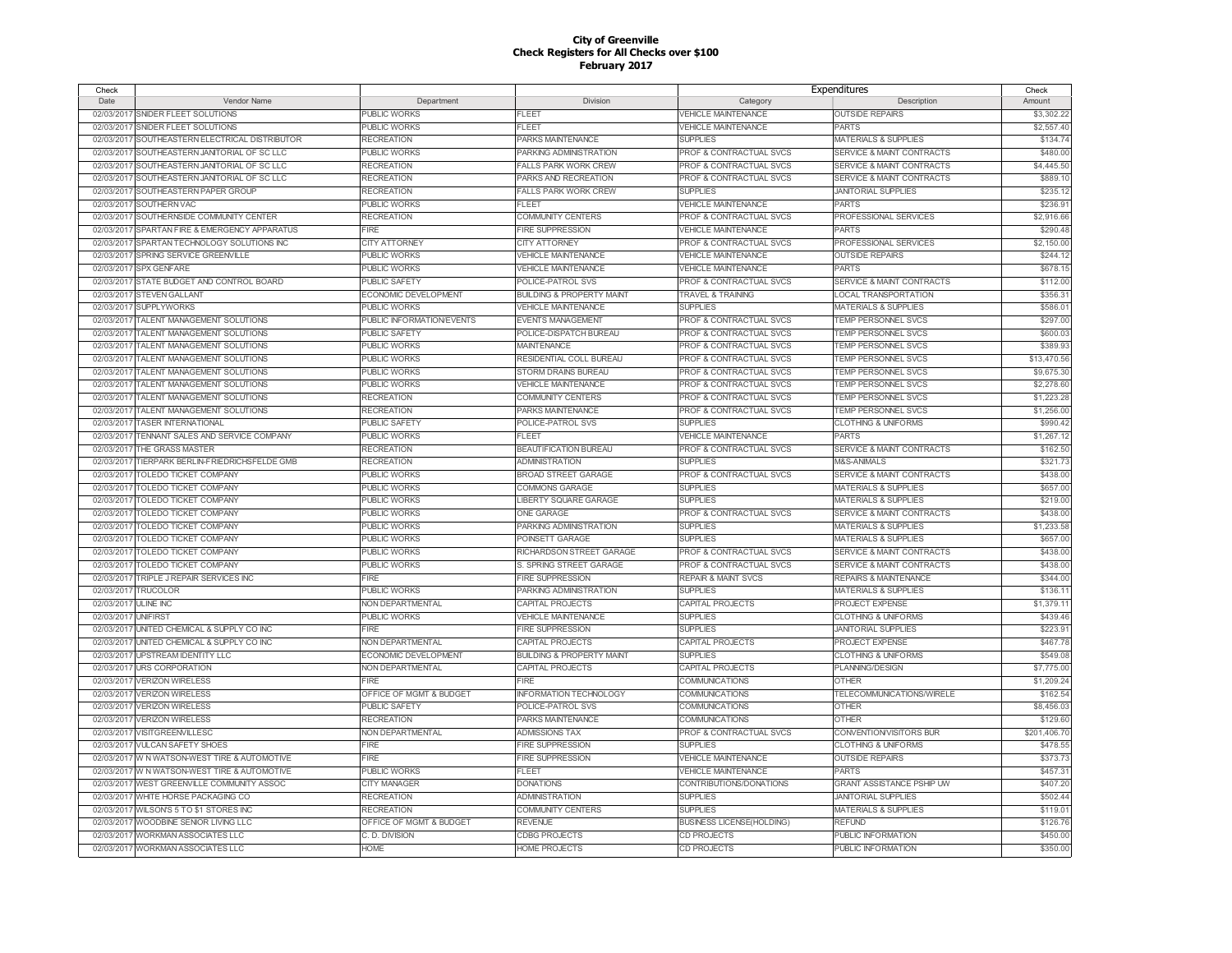**City of Greenville**
**Check Registers for All Checks over $100**
**February 2017**

| Check | | | | Expenditures | | Check |
|---|---|---|---|---|---|---|
| Date | Vendor Name | Department | Division | Category | Description | Amount |
| 02/03/2017 | SNIDER FLEET SOLUTIONS | PUBLIC WORKS | FLEET | VEHICLE MAINTENANCE | OUTSIDE REPAIRS | $3,302.22 |
| 02/03/2017 | SNIDER FLEET SOLUTIONS | PUBLIC WORKS | FLEET | VEHICLE MAINTENANCE | PARTS | $2,557.40 |
| 02/03/2017 | SOUTHEASTERN ELECTRICAL DISTRIBUTOR | RECREATION | PARKS MAINTENANCE | SUPPLIES | MATERIALS & SUPPLIES | $134.74 |
| 02/03/2017 | SOUTHEASTERN JANITORIAL OF SC LLC | PUBLIC WORKS | PARKING ADMINISTRATION | PROF & CONTRACTUAL SVCS | SERVICE & MAINT CONTRACTS | $480.00 |
| 02/03/2017 | SOUTHEASTERN JANITORIAL OF SC LLC | RECREATION | FALLS PARK WORK CREW | PROF & CONTRACTUAL SVCS | SERVICE & MAINT CONTRACTS | $4,445.50 |
| 02/03/2017 | SOUTHEASTERN JANITORIAL OF SC LLC | RECREATION | PARKS AND RECREATION | PROF & CONTRACTUAL SVCS | SERVICE & MAINT CONTRACTS | $889.10 |
| 02/03/2017 | SOUTHEASTERN PAPER GROUP | RECREATION | FALLS PARK WORK CREW | SUPPLIES | JANITORIAL SUPPLIES | $235.12 |
| 02/03/2017 | SOUTHERN VAC | PUBLIC WORKS | FLEET | VEHICLE MAINTENANCE | PARTS | $236.91 |
| 02/03/2017 | SOUTHERNSIDE COMMUNITY CENTER | RECREATION | COMMUNITY CENTERS | PROF & CONTRACTUAL SVCS | PROFESSIONAL SERVICES | $2,916.66 |
| 02/03/2017 | SPARTAN FIRE & EMERGENCY APPARATUS | FIRE | FIRE SUPPRESSION | VEHICLE MAINTENANCE | PARTS | $290.48 |
| 02/03/2017 | SPARTAN TECHNOLOGY SOLUTIONS INC | CITY ATTORNEY | CITY ATTORNEY | PROF & CONTRACTUAL SVCS | PROFESSIONAL SERVICES | $2,150.00 |
| 02/03/2017 | SPRING SERVICE GREENVILLE | PUBLIC WORKS | VEHICLE MAINTENANCE | VEHICLE MAINTENANCE | OUTSIDE REPAIRS | $244.12 |
| 02/03/2017 | SPX GENFARE | PUBLIC WORKS | VEHICLE MAINTENANCE | VEHICLE MAINTENANCE | PARTS | $678.15 |
| 02/03/2017 | STATE BUDGET AND CONTROL BOARD | PUBLIC SAFETY | POLICE-PATROL SVS | PROF & CONTRACTUAL SVCS | SERVICE & MAINT CONTRACTS | $112.00 |
| 02/03/2017 | STEVEN GALLANT | ECONOMIC DEVELOPMENT | BUILDING & PROPERTY MAINT | TRAVEL & TRAINING | LOCAL TRANSPORTATION | $356.31 |
| 02/03/2017 | SUPPLYWORKS | PUBLIC WORKS | VEHICLE MAINTENANCE | SUPPLIES | MATERIALS & SUPPLIES | $586.01 |
| 02/03/2017 | TALENT MANAGEMENT SOLUTIONS | PUBLIC INFORMATION/EVENTS | EVENTS MANAGEMENT | PROF & CONTRACTUAL SVCS | TEMP PERSONNEL SVCS | $297.00 |
| 02/03/2017 | TALENT MANAGEMENT SOLUTIONS | PUBLIC SAFETY | POLICE-DISPATCH BUREAU | PROF & CONTRACTUAL SVCS | TEMP PERSONNEL SVCS | $600.03 |
| 02/03/2017 | TALENT MANAGEMENT SOLUTIONS | PUBLIC WORKS | MAINTENANCE | PROF & CONTRACTUAL SVCS | TEMP PERSONNEL SVCS | $389.93 |
| 02/03/2017 | TALENT MANAGEMENT SOLUTIONS | PUBLIC WORKS | RESIDENTIAL COLL BUREAU | PROF & CONTRACTUAL SVCS | TEMP PERSONNEL SVCS | $13,470.56 |
| 02/03/2017 | TALENT MANAGEMENT SOLUTIONS | PUBLIC WORKS | STORM DRAINS BUREAU | PROF & CONTRACTUAL SVCS | TEMP PERSONNEL SVCS | $9,675.30 |
| 02/03/2017 | TALENT MANAGEMENT SOLUTIONS | PUBLIC WORKS | VEHICLE MAINTENANCE | PROF & CONTRACTUAL SVCS | TEMP PERSONNEL SVCS | $2,278.60 |
| 02/03/2017 | TALENT MANAGEMENT SOLUTIONS | RECREATION | COMMUNITY CENTERS | PROF & CONTRACTUAL SVCS | TEMP PERSONNEL SVCS | $1,223.28 |
| 02/03/2017 | TALENT MANAGEMENT SOLUTIONS | RECREATION | PARKS MAINTENANCE | PROF & CONTRACTUAL SVCS | TEMP PERSONNEL SVCS | $1,256.00 |
| 02/03/2017 | TASER INTERNATIONAL | PUBLIC SAFETY | POLICE-PATROL SVS | SUPPLIES | CLOTHING & UNIFORMS | $990.42 |
| 02/03/2017 | TENNANT SALES AND SERVICE COMPANY | PUBLIC WORKS | FLEET | VEHICLE MAINTENANCE | PARTS | $1,267.12 |
| 02/03/2017 | THE GRASS MASTER | RECREATION | BEAUTIFICATION BUREAU | PROF & CONTRACTUAL SVCS | SERVICE & MAINT CONTRACTS | $162.50 |
| 02/03/2017 | TIERPARK BERLIN-FRIEDRICHSFELDE GMB | RECREATION | ADMINISTRATION | SUPPLIES | M&S-ANIMALS | $321.73 |
| 02/03/2017 | TOLEDO TICKET COMPANY | PUBLIC WORKS | BROAD STREET GARAGE | PROF & CONTRACTUAL SVCS | SERVICE & MAINT CONTRACTS | $438.00 |
| 02/03/2017 | TOLEDO TICKET COMPANY | PUBLIC WORKS | COMMONS GARAGE | SUPPLIES | MATERIALS & SUPPLIES | $657.00 |
| 02/03/2017 | TOLEDO TICKET COMPANY | PUBLIC WORKS | LIBERTY SQUARE GARAGE | SUPPLIES | MATERIALS & SUPPLIES | $219.00 |
| 02/03/2017 | TOLEDO TICKET COMPANY | PUBLIC WORKS | ONE GARAGE | PROF & CONTRACTUAL SVCS | SERVICE & MAINT CONTRACTS | $438.00 |
| 02/03/2017 | TOLEDO TICKET COMPANY | PUBLIC WORKS | PARKING ADMINISTRATION | SUPPLIES | MATERIALS & SUPPLIES | $1,233.58 |
| 02/03/2017 | TOLEDO TICKET COMPANY | PUBLIC WORKS | POINSETT GARAGE | SUPPLIES | MATERIALS & SUPPLIES | $657.00 |
| 02/03/2017 | TOLEDO TICKET COMPANY | PUBLIC WORKS | RICHARDSON STREET GARAGE | PROF & CONTRACTUAL SVCS | SERVICE & MAINT CONTRACTS | $438.00 |
| 02/03/2017 | TOLEDO TICKET COMPANY | PUBLIC WORKS | S. SPRING STREET GARAGE | PROF & CONTRACTUAL SVCS | SERVICE & MAINT CONTRACTS | $438.00 |
| 02/03/2017 | TRIPLE J REPAIR SERVICES INC | FIRE | FIRE SUPPRESSION | REPAIR & MAINT SVCS | REPAIRS & MAINTENANCE | $344.00 |
| 02/03/2017 | TRUCOLOR | PUBLIC WORKS | PARKING ADMINISTRATION | SUPPLIES | MATERIALS & SUPPLIES | $136.11 |
| 02/03/2017 | ULINE INC | NON DEPARTMENTAL | CAPITAL PROJECTS | CAPITAL PROJECTS | PROJECT EXPENSE | $1,379.11 |
| 02/03/2017 | UNIFIRST | PUBLIC WORKS | VEHICLE MAINTENANCE | SUPPLIES | CLOTHING & UNIFORMS | $439.46 |
| 02/03/2017 | UNITED CHEMICAL & SUPPLY CO INC | FIRE | FIRE SUPPRESSION | SUPPLIES | JANITORIAL SUPPLIES | $223.91 |
| 02/03/2017 | UNITED CHEMICAL & SUPPLY CO INC | NON DEPARTMENTAL | CAPITAL PROJECTS | CAPITAL PROJECTS | PROJECT EXPENSE | $467.78 |
| 02/03/2017 | UPSTREAM IDENTITY LLC | ECONOMIC DEVELOPMENT | BUILDING & PROPERTY MAINT | SUPPLIES | CLOTHING & UNIFORMS | $549.08 |
| 02/03/2017 | URS CORPORATION | NON DEPARTMENTAL | CAPITAL PROJECTS | CAPITAL PROJECTS | PLANNING/DESIGN | $7,775.00 |
| 02/03/2017 | VERIZON WIRELESS | FIRE | FIRE | COMMUNICATIONS | OTHER | $1,209.24 |
| 02/03/2017 | VERIZON WIRELESS | OFFICE OF MGMT & BUDGET | INFORMATION TECHNOLOGY | COMMUNICATIONS | TELECOMMUNICATIONS/WIRELE | $162.54 |
| 02/03/2017 | VERIZON WIRELESS | PUBLIC SAFETY | POLICE-PATROL SVS | COMMUNICATIONS | OTHER | $8,456.03 |
| 02/03/2017 | VERIZON WIRELESS | RECREATION | PARKS MAINTENANCE | COMMUNICATIONS | OTHER | $129.60 |
| 02/03/2017 | VISITGREENVILLESC | NON DEPARTMENTAL | ADMISSIONS TAX | PROF & CONTRACTUAL SVCS | CONVENTION/VISITORS BUR | $201,406.70 |
| 02/03/2017 | VULCAN SAFETY SHOES | FIRE | FIRE SUPPRESSION | SUPPLIES | CLOTHING & UNIFORMS | $478.55 |
| 02/03/2017 | W N WATSON-WEST TIRE & AUTOMOTIVE | FIRE | FIRE SUPPRESSION | VEHICLE MAINTENANCE | OUTSIDE REPAIRS | $373.73 |
| 02/03/2017 | W N WATSON-WEST TIRE & AUTOMOTIVE | PUBLIC WORKS | FLEET | VEHICLE MAINTENANCE | PARTS | $457.31 |
| 02/03/2017 | WEST GREENVILLE COMMUNITY ASSOC | CITY MANAGER | DONATIONS | CONTRIBUTIONS/DONATIONS | GRANT ASSISTANCE PSHIP UW | $407.20 |
| 02/03/2017 | WHITE HORSE PACKAGING CO | RECREATION | ADMINISTRATION | SUPPLIES | JANITORIAL SUPPLIES | $502.44 |
| 02/03/2017 | WILSON'S 5 TO $1 STORES INC | RECREATION | COMMUNITY CENTERS | SUPPLIES | MATERIALS & SUPPLIES | $119.01 |
| 02/03/2017 | WOODBINE SENIOR LIVING LLC | OFFICE OF MGMT & BUDGET | REVENUE | BUSINESS LICENSE(HOLDING) | REFUND | $126.76 |
| 02/03/2017 | WORKMAN ASSOCIATES LLC | C. D. DIVISION | CDBG PROJECTS | CD PROJECTS | PUBLIC INFORMATION | $450.00 |
| 02/03/2017 | WORKMAN ASSOCIATES LLC | HOME | HOME PROJECTS | CD PROJECTS | PUBLIC INFORMATION | $350.00 |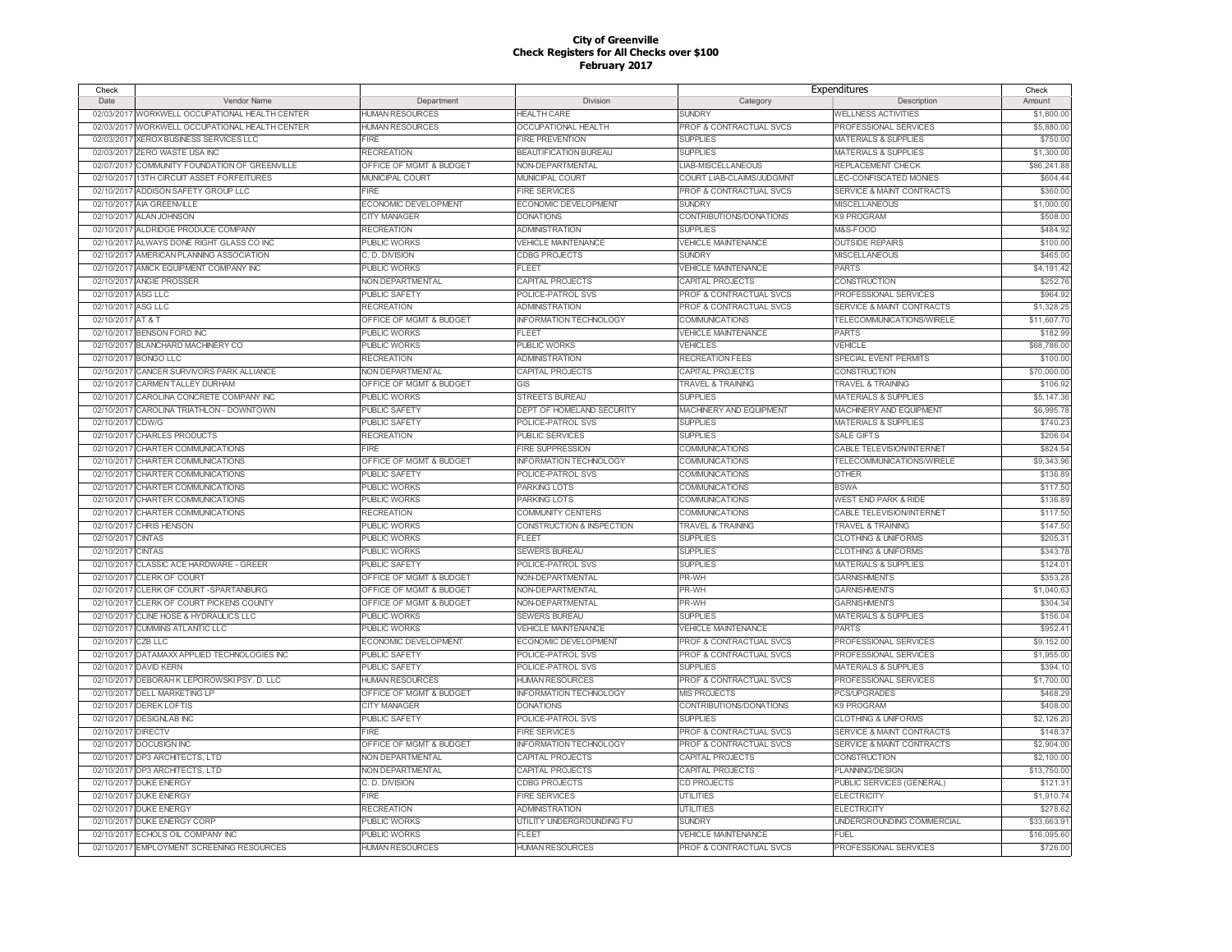# City of Greenville
## Check Registers for All Checks over $100
## February 2017

| Check Date | Vendor Name | Department | Division | Expenditures Category | Expenditures Description | Check Amount |
|---|---|---|---|---|---|---|
| 02/03/2017 | WORKWELL OCCUPATIONAL HEALTH CENTER | HUMAN RESOURCES | HEALTH CARE | SUNDRY | WELLNESS ACTIVITIES | $1,800.00 |
| 02/03/2017 | WORKWELL OCCUPATIONAL HEALTH CENTER | HUMAN RESOURCES | OCCUPATIONAL HEALTH | PROF & CONTRACTUAL SVCS | PROFESSIONAL SERVICES | $5,880.00 |
| 02/03/2017 | XEROX BUSINESS SERVICES LLC | FIRE | FIRE PREVENTION | SUPPLIES | MATERIALS & SUPPLIES | $750.00 |
| 02/03/2017 | ZERO WASTE USA INC | RECREATION | BEAUTIFICATION BUREAU | SUPPLIES | MATERIALS & SUPPLIES | $1,300.00 |
| 02/07/2017 | COMMUNITY FOUNDATION OF GREENVILLE | OFFICE OF MGMT & BUDGET | NON-DEPARTMENTAL | LIAB-MISCELLANEOUS | REPLACEMENT CHECK | $86,241.88 |
| 02/10/2017 | 13TH CIRCUIT ASSET FORFEITURES | MUNICIPAL COURT | MUNICIPAL COURT | COURT LIAB-CLAIMS/JUDGMNT | LEC-CONFISCATED MONIES | $604.44 |
| 02/10/2017 | ADDISON SAFETY GROUP LLC | FIRE | FIRE SERVICES | PROF & CONTRACTUAL SVCS | SERVICE & MAINT CONTRACTS | $360.00 |
| 02/10/2017 | AIA GREENVILLE | ECONOMIC DEVELOPMENT | ECONOMIC DEVELOPMENT | SUNDRY | MISCELLANEOUS | $1,000.00 |
| 02/10/2017 | ALAN JOHNSON | CITY MANAGER | DONATIONS | CONTRIBUTIONS/DONATIONS | K9 PROGRAM | $508.00 |
| 02/10/2017 | ALDRIDGE PRODUCE COMPANY | RECREATION | ADMINISTRATION | SUPPLIES | M&S-FOOD | $484.92 |
| 02/10/2017 | ALWAYS DONE RIGHT GLASS CO INC | PUBLIC WORKS | VEHICLE MAINTENANCE | VEHICLE MAINTENANCE | OUTSIDE REPAIRS | $100.00 |
| 02/10/2017 | AMERICAN PLANNING ASSOCIATION | C. D. DIVISION | CDBG PROJECTS | SUNDRY | MISCELLANEOUS | $465.00 |
| 02/10/2017 | AMICK EQUIPMENT COMPANY INC | PUBLIC WORKS | FLEET | VEHICLE MAINTENANCE | PARTS | $4,191.42 |
| 02/10/2017 | ANGIE PROSSER | NON DEPARTMENTAL | CAPITAL PROJECTS | CAPITAL PROJECTS | CONSTRUCTION | $252.76 |
| 02/10/2017 | ASG LLC | PUBLIC SAFETY | POLICE-PATROL SVS | PROF & CONTRACTUAL SVCS | PROFESSIONAL SERVICES | $964.92 |
| 02/10/2017 | ASG LLC | RECREATION | ADMINISTRATION | PROF & CONTRACTUAL SVCS | SERVICE & MAINT CONTRACTS | $1,328.25 |
| 02/10/2017 | AT & T | OFFICE OF MGMT & BUDGET | INFORMATION TECHNOLOGY | COMMUNICATIONS | TELECOMMUNICATIONS/WIRELE | $11,607.70 |
| 02/10/2017 | BENSON FORD INC | PUBLIC WORKS | FLEET | VEHICLE MAINTENANCE | PARTS | $182.99 |
| 02/10/2017 | BLANCHARD MACHINERY CO | PUBLIC WORKS | PUBLIC WORKS | VEHICLES | VEHICLE | $68,786.00 |
| 02/10/2017 | BONGO LLC | RECREATION | ADMINISTRATION | RECREATION FEES | SPECIAL EVENT PERMITS | $100.00 |
| 02/10/2017 | CANCER SURVIVORS PARK ALLIANCE | NON DEPARTMENTAL | CAPITAL PROJECTS | CAPITAL PROJECTS | CONSTRUCTION | $70,000.00 |
| 02/10/2017 | CARMEN TALLEY DURHAM | OFFICE OF MGMT & BUDGET | GIS | TRAVEL & TRAINING | TRAVEL & TRAINING | $106.92 |
| 02/10/2017 | CAROLINA CONCRETE COMPANY INC | PUBLIC WORKS | STREETS BUREAU | SUPPLIES | MATERIALS & SUPPLIES | $5,147.36 |
| 02/10/2017 | CAROLINA TRIATHLON - DOWNTOWN | PUBLIC SAFETY | DEPT OF HOMELAND SECURITY | MACHINERY AND EQUIPMENT | MACHINERY AND EQUIPMENT | $6,995.78 |
| 02/10/2017 | CDW/G | PUBLIC SAFETY | POLICE-PATROL SVS | SUPPLIES | MATERIALS & SUPPLIES | $740.23 |
| 02/10/2017 | CHARLES PRODUCTS | RECREATION | PUBLIC SERVICES | SUPPLIES | SALE GIFTS | $206.04 |
| 02/10/2017 | CHARTER COMMUNICATIONS | FIRE | FIRE SUPPRESSION | COMMUNICATIONS | CABLE TELEVISION/INTERNET | $824.54 |
| 02/10/2017 | CHARTER COMMUNICATIONS | OFFICE OF MGMT & BUDGET | INFORMATION TECHNOLOGY | COMMUNICATIONS | TELECOMMUNICATIONS/WIRELE | $9,343.96 |
| 02/10/2017 | CHARTER COMMUNICATIONS | PUBLIC SAFETY | POLICE-PATROL SVS | COMMUNICATIONS | OTHER | $136.89 |
| 02/10/2017 | CHARTER COMMUNICATIONS | PUBLIC WORKS | PARKING LOTS | COMMUNICATIONS | BSWA | $117.50 |
| 02/10/2017 | CHARTER COMMUNICATIONS | PUBLIC WORKS | PARKING LOTS | COMMUNICATIONS | WEST END PARK & RIDE | $136.89 |
| 02/10/2017 | CHARTER COMMUNICATIONS | RECREATION | COMMUNITY CENTERS | COMMUNICATIONS | CABLE TELEVISION/INTERNET | $117.50 |
| 02/10/2017 | CHRIS HENSON | PUBLIC WORKS | CONSTRUCTION & INSPECTION | TRAVEL & TRAINING | TRAVEL & TRAINING | $147.50 |
| 02/10/2017 | CINTAS | PUBLIC WORKS | FLEET | SUPPLIES | CLOTHING & UNIFORMS | $205.31 |
| 02/10/2017 | CINTAS | PUBLIC WORKS | SEWERS BUREAU | SUPPLIES | CLOTHING & UNIFORMS | $343.78 |
| 02/10/2017 | CLASSIC ACE HARDWARE - GREER | PUBLIC SAFETY | POLICE-PATROL SVS | SUPPLIES | MATERIALS & SUPPLIES | $124.01 |
| 02/10/2017 | CLERK OF COURT | OFFICE OF MGMT & BUDGET | NON-DEPARTMENTAL | PR-WH | GARNISHMENTS | $353.28 |
| 02/10/2017 | CLERK OF COURT -SPARTANBURG | OFFICE OF MGMT & BUDGET | NON-DEPARTMENTAL | PR-WH | GARNISHMENTS | $1,040.63 |
| 02/10/2017 | CLERK OF COURT PICKENS COUNTY | OFFICE OF MGMT & BUDGET | NON-DEPARTMENTAL | PR-WH | GARNISHMENTS | $304.34 |
| 02/10/2017 | CLINE HOSE & HYDRAULICS LLC | PUBLIC WORKS | SEWERS BUREAU | SUPPLIES | MATERIALS & SUPPLIES | $156.04 |
| 02/10/2017 | CUMMINS ATLANTIC LLC | PUBLIC WORKS | VEHICLE MAINTENANCE | VEHICLE MAINTENANCE | PARTS | $952.41 |
| 02/10/2017 | CZB LLC | ECONOMIC DEVELOPMENT | ECONOMIC DEVELOPMENT | PROF & CONTRACTUAL SVCS | PROFESSIONAL SERVICES | $9,152.00 |
| 02/10/2017 | DATAMAXX APPLIED TECHNOLOGIES INC | PUBLIC SAFETY | POLICE-PATROL SVS | PROF & CONTRACTUAL SVCS | PROFESSIONAL SERVICES | $1,955.00 |
| 02/10/2017 | DAVID KERN | PUBLIC SAFETY | POLICE-PATROL SVS | SUPPLIES | MATERIALS & SUPPLIES | $394.10 |
| 02/10/2017 | DEBORAH K LEPOROWSKI PSY. D. LLC | HUMAN RESOURCES | HUMAN RESOURCES | PROF & CONTRACTUAL SVCS | PROFESSIONAL SERVICES | $1,700.00 |
| 02/10/2017 | DELL MARKETING LP | OFFICE OF MGMT & BUDGET | INFORMATION TECHNOLOGY | MIS PROJECTS | PCS/UPGRADES | $468.29 |
| 02/10/2017 | DEREK LOFTIS | CITY MANAGER | DONATIONS | CONTRIBUTIONS/DONATIONS | K9 PROGRAM | $408.00 |
| 02/10/2017 | DESIGNLAB INC | PUBLIC SAFETY | POLICE-PATROL SVS | SUPPLIES | CLOTHING & UNIFORMS | $2,126.20 |
| 02/10/2017 | DIRECTV | FIRE | FIRE SERVICES | PROF & CONTRACTUAL SVCS | SERVICE & MAINT CONTRACTS | $148.37 |
| 02/10/2017 | DOCUSIGN INC | OFFICE OF MGMT & BUDGET | INFORMATION TECHNOLOGY | PROF & CONTRACTUAL SVCS | SERVICE & MAINT CONTRACTS | $2,904.00 |
| 02/10/2017 | DP3 ARCHITECTS, LTD | NON DEPARTMENTAL | CAPITAL PROJECTS | CAPITAL PROJECTS | CONSTRUCTION | $2,100.00 |
| 02/10/2017 | DP3 ARCHITECTS, LTD | NON DEPARTMENTAL | CAPITAL PROJECTS | CAPITAL PROJECTS | PLANNING/DESIGN | $13,750.00 |
| 02/10/2017 | DUKE ENERGY | C. D. DIVISION | CDBG PROJECTS | CD PROJECTS | PUBLIC SERVICES (GENERAL) | $121.31 |
| 02/10/2017 | DUKE ENERGY | FIRE | FIRE SERVICES | UTILITIES | ELECTRICITY | $1,910.74 |
| 02/10/2017 | DUKE ENERGY | RECREATION | ADMINISTRATION | UTILITIES | ELECTRICITY | $278.62 |
| 02/10/2017 | DUKE ENERGY CORP | PUBLIC WORKS | UTILITY UNDERGROUNDING FU | SUNDRY | UNDERGROUNDING COMMERCIAL | $33,663.91 |
| 02/10/2017 | ECHOLS OIL COMPANY INC | PUBLIC WORKS | FLEET | VEHICLE MAINTENANCE | FUEL | $16,095.60 |
| 02/10/2017 | EMPLOYMENT SCREENING RESOURCES | HUMAN RESOURCES | HUMAN RESOURCES | PROF & CONTRACTUAL SVCS | PROFESSIONAL SERVICES | $726.00 |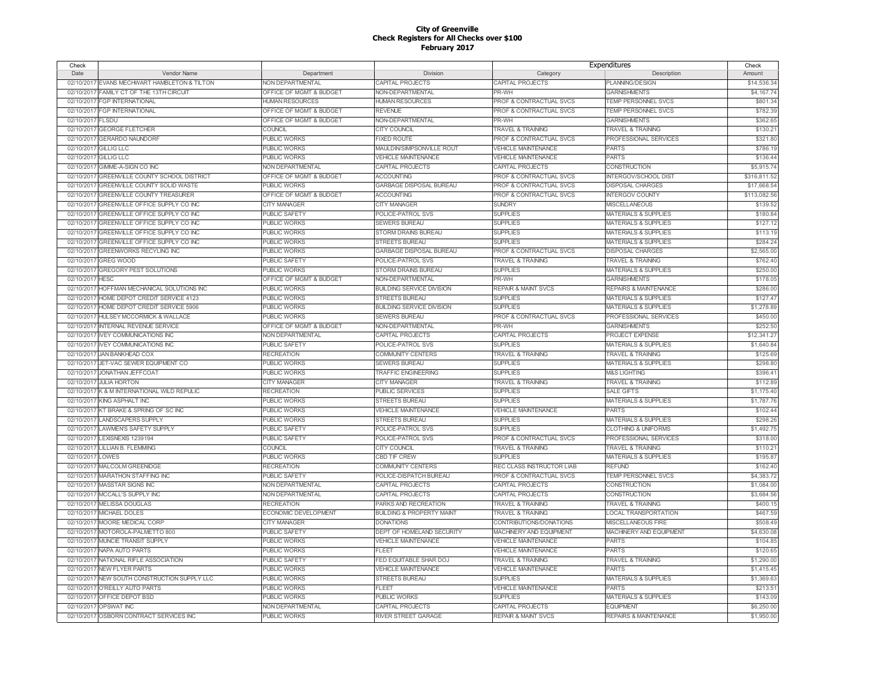**City of Greenville**
**Check Registers for All Checks over $100**
**February 2017**

| Check | | | | Expenditures | | Check |
|---|---|---|---|---|---|---|
| Date | Vendor Name | Department | Division | Category | Description | Amount |
| 02/10/2017 | EVANS MECHWART HAMBLETON & TILTON | NON DEPARTMENTAL | CAPITAL PROJECTS | CAPITAL PROJECTS | PLANNING/DESIGN | $14,536.34 |
| 02/10/2017 | FAMILY CT OF THE 13TH CIRCUIT | OFFICE OF MGMT & BUDGET | NON-DEPARTMENTAL | PR-WH | GARNISHMENTS | $4,167.74 |
| 02/10/2017 | FGP INTERNATIONAL | HUMAN RESOURCES | HUMAN RESOURCES | PROF & CONTRACTUAL SVCS | TEMP PERSONNEL SVCS | $801.34 |
| 02/10/2017 | FGP INTERNATIONAL | OFFICE OF MGMT & BUDGET | REVENUE | PROF & CONTRACTUAL SVCS | TEMP PERSONNEL SVCS | $782.39 |
| 02/10/2017 | FLSDU | OFFICE OF MGMT & BUDGET | NON-DEPARTMENTAL | PR-WH | GARNISHMENTS | $362.65 |
| 02/10/2017 | GEORGE FLETCHER | COUNCIL | CITY COUNCIL | TRAVEL & TRAINING | TRAVEL & TRAINING | $130.21 |
| 02/10/2017 | GERARDO NAUNDORF | PUBLIC WORKS | FIXED ROUTE | PROF & CONTRACTUAL SVCS | PROFESSIONAL SERVICES | $321.80 |
| 02/10/2017 | GILLIG LLC | PUBLIC WORKS | MAULDIN/SIMPSONVILLE ROUT | VEHICLE MAINTENANCE | PARTS | $786.19 |
| 02/10/2017 | GILLIG LLC | PUBLIC WORKS | VEHICLE MAINTENANCE | VEHICLE MAINTENANCE | PARTS | $136.44 |
| 02/10/2017 | GIMME-A-SIGN CO INC | NON DEPARTMENTAL | CAPITAL PROJECTS | CAPITAL PROJECTS | CONSTRUCTION | $5,915.74 |
| 02/10/2017 | GREENVILLE COUNTY SCHOOL DISTRICT | OFFICE OF MGMT & BUDGET | ACCOUNTING | PROF & CONTRACTUAL SVCS | INTERGOV/SCHOOL DIST | $316,811.52 |
| 02/10/2017 | GREENVILLE COUNTY SOLID WASTE | PUBLIC WORKS | GARBAGE DISPOSAL BUREAU | PROF & CONTRACTUAL SVCS | DISPOSAL CHARGES | $17,668.54 |
| 02/10/2017 | GREENVILLE COUNTY TREASURER | OFFICE OF MGMT & BUDGET | ACCOUNTING | PROF & CONTRACTUAL SVCS | INTERGOV COUNTY | $113,082.56 |
| 02/10/2017 | GREENVILLE OFFICE SUPPLY CO INC | CITY MANAGER | CITY MANAGER | SUNDRY | MISCELLANEOUS | $139.52 |
| 02/10/2017 | GREENVILLE OFFICE SUPPLY CO INC | PUBLIC SAFETY | POLICE-PATROL SVS | SUPPLIES | MATERIALS & SUPPLIES | $180.84 |
| 02/10/2017 | GREENVILLE OFFICE SUPPLY CO INC | PUBLIC WORKS | SEWERS BUREAU | SUPPLIES | MATERIALS & SUPPLIES | $127.12 |
| 02/10/2017 | GREENVILLE OFFICE SUPPLY CO INC | PUBLIC WORKS | STORM DRAINS BUREAU | SUPPLIES | MATERIALS & SUPPLIES | $113.19 |
| 02/10/2017 | GREENVILLE OFFICE SUPPLY CO INC | PUBLIC WORKS | STREETS BUREAU | SUPPLIES | MATERIALS & SUPPLIES | $284.24 |
| 02/10/2017 | GREENWORKS RECYLING INC | PUBLIC WORKS | GARBAGE DISPOSAL BUREAU | PROF & CONTRACTUAL SVCS | DISPOSAL CHARGES | $2,565.00 |
| 02/10/2017 | GREG WOOD | PUBLIC SAFETY | POLICE-PATROL SVS | TRAVEL & TRAINING | TRAVEL & TRAINING | $762.40 |
| 02/10/2017 | GREGORY PEST SOLUTIONS | PUBLIC WORKS | STORM DRAINS BUREAU | SUPPLIES | MATERIALS & SUPPLIES | $250.00 |
| 02/10/2017 | HESC | OFFICE OF MGMT & BUDGET | NON-DEPARTMENTAL | PR-WH | GARNISHMENTS | $178.05 |
| 02/10/2017 | HOFFMAN MECHANICAL SOLUTIONS INC | PUBLIC WORKS | BUILDING SERVICE DIVISION | REPAIR & MAINT SVCS | REPAIRS & MAINTENANCE | $286.00 |
| 02/10/2017 | HOME DEPOT CREDIT SERVICE 4123 | PUBLIC WORKS | STREETS BUREAU | SUPPLIES | MATERIALS & SUPPLIES | $127.47 |
| 02/10/2017 | HOME DEPOT CREDIT SERVICE 5906 | PUBLIC WORKS | BUILDING SERVICE DIVISION | SUPPLIES | MATERIALS & SUPPLIES | $1,278.89 |
| 02/10/2017 | HULSEY MCCORMICK & WALLACE | PUBLIC WORKS | SEWERS BUREAU | PROF & CONTRACTUAL SVCS | PROFESSIONAL SERVICES | $450.00 |
| 02/10/2017 | INTERNAL REVENUE SERVICE | OFFICE OF MGMT & BUDGET | NON-DEPARTMENTAL | PR-WH | GARNISHMENTS | $252.50 |
| 02/10/2017 | IVEY COMMUNICATIONS INC | NON DEPARTMENTAL | CAPITAL PROJECTS | CAPITAL PROJECTS | PROJECT EXPENSE | $12,341.27 |
| 02/10/2017 | IVEY COMMUNICATIONS INC | PUBLIC SAFETY | POLICE-PATROL SVS | SUPPLIES | MATERIALS & SUPPLIES | $1,640.84 |
| 02/10/2017 | JAN BANKHEAD COX | RECREATION | COMMUNITY CENTERS | TRAVEL & TRAINING | TRAVEL & TRAINING | $125.69 |
| 02/10/2017 | JET-VAC SEWER EQUIPMENT CO | PUBLIC WORKS | SEWERS BUREAU | SUPPLIES | MATERIALS & SUPPLIES | $298.80 |
| 02/10/2017 | JONATHAN JEFFCOAT | PUBLIC WORKS | TRAFFIC ENGINEERING | SUPPLIES | M&S LIGHTING | $396.41 |
| 02/10/2017 | JULIA HORTON | CITY MANAGER | CITY MANAGER | TRAVEL & TRAINING | TRAVEL & TRAINING | $112.89 |
| 02/10/2017 | K & M INTERNATIONAL WILD REPULIC | RECREATION | PUBLIC SERVICES | SUPPLIES | SALE GIFTS | $1,175.40 |
| 02/10/2017 | KING ASPHALT INC | PUBLIC WORKS | STREETS BUREAU | SUPPLIES | MATERIALS & SUPPLIES | $1,787.76 |
| 02/10/2017 | KT BRAKE & SPRING OF SC INC | PUBLIC WORKS | VEHICLE MAINTENANCE | VEHICLE MAINTENANCE | PARTS | $102.44 |
| 02/10/2017 | LANDSCAPERS SUPPLY | PUBLIC WORKS | STREETS BUREAU | SUPPLIES | MATERIALS & SUPPLIES | $298.26 |
| 02/10/2017 | LAWMEN'S SAFETY SUPPLY | PUBLIC SAFETY | POLICE-PATROL SVS | SUPPLIES | CLOTHING & UNIFORMS | $1,492.75 |
| 02/10/2017 | LEXISNEXIS 1239194 | PUBLIC SAFETY | POLICE-PATROL SVS | PROF & CONTRACTUAL SVCS | PROFESSIONAL SERVICES | $318.00 |
| 02/10/2017 | LILLIAN B. FLEMMING | COUNCIL | CITY COUNCIL | TRAVEL & TRAINING | TRAVEL & TRAINING | $110.21 |
| 02/10/2017 | LOWES | PUBLIC WORKS | CBD TIF CREW | SUPPLIES | MATERIALS & SUPPLIES | $195.87 |
| 02/10/2017 | MALCOLM GREENIDGE | RECREATION | COMMUNITY CENTERS | REC CLASS INSTRUCTOR LIAB | REFUND | $162.40 |
| 02/10/2017 | MARATHON STAFFING INC | PUBLIC SAFETY | POLICE-DISPATCH BUREAU | PROF & CONTRACTUAL SVCS | TEMP PERSONNEL SVCS | $4,383.72 |
| 02/10/2017 | MASSTAR SIGNS INC | NON DEPARTMENTAL | CAPITAL PROJECTS | CAPITAL PROJECTS | CONSTRUCTION | $1,084.00 |
| 02/10/2017 | MCCALL'S SUPPLY INC | NON DEPARTMENTAL | CAPITAL PROJECTS | CAPITAL PROJECTS | CONSTRUCTION | $3,684.56 |
| 02/10/2017 | MELISSA DOUGLAS | RECREATION | PARKS AND RECREATION | TRAVEL & TRAINING | TRAVEL & TRAINING | $400.15 |
| 02/10/2017 | MICHAEL DOLES | ECONOMIC DEVELOPMENT | BUILDING & PROPERTY MAINT | TRAVEL & TRAINING | LOCAL TRANSPORTATION | $467.59 |
| 02/10/2017 | MOORE MEDICAL CORP | CITY MANAGER | DONATIONS | CONTRIBUTIONS/DONATIONS | MISCELLANEOUS FIRE | $508.49 |
| 02/10/2017 | MOTOROLA-PALMETTO 800 | PUBLIC SAFETY | DEPT OF HOMELAND SECURITY | MACHINERY AND EQUIPMENT | MACHINERY AND EQUIPMENT | $4,630.08 |
| 02/10/2017 | MUNCIE TRANSIT SUPPLY | PUBLIC WORKS | VEHICLE MAINTENANCE | VEHICLE MAINTENANCE | PARTS | $104.85 |
| 02/10/2017 | NAPA AUTO PARTS | PUBLIC WORKS | FLEET | VEHICLE MAINTENANCE | PARTS | $120.65 |
| 02/10/2017 | NATIONAL RIFLE ASSOCIATION | PUBLIC SAFETY | FED EQUITABLE SHAR DOJ | TRAVEL & TRAINING | TRAVEL & TRAINING | $1,290.00 |
| 02/10/2017 | NEW FLYER PARTS | PUBLIC WORKS | VEHICLE MAINTENANCE | VEHICLE MAINTENANCE | PARTS | $1,415.45 |
| 02/10/2017 | NEW SOUTH CONSTRUCTION SUPPLY LLC | PUBLIC WORKS | STREETS BUREAU | SUPPLIES | MATERIALS & SUPPLIES | $1,369.63 |
| 02/10/2017 | O'REILLY AUTO PARTS | PUBLIC WORKS | FLEET | VEHICLE MAINTENANCE | PARTS | $213.51 |
| 02/10/2017 | OFFICE DEPOT BSD | PUBLIC WORKS | PUBLIC WORKS | SUPPLIES | MATERIALS & SUPPLIES | $143.09 |
| 02/10/2017 | OPSWAT INC | NON DEPARTMENTAL | CAPITAL PROJECTS | CAPITAL PROJECTS | EQUIPMENT | $6,250.00 |
| 02/10/2017 | OSBORN CONTRACT SERVICES INC | PUBLIC WORKS | RIVER STREET GARAGE | REPAIR & MAINT SVCS | REPAIRS & MAINTENANCE | $1,950.00 |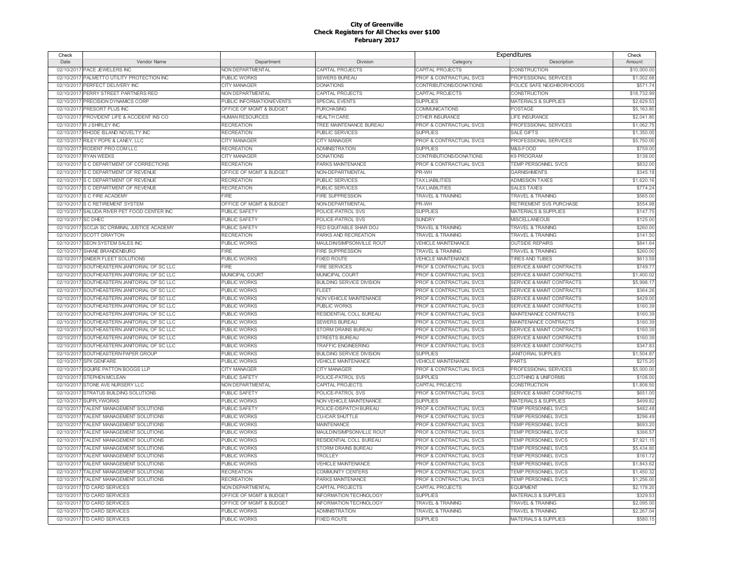# City of Greenville
## Check Registers for All Checks over $100
## February 2017

| Check Date | Vendor Name | Department | Division | Expenditures Category | Expenditures Description | Check Amount |
|---|---|---|---|---|---|---|
| 02/10/2017 | PACE JEWELERS INC | NON DEPARTMENTAL | CAPITAL PROJECTS | CAPITAL PROJECTS | CONSTRUCTION | $10,000.00 |
| 02/10/2017 | PALMETTO UTILITY PROTECTION INC | PUBLIC WORKS | SEWERS BUREAU | PROF & CONTRACTUAL SVCS | PROFESSIONAL SERVICES | $1,002.68 |
| 02/10/2017 | PERFECT DELIVERY INC | CITY MANAGER | DONATIONS | CONTRIBUTIONS/DONATIONS | POLICE SAFE NEIGHBORHOODS | $571.74 |
| 02/10/2017 | PERRY STREET PARTNERS RED | NON DEPARTMENTAL | CAPITAL PROJECTS | CAPITAL PROJECTS | CONSTRUCTION | $18,732.99 |
| 02/10/2017 | PRECISION DYNAMICS CORP | PUBLIC INFORMATION/EVENTS | SPECIAL EVENTS | SUPPLIES | MATERIALS & SUPPLIES | $2,629.53 |
| 02/10/2017 | PRESORT PLUS INC | OFFICE OF MGMT & BUDGET | PURCHASING | COMMUNICATIONS | POSTAGE | $5,163.80 |
| 02/10/2017 | PROVIDENT LIFE & ACCIDENT INS CO | HUMAN RESOURCES | HEALTH CARE | OTHER INSURANCE | LIFE INSURANCE | $2,041.80 |
| 02/10/2017 | R J SHIRLEY INC | RECREATION | TREE MAINTENANCE BUREAU | PROF & CONTRACTUAL SVCS | PROFESSIONAL SERVICES | $1,062.75 |
| 02/10/2017 | RHODE ISLAND NOVELTY INC | RECREATION | PUBLIC SERVICES | SUPPLIES | SALE GIFTS | $1,350.00 |
| 02/10/2017 | RILEY POPE & LANEY, LLC | CITY MANAGER | CITY MANAGER | PROF & CONTRACTUAL SVCS | PROFESSIONAL SERVICES | $5,750.00 |
| 02/10/2017 | RODENT PRO.COM LLC | RECREATION | ADMINISTRATION | SUPPLIES | M&S-FOOD | $759.00 |
| 02/10/2017 | RYAN WEEKS | CITY MANAGER | DONATIONS | CONTRIBUTIONS/DONATIONS | K9 PROGRAM | $138.00 |
| 02/10/2017 | S C DEPARTMENT OF CORRECTIONS | RECREATION | PARKS MAINTENANCE | PROF & CONTRACTUAL SVCS | TEMP PERSONNEL SVCS | $832.00 |
| 02/10/2017 | S C DEPARTMENT OF REVENUE | OFFICE OF MGMT & BUDGET | NON-DEPARTMENTAL | PR-WH | GARNISHMENTS | $345.18 |
| 02/10/2017 | S C DEPARTMENT OF REVENUE | RECREATION | PUBLIC SERVICES | TAX LIABILITIES | ADMISSION TAXES | $1,620.16 |
| 02/10/2017 | S C DEPARTMENT OF REVENUE | RECREATION | PUBLIC SERVICES | TAX LIABILITIES | SALES TAXES | $774.24 |
| 02/10/2017 | S C FIRE ACADEMY | FIRE | FIRE SUPPRESSION | TRAVEL & TRAINING | TRAVEL & TRAINING | $565.00 |
| 02/10/2017 | S C RETIREMENT SYSTEM | OFFICE OF MGMT & BUDGET | NON-DEPARTMENTAL | PR-WH | RETIREMENT SVS PURCHASE | $554.98 |
| 02/10/2017 | SALUDA RIVER PET FOOD CENTER INC | PUBLIC SAFETY | POLICE-PATROL SVS | SUPPLIES | MATERIALS & SUPPLIES | $147.75 |
| 02/10/2017 | SC DHEC | PUBLIC SAFETY | POLICE-PATROL SVS | SUNDRY | MISCELLANEOUS | $125.00 |
| 02/10/2017 | SCCJA SC CRIMINAL JUSTICE ACADEMY | PUBLIC SAFETY | FED EQUITABLE SHAR DOJ | TRAVEL & TRAINING | TRAVEL & TRAINING | $260.00 |
| 02/10/2017 | SCOTT DRAYTON | RECREATION | PARKS AND RECREATION | TRAVEL & TRAINING | TRAVEL & TRAINING | $141.50 |
| 02/10/2017 | SEON SYSTEM SALES INC | PUBLIC WORKS | MAULDIN/SIMPSONVILLE ROUT | VEHICLE MAINTENANCE | OUTSIDE REPAIRS | $841.64 |
| 02/10/2017 | SHANE BRANDENBURG | FIRE | FIRE SUPPRESSION | TRAVEL & TRAINING | TRAVEL & TRAINING | $260.00 |
| 02/10/2017 | SNIDER FLEET SOLUTIONS | PUBLIC WORKS | FIXED ROUTE | VEHICLE MAINTENANCE | TIRES AND TUBES | $613.59 |
| 02/10/2017 | SOUTHEASTERN JANITORIAL OF SC LLC | FIRE | FIRE SERVICES | PROF & CONTRACTUAL SVCS | SERVICE & MAINT CONTRACTS | $749.77 |
| 02/10/2017 | SOUTHEASTERN JANITORIAL OF SC LLC | MUNICIPAL COURT | MUNICIPAL COURT | PROF & CONTRACTUAL SVCS | SERVICE & MAINT CONTRACTS | $1,400.02 |
| 02/10/2017 | SOUTHEASTERN JANITORIAL OF SC LLC | PUBLIC WORKS | BUILDING SERVICE DIVISION | PROF & CONTRACTUAL SVCS | SERVICE & MAINT CONTRACTS | $5,998.17 |
| 02/10/2017 | SOUTHEASTERN JANITORIAL OF SC LLC | PUBLIC WORKS | FLEET | PROF & CONTRACTUAL SVCS | SERVICE & MAINT CONTRACTS | $364.26 |
| 02/10/2017 | SOUTHEASTERN JANITORIAL OF SC LLC | PUBLIC WORKS | NON VEHICLE MAINTENANCE | PROF & CONTRACTUAL SVCS | SERVICE & MAINT CONTRACTS | $429.00 |
| 02/10/2017 | SOUTHEASTERN JANITORIAL OF SC LLC | PUBLIC WORKS | PUBLIC WORKS | PROF & CONTRACTUAL SVCS | SERVICE & MAINT CONTRACTS | $160.39 |
| 02/10/2017 | SOUTHEASTERN JANITORIAL OF SC LLC | PUBLIC WORKS | RESIDENTIAL COLL BUREAU | PROF & CONTRACTUAL SVCS | MAINTENANCE CONTRACTS | $160.39 |
| 02/10/2017 | SOUTHEASTERN JANITORIAL OF SC LLC | PUBLIC WORKS | SEWERS BUREAU | PROF & CONTRACTUAL SVCS | MAINTENANCE CONTRACTS | $160.39 |
| 02/10/2017 | SOUTHEASTERN JANITORIAL OF SC LLC | PUBLIC WORKS | STORM DRAINS BUREAU | PROF & CONTRACTUAL SVCS | SERVICE & MAINT CONTRACTS | $160.39 |
| 02/10/2017 | SOUTHEASTERN JANITORIAL OF SC LLC | PUBLIC WORKS | STREETS BUREAU | PROF & CONTRACTUAL SVCS | SERVICE & MAINT CONTRACTS | $160.39 |
| 02/10/2017 | SOUTHEASTERN JANITORIAL OF SC LLC | PUBLIC WORKS | TRAFFIC ENGINEERING | PROF & CONTRACTUAL SVCS | SERVICE & MAINT CONTRACTS | $347.83 |
| 02/10/2017 | SOUTHEASTERN PAPER GROUP | PUBLIC WORKS | BUILDING SERVICE DIVISION | SUPPLIES | JANITORIAL SUPPLIES | $1,504.87 |
| 02/10/2017 | SPX GENFARE | PUBLIC WORKS | VEHICLE MAINTENANCE | VEHICLE MAINTENANCE | PARTS | $275.20 |
| 02/10/2017 | SQUIRE PATTON BOGGS LLP | CITY MANAGER | CITY MANAGER | PROF & CONTRACTUAL SVCS | PROFESSIONAL SERVICES | $5,000.00 |
| 02/10/2017 | STEPHEN MCLEAN | PUBLIC SAFETY | POLICE-PATROL SVS | SUPPLIES | CLOTHING & UNIFORMS | $106.00 |
| 02/10/2017 | STONE AVE NURSERY LLC | NON DEPARTMENTAL | CAPITAL PROJECTS | CAPITAL PROJECTS | CONSTRUCTION | $1,808.50 |
| 02/10/2017 | STRATUS BUILDING SOLUTIONS | PUBLIC SAFETY | POLICE-PATROL SVS | PROF & CONTRACTUAL SVCS | SERVICE & MAINT CONTRACTS | $651.00 |
| 02/10/2017 | SUPPLYWORKS | PUBLIC WORKS | NON VEHICLE MAINTENANCE | SUPPLIES | MATERIALS & SUPPLIES | $499.82 |
| 02/10/2017 | TALENT MANAGEMENT SOLUTIONS | PUBLIC SAFETY | POLICE-DISPATCH BUREAU | PROF & CONTRACTUAL SVCS | TEMP PERSONNEL SVCS | $482.48 |
| 02/10/2017 | TALENT MANAGEMENT SOLUTIONS | PUBLIC WORKS | CU-ICAR SHUTTLE | PROF & CONTRACTUAL SVCS | TEMP PERSONNEL SVCS | $296.49 |
| 02/10/2017 | TALENT MANAGEMENT SOLUTIONS | PUBLIC WORKS | MAINTENANCE | PROF & CONTRACTUAL SVCS | TEMP PERSONNEL SVCS | $693.20 |
| 02/10/2017 | TALENT MANAGEMENT SOLUTIONS | PUBLIC WORKS | MAULDIN/SIMPSONVILLE ROUT | PROF & CONTRACTUAL SVCS | TEMP PERSONNEL SVCS | $366.57 |
| 02/10/2017 | TALENT MANAGEMENT SOLUTIONS | PUBLIC WORKS | RESIDENTIAL COLL BUREAU | PROF & CONTRACTUAL SVCS | TEMP PERSONNEL SVCS | $7,921.15 |
| 02/10/2017 | TALENT MANAGEMENT SOLUTIONS | PUBLIC WORKS | STORM DRAINS BUREAU | PROF & CONTRACTUAL SVCS | TEMP PERSONNEL SVCS | $5,434.80 |
| 02/10/2017 | TALENT MANAGEMENT SOLUTIONS | PUBLIC WORKS | TROLLEY | PROF & CONTRACTUAL SVCS | TEMP PERSONNEL SVCS | $161.72 |
| 02/10/2017 | TALENT MANAGEMENT SOLUTIONS | PUBLIC WORKS | VEHICLE MAINTENANCE | PROF & CONTRACTUAL SVCS | TEMP PERSONNEL SVCS | $1,843.62 |
| 02/10/2017 | TALENT MANAGEMENT SOLUTIONS | RECREATION | COMMUNITY CENTERS | PROF & CONTRACTUAL SVCS | TEMP PERSONNEL SVCS | $1,450.32 |
| 02/10/2017 | TALENT MANAGEMENT SOLUTIONS | RECREATION | PARKS MAINTENANCE | PROF & CONTRACTUAL SVCS | TEMP PERSONNEL SVCS | $1,256.00 |
| 02/10/2017 | TD CARD SERVICES | NON DEPARTMENTAL | CAPITAL PROJECTS | CAPITAL PROJECTS | EQUIPMENT | $2,178.20 |
| 02/10/2017 | TD CARD SERVICES | OFFICE OF MGMT & BUDGET | INFORMATION TECHNOLOGY | SUPPLIES | MATERIALS & SUPPLIES | $329.53 |
| 02/10/2017 | TD CARD SERVICES | OFFICE OF MGMT & BUDGET | INFORMATION TECHNOLOGY | TRAVEL & TRAINING | TRAVEL & TRAINING | $2,095.00 |
| 02/10/2017 | TD CARD SERVICES | PUBLIC WORKS | ADMINISTRATION | TRAVEL & TRAINING | TRAVEL & TRAINING | $2,267.04 |
| 02/10/2017 | TD CARD SERVICES | PUBLIC WORKS | FIXED ROUTE | SUPPLIES | MATERIALS & SUPPLIES | $580.15 |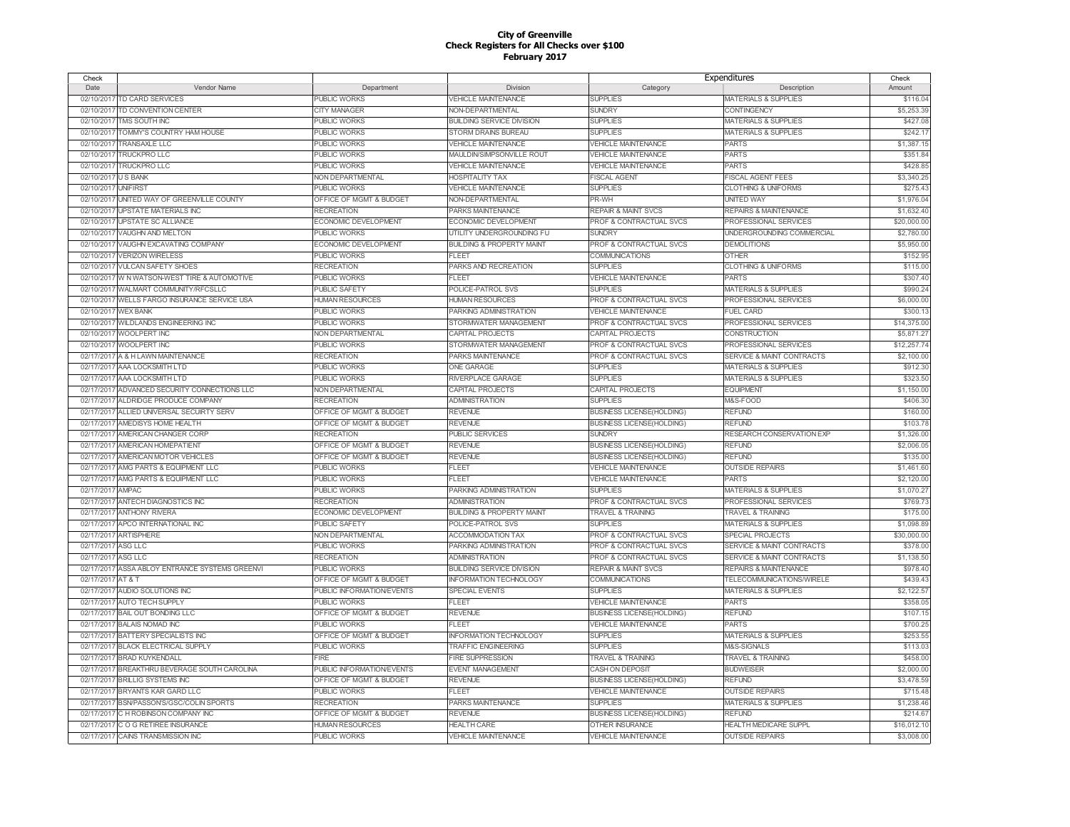# City of Greenville
## Check Registers for All Checks over $100
### February 2017

| Check Date | Vendor Name | Department | Division | Expenditures Category | Expenditures Description | Check Amount |
|---|---|---|---|---|---|---|
| 02/10/2017 | TD CARD SERVICES | PUBLIC WORKS | VEHICLE MAINTENANCE | SUPPLIES | MATERIALS & SUPPLIES | $116.04 |
| 02/10/2017 | TD CONVENTION CENTER | CITY MANAGER | NON-DEPARTMENTAL | SUNDRY | CONTINGENCY | $5,253.39 |
| 02/10/2017 | TMS SOUTH INC | PUBLIC WORKS | BUILDING SERVICE DIVISION | SUPPLIES | MATERIALS & SUPPLIES | $427.08 |
| 02/10/2017 | TOMMY'S COUNTRY HAM HOUSE | PUBLIC WORKS | STORM DRAINS BUREAU | SUPPLIES | MATERIALS & SUPPLIES | $242.17 |
| 02/10/2017 | TRANSAXLE LLC | PUBLIC WORKS | VEHICLE MAINTENANCE | VEHICLE MAINTENANCE | PARTS | $1,387.15 |
| 02/10/2017 | TRUCKPRO LLC | PUBLIC WORKS | MAULDIN/SIMPSONVILLE ROUT | VEHICLE MAINTENANCE | PARTS | $351.84 |
| 02/10/2017 | TRUCKPRO LLC | PUBLIC WORKS | VEHICLE MAINTENANCE | VEHICLE MAINTENANCE | PARTS | $428.85 |
| 02/10/2017 | U S BANK | NON DEPARTMENTAL | HOSPITALITY TAX | FISCAL AGENT | FISCAL AGENT FEES | $3,340.25 |
| 02/10/2017 | UNIFIRST | PUBLIC WORKS | VEHICLE MAINTENANCE | SUPPLIES | CLOTHING & UNIFORMS | $275.43 |
| 02/10/2017 | UNITED WAY OF GREENVILLE COUNTY | OFFICE OF MGMT & BUDGET | NON-DEPARTMENTAL | PR-WH | UNITED WAY | $1,976.04 |
| 02/10/2017 | UPSTATE MATERIALS INC | RECREATION | PARKS MAINTENANCE | REPAIR & MAINT SVCS | REPAIRS & MAINTENANCE | $1,632.40 |
| 02/10/2017 | UPSTATE SC ALLIANCE | ECONOMIC DEVELOPMENT | ECONOMIC DEVELOPMENT | PROF & CONTRACTUAL SVCS | PROFESSIONAL SERVICES | $20,000.00 |
| 02/10/2017 | VAUGHN AND MELTON | PUBLIC WORKS | UTILITY UNDERGROUNDING FU | SUNDRY | UNDERGROUNDING COMMERCIAL | $2,780.00 |
| 02/10/2017 | VAUGHN EXCAVATING COMPANY | ECONOMIC DEVELOPMENT | BUILDING & PROPERTY MAINT | PROF & CONTRACTUAL SVCS | DEMOLITIONS | $5,950.00 |
| 02/10/2017 | VERIZON WIRELESS | PUBLIC WORKS | FLEET | COMMUNICATIONS | OTHER | $152.95 |
| 02/10/2017 | VULCAN SAFETY SHOES | RECREATION | PARKS AND RECREATION | SUPPLIES | CLOTHING & UNIFORMS | $115.00 |
| 02/10/2017 | W N WATSON-WEST TIRE & AUTOMOTIVE | PUBLIC WORKS | FLEET | VEHICLE MAINTENANCE | PARTS | $307.40 |
| 02/10/2017 | WALMART COMMUNITY/RFCSLLC | PUBLIC SAFETY | POLICE-PATROL SVS | SUPPLIES | MATERIALS & SUPPLIES | $990.24 |
| 02/10/2017 | WELLS FARGO INSURANCE SERVICE USA | HUMAN RESOURCES | HUMAN RESOURCES | PROF & CONTRACTUAL SVCS | PROFESSIONAL SERVICES | $6,000.00 |
| 02/10/2017 | WEX BANK | PUBLIC WORKS | PARKING ADMINISTRATION | VEHICLE MAINTENANCE | FUEL CARD | $300.13 |
| 02/10/2017 | WILDLANDS ENGINEERING INC | PUBLIC WORKS | STORMWATER MANAGEMENT | PROF & CONTRACTUAL SVCS | PROFESSIONAL SERVICES | $14,375.00 |
| 02/10/2017 | WOOLPERT INC | NON DEPARTMENTAL | CAPITAL PROJECTS | CAPITAL PROJECTS | CONSTRUCTION | $5,871.27 |
| 02/10/2017 | WOOLPERT INC | PUBLIC WORKS | STORMWATER MANAGEMENT | PROF & CONTRACTUAL SVCS | PROFESSIONAL SERVICES | $12,257.74 |
| 02/17/2017 | A & H LAWN MAINTENANCE | RECREATION | PARKS MAINTENANCE | PROF & CONTRACTUAL SVCS | SERVICE & MAINT CONTRACTS | $2,100.00 |
| 02/17/2017 | AAA LOCKSMITH LTD | PUBLIC WORKS | ONE GARAGE | SUPPLIES | MATERIALS & SUPPLIES | $912.30 |
| 02/17/2017 | AAA LOCKSMITH LTD | PUBLIC WORKS | RIVERPLACE GARAGE | SUPPLIES | MATERIALS & SUPPLIES | $323.50 |
| 02/17/2017 | ADVANCED SECURITY CONNECTIONS LLC | NON DEPARTMENTAL | CAPITAL PROJECTS | CAPITAL PROJECTS | EQUIPMENT | $1,150.00 |
| 02/17/2017 | ALDRIDGE PRODUCE COMPANY | RECREATION | ADMINISTRATION | SUPPLIES | M&S-FOOD | $406.30 |
| 02/17/2017 | ALLIED UNIVERSAL SECUIRTY SERV | OFFICE OF MGMT & BUDGET | REVENUE | BUSINESS LICENSE(HOLDING) | REFUND | $160.00 |
| 02/17/2017 | AMEDISYS HOME HEALTH | OFFICE OF MGMT & BUDGET | REVENUE | BUSINESS LICENSE(HOLDING) | REFUND | $103.78 |
| 02/17/2017 | AMERICAN CHANGER CORP | RECREATION | PUBLIC SERVICES | SUNDRY | RESEARCH CONSERVATION EXP | $1,326.00 |
| 02/17/2017 | AMERICAN HOMEPATIENT | OFFICE OF MGMT & BUDGET | REVENUE | BUSINESS LICENSE(HOLDING) | REFUND | $2,006.05 |
| 02/17/2017 | AMERICAN MOTOR VEHICLES | OFFICE OF MGMT & BUDGET | REVENUE | BUSINESS LICENSE(HOLDING) | REFUND | $135.00 |
| 02/17/2017 | AMG PARTS & EQUIPMENT LLC | PUBLIC WORKS | FLEET | VEHICLE MAINTENANCE | OUTSIDE REPAIRS | $1,461.60 |
| 02/17/2017 | AMG PARTS & EQUIPMENT LLC | PUBLIC WORKS | FLEET | VEHICLE MAINTENANCE | PARTS | $2,120.00 |
| 02/17/2017 | AMPAC | PUBLIC WORKS | PARKING ADMINISTRATION | SUPPLIES | MATERIALS & SUPPLIES | $1,070.27 |
| 02/17/2017 | ANTECH DIAGNOSTICS INC | RECREATION | ADMINISTRATION | PROF & CONTRACTUAL SVCS | PROFESSIONAL SERVICES | $769.73 |
| 02/17/2017 | ANTHONY RIVERA | ECONOMIC DEVELOPMENT | BUILDING & PROPERTY MAINT | TRAVEL & TRAINING | TRAVEL & TRAINING | $175.00 |
| 02/17/2017 | APCO INTERNATIONAL INC | PUBLIC SAFETY | POLICE-PATROL SVS | SUPPLIES | MATERIALS & SUPPLIES | $1,098.89 |
| 02/17/2017 | ARTISPHERE | NON DEPARTMENTAL | ACCOMMODATION TAX | PROF & CONTRACTUAL SVCS | SPECIAL PROJECTS | $30,000.00 |
| 02/17/2017 | ASG LLC | PUBLIC WORKS | PARKING ADMINISTRATION | PROF & CONTRACTUAL SVCS | SERVICE & MAINT CONTRACTS | $378.00 |
| 02/17/2017 | ASG LLC | RECREATION | ADMINISTRATION | PROF & CONTRACTUAL SVCS | SERVICE & MAINT CONTRACTS | $1,138.50 |
| 02/17/2017 | ASSA ABLOY ENTRANCE SYSTEMS GREENVI | PUBLIC WORKS | BUILDING SERVICE DIVISION | REPAIR & MAINT SVCS | REPAIRS & MAINTENANCE | $978.40 |
| 02/17/2017 | AT & T | OFFICE OF MGMT & BUDGET | INFORMATION TECHNOLOGY | COMMUNICATIONS | TELECOMMUNICATIONS/WIRELE | $439.43 |
| 02/17/2017 | AUDIO SOLUTIONS INC | PUBLIC INFORMATION/EVENTS | SPECIAL EVENTS | SUPPLIES | MATERIALS & SUPPLIES | $2,122.57 |
| 02/17/2017 | AUTO TECH SUPPLY | PUBLIC WORKS | FLEET | VEHICLE MAINTENANCE | PARTS | $358.05 |
| 02/17/2017 | BAIL OUT BONDING LLC | OFFICE OF MGMT & BUDGET | REVENUE | BUSINESS LICENSE(HOLDING) | REFUND | $107.15 |
| 02/17/2017 | BALAIS NOMAD INC | PUBLIC WORKS | FLEET | VEHICLE MAINTENANCE | PARTS | $700.25 |
| 02/17/2017 | BATTERY SPECIALISTS INC | OFFICE OF MGMT & BUDGET | INFORMATION TECHNOLOGY | SUPPLIES | MATERIALS & SUPPLIES | $253.55 |
| 02/17/2017 | BLACK ELECTRICAL SUPPLY | PUBLIC WORKS | TRAFFIC ENGINEERING | SUPPLIES | M&S-SIGNALS | $113.03 |
| 02/17/2017 | BRAD KUYKENDALL | FIRE | FIRE SUPPRESSION | TRAVEL & TRAINING | TRAVEL & TRAINING | $458.00 |
| 02/17/2017 | BREAKTHRU BEVERAGE SOUTH CAROLINA | PUBLIC INFORMATION/EVENTS | EVENT MANAGEMENT | CASH ON DEPOSIT | BUDWEISER | $2,000.00 |
| 02/17/2017 | BRILLIG SYSTEMS INC | OFFICE OF MGMT & BUDGET | REVENUE | BUSINESS LICENSE(HOLDING) | REFUND | $3,478.59 |
| 02/17/2017 | BRYANTS KAR GARD LLC | PUBLIC WORKS | FLEET | VEHICLE MAINTENANCE | OUTSIDE REPAIRS | $715.48 |
| 02/17/2017 | BSN/PASSON'S/GSC/COLIN SPORTS | RECREATION | PARKS MAINTENANCE | SUPPLIES | MATERIALS & SUPPLIES | $1,238.46 |
| 02/17/2017 | C H ROBINSON COMPANY INC | OFFICE OF MGMT & BUDGET | REVENUE | BUSINESS LICENSE(HOLDING) | REFUND | $214.67 |
| 02/17/2017 | C O G RETIREE INSURANCE | HUMAN RESOURCES | HEALTH CARE | OTHER INSURANCE | HEALTH MEDICARE SUPPL | $16,012.10 |
| 02/17/2017 | CAINS TRANSMISSION INC | PUBLIC WORKS | VEHICLE MAINTENANCE | VEHICLE MAINTENANCE | OUTSIDE REPAIRS | $3,008.00 |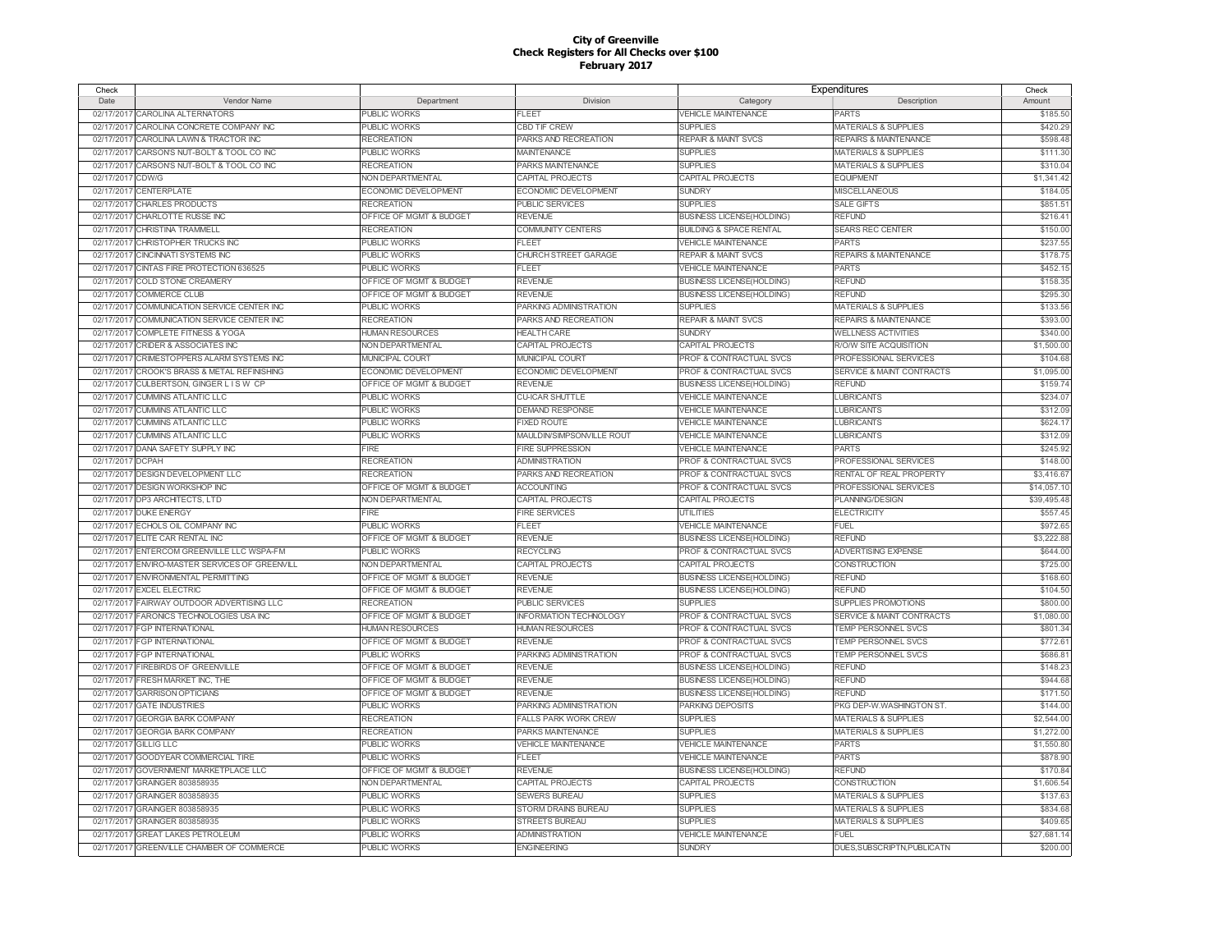**City of Greenville**
**Check Registers for All Checks over $100**
**February 2017**

| Check Date | Vendor Name | Department | Division | Expenditures Category | Description | Check Amount |
|---|---|---|---|---|---|---|
| 02/17/2017 | CAROLINA ALTERNATORS | PUBLIC WORKS | FLEET | VEHICLE MAINTENANCE | PARTS | $185.50 |
| 02/17/2017 | CAROLINA CONCRETE COMPANY INC | PUBLIC WORKS | CBD TIF CREW | SUPPLIES | MATERIALS & SUPPLIES | $420.29 |
| 02/17/2017 | CAROLINA LAWN & TRACTOR INC | RECREATION | PARKS AND RECREATION | REPAIR & MAINT SVCS | REPAIRS & MAINTENANCE | $598.48 |
| 02/17/2017 | CARSON'S NUT-BOLT & TOOL CO INC | PUBLIC WORKS | MAINTENANCE | SUPPLIES | MATERIALS & SUPPLIES | $111.30 |
| 02/17/2017 | CARSON'S NUT-BOLT & TOOL CO INC | RECREATION | PARKS MAINTENANCE | SUPPLIES | MATERIALS & SUPPLIES | $310.04 |
| 02/17/2017 | CDW/G | NON DEPARTMENTAL | CAPITAL PROJECTS | CAPITAL PROJECTS | EQUIPMENT | $1,341.42 |
| 02/17/2017 | CENTERPLATE | ECONOMIC DEVELOPMENT | ECONOMIC DEVELOPMENT | SUNDRY | MISCELLANEOUS | $184.05 |
| 02/17/2017 | CHARLES PRODUCTS | RECREATION | PUBLIC SERVICES | SUPPLIES | SALE GIFTS | $851.51 |
| 02/17/2017 | CHARLOTTE RUSSE INC | OFFICE OF MGMT & BUDGET | REVENUE | BUSINESS LICENSE(HOLDING) | REFUND | $216.41 |
| 02/17/2017 | CHRISTINA TRAMMELL | RECREATION | COMMUNITY CENTERS | BUILDING & SPACE RENTAL | SEARS REC CENTER | $150.00 |
| 02/17/2017 | CHRISTOPHER TRUCKS INC | PUBLIC WORKS | FLEET | VEHICLE MAINTENANCE | PARTS | $237.55 |
| 02/17/2017 | CINCINNATI SYSTEMS INC | PUBLIC WORKS | CHURCH STREET GARAGE | REPAIR & MAINT SVCS | REPAIRS & MAINTENANCE | $178.75 |
| 02/17/2017 | CINTAS FIRE PROTECTION 636525 | PUBLIC WORKS | FLEET | VEHICLE MAINTENANCE | PARTS | $452.15 |
| 02/17/2017 | COLD STONE CREAMERY | OFFICE OF MGMT & BUDGET | REVENUE | BUSINESS LICENSE(HOLDING) | REFUND | $158.35 |
| 02/17/2017 | COMMERCE CLUB | OFFICE OF MGMT & BUDGET | REVENUE | BUSINESS LICENSE(HOLDING) | REFUND | $295.30 |
| 02/17/2017 | COMMUNICATION SERVICE CENTER INC | PUBLIC WORKS | PARKING ADMINISTRATION | SUPPLIES | MATERIALS & SUPPLIES | $133.56 |
| 02/17/2017 | COMMUNICATION SERVICE CENTER INC | RECREATION | PARKS AND RECREATION | REPAIR & MAINT SVCS | REPAIRS & MAINTENANCE | $393.00 |
| 02/17/2017 | COMPLETE FITNESS & YOGA | HUMAN RESOURCES | HEALTH CARE | SUNDRY | WELLNESS ACTIVITIES | $340.00 |
| 02/17/2017 | CRIDER & ASSOCIATES INC | NON DEPARTMENTAL | CAPITAL PROJECTS | CAPITAL PROJECTS | R/O/W SITE ACQUISITION | $1,500.00 |
| 02/17/2017 | CRIMESTOPPERS ALARM SYSTEMS INC | MUNICIPAL COURT | MUNICIPAL COURT | PROF & CONTRACTUAL SVCS | PROFESSIONAL SERVICES | $104.68 |
| 02/17/2017 | CROOK'S BRASS & METAL REFINISHING | ECONOMIC DEVELOPMENT | ECONOMIC DEVELOPMENT | PROF & CONTRACTUAL SVCS | SERVICE & MAINT CONTRACTS | $1,095.00 |
| 02/17/2017 | CULBERTSON, GINGER L I S W CP | OFFICE OF MGMT & BUDGET | REVENUE | BUSINESS LICENSE(HOLDING) | REFUND | $159.74 |
| 02/17/2017 | CUMMINS ATLANTIC LLC | PUBLIC WORKS | CU-ICAR SHUTTLE | VEHICLE MAINTENANCE | LUBRICANTS | $234.07 |
| 02/17/2017 | CUMMINS ATLANTIC LLC | PUBLIC WORKS | DEMAND RESPONSE | VEHICLE MAINTENANCE | LUBRICANTS | $312.09 |
| 02/17/2017 | CUMMINS ATLANTIC LLC | PUBLIC WORKS | FIXED ROUTE | VEHICLE MAINTENANCE | LUBRICANTS | $624.17 |
| 02/17/2017 | CUMMINS ATLANTIC LLC | PUBLIC WORKS | MAULDIN/SIMPSONVILLE ROUT | VEHICLE MAINTENANCE | LUBRICANTS | $312.09 |
| 02/17/2017 | DANA SAFETY SUPPLY INC | FIRE | FIRE SUPPRESSION | VEHICLE MAINTENANCE | PARTS | $245.92 |
| 02/17/2017 | DCPAH | RECREATION | ADMINISTRATION | PROF & CONTRACTUAL SVCS | PROFESSIONAL SERVICES | $148.00 |
| 02/17/2017 | DESIGN DEVELOPMENT LLC | RECREATION | PARKS AND RECREATION | PROF & CONTRACTUAL SVCS | RENTAL OF REAL PROPERTY | $3,416.67 |
| 02/17/2017 | DESIGN WORKSHOP INC | OFFICE OF MGMT & BUDGET | ACCOUNTING | PROF & CONTRACTUAL SVCS | PROFESSIONAL SERVICES | $14,057.10 |
| 02/17/2017 | DP3 ARCHITECTS, LTD | NON DEPARTMENTAL | CAPITAL PROJECTS | CAPITAL PROJECTS | PLANNING/DESIGN | $39,495.48 |
| 02/17/2017 | DUKE ENERGY | FIRE | FIRE SERVICES | UTILITIES | ELECTRICITY | $557.45 |
| 02/17/2017 | ECHOLS OIL COMPANY INC | PUBLIC WORKS | FLEET | VEHICLE MAINTENANCE | FUEL | $972.65 |
| 02/17/2017 | ELITE CAR RENTAL INC | OFFICE OF MGMT & BUDGET | REVENUE | BUSINESS LICENSE(HOLDING) | REFUND | $3,222.88 |
| 02/17/2017 | ENTERCOM GREENVILLE LLC WSPA-FM | PUBLIC WORKS | RECYCLING | PROF & CONTRACTUAL SVCS | ADVERTISING EXPENSE | $644.00 |
| 02/17/2017 | ENVIRO-MASTER SERVICES OF GREENVILL | NON DEPARTMENTAL | CAPITAL PROJECTS | CAPITAL PROJECTS | CONSTRUCTION | $725.00 |
| 02/17/2017 | ENVIRONMENTAL PERMITTING | OFFICE OF MGMT & BUDGET | REVENUE | BUSINESS LICENSE(HOLDING) | REFUND | $168.60 |
| 02/17/2017 | EXCEL ELECTRIC | OFFICE OF MGMT & BUDGET | REVENUE | BUSINESS LICENSE(HOLDING) | REFUND | $104.50 |
| 02/17/2017 | FAIRWAY OUTDOOR ADVERTISING LLC | RECREATION | PUBLIC SERVICES | SUPPLIES | SUPPLIES PROMOTIONS | $800.00 |
| 02/17/2017 | FARONICS TECHNOLOGIES USA INC | OFFICE OF MGMT & BUDGET | INFORMATION TECHNOLOGY | PROF & CONTRACTUAL SVCS | SERVICE & MAINT CONTRACTS | $1,080.00 |
| 02/17/2017 | FGP INTERNATIONAL | HUMAN RESOURCES | HUMAN RESOURCES | PROF & CONTRACTUAL SVCS | TEMP PERSONNEL SVCS | $801.34 |
| 02/17/2017 | FGP INTERNATIONAL | OFFICE OF MGMT & BUDGET | REVENUE | PROF & CONTRACTUAL SVCS | TEMP PERSONNEL SVCS | $772.61 |
| 02/17/2017 | FGP INTERNATIONAL | PUBLIC WORKS | PARKING ADMINISTRATION | PROF & CONTRACTUAL SVCS | TEMP PERSONNEL SVCS | $686.81 |
| 02/17/2017 | FIREBIRDS OF GREENVILLE | OFFICE OF MGMT & BUDGET | REVENUE | BUSINESS LICENSE(HOLDING) | REFUND | $148.23 |
| 02/17/2017 | FRESH MARKET INC, THE | OFFICE OF MGMT & BUDGET | REVENUE | BUSINESS LICENSE(HOLDING) | REFUND | $944.68 |
| 02/17/2017 | GARRISON OPTICIANS | OFFICE OF MGMT & BUDGET | REVENUE | BUSINESS LICENSE(HOLDING) | REFUND | $171.50 |
| 02/17/2017 | GATE INDUSTRIES | PUBLIC WORKS | PARKING ADMINISTRATION | PARKING DEPOSITS | PKG DEP-W.WASHINGTON ST. | $144.00 |
| 02/17/2017 | GEORGIA BARK COMPANY | RECREATION | FALLS PARK WORK CREW | SUPPLIES | MATERIALS & SUPPLIES | $2,544.00 |
| 02/17/2017 | GEORGIA BARK COMPANY | RECREATION | PARKS MAINTENANCE | SUPPLIES | MATERIALS & SUPPLIES | $1,272.00 |
| 02/17/2017 | GILLIG LLC | PUBLIC WORKS | VEHICLE MAINTENANCE | VEHICLE MAINTENANCE | PARTS | $1,550.80 |
| 02/17/2017 | GOODYEAR COMMERCIAL TIRE | PUBLIC WORKS | FLEET | VEHICLE MAINTENANCE | PARTS | $878.90 |
| 02/17/2017 | GOVERNMENT MARKETPLACE LLC | OFFICE OF MGMT & BUDGET | REVENUE | BUSINESS LICENSE(HOLDING) | REFUND | $170.84 |
| 02/17/2017 | GRAINGER 803858935 | NON DEPARTMENTAL | CAPITAL PROJECTS | CAPITAL PROJECTS | CONSTRUCTION | $1,606.54 |
| 02/17/2017 | GRAINGER 803858935 | PUBLIC WORKS | SEWERS BUREAU | SUPPLIES | MATERIALS & SUPPLIES | $137.63 |
| 02/17/2017 | GRAINGER 803858935 | PUBLIC WORKS | STORM DRAINS BUREAU | SUPPLIES | MATERIALS & SUPPLIES | $834.68 |
| 02/17/2017 | GRAINGER 803858935 | PUBLIC WORKS | STREETS BUREAU | SUPPLIES | MATERIALS & SUPPLIES | $409.65 |
| 02/17/2017 | GREAT LAKES PETROLEUM | PUBLIC WORKS | ADMINISTRATION | VEHICLE MAINTENANCE | FUEL | $27,681.14 |
| 02/17/2017 | GREENVILLE CHAMBER OF COMMERCE | PUBLIC WORKS | ENGINEERING | SUNDRY | DUES,SUBSCRIPTN,PUBLICATN | $200.00 |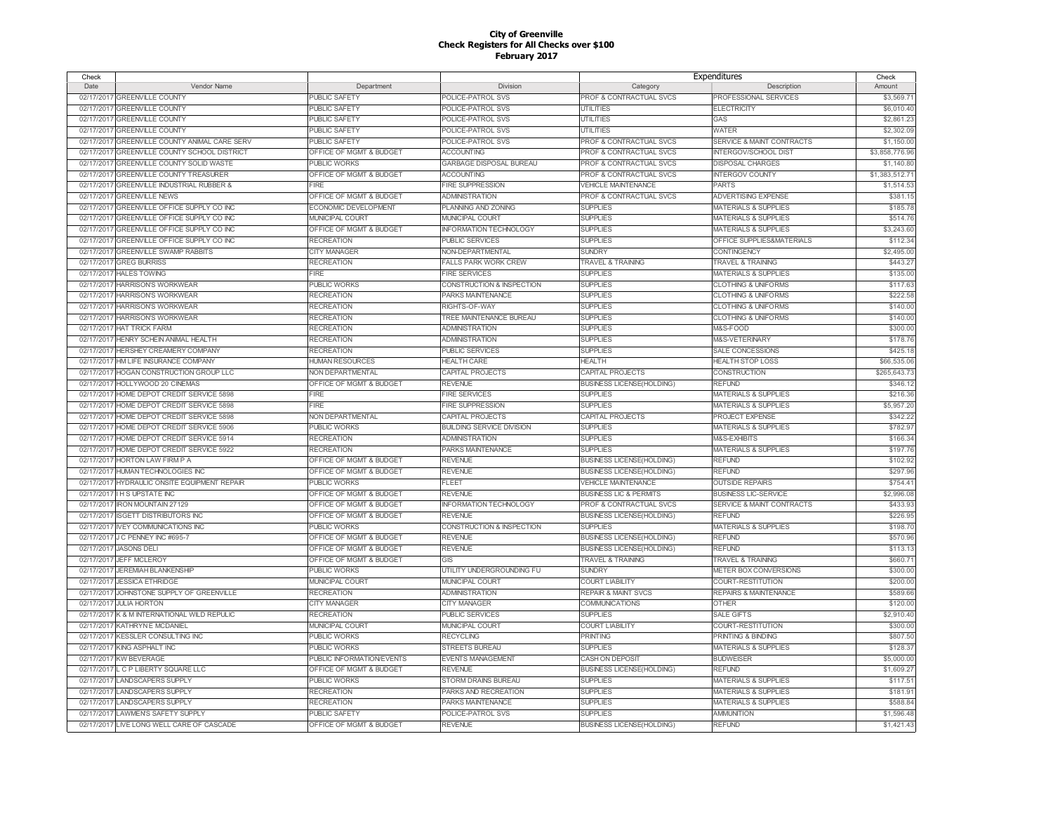# City of Greenville
## Check Registers for All Checks over $100
### February 2017

| Check Date | Vendor Name | Department | Division | Expenditures Category | Expenditures Description | Check Amount |
|---|---|---|---|---|---|---|
| 02/17/2017 | GREENVILLE COUNTY | PUBLIC SAFETY | POLICE-PATROL SVS | PROF & CONTRACTUAL SVCS | PROFESSIONAL SERVICES | $3,569.71 |
| 02/17/2017 | GREENVILLE COUNTY | PUBLIC SAFETY | POLICE-PATROL SVS | UTILITIES | ELECTRICITY | $6,010.40 |
| 02/17/2017 | GREENVILLE COUNTY | PUBLIC SAFETY | POLICE-PATROL SVS | UTILITIES | GAS | $2,861.23 |
| 02/17/2017 | GREENVILLE COUNTY | PUBLIC SAFETY | POLICE-PATROL SVS | UTILITIES | WATER | $2,302.09 |
| 02/17/2017 | GREENVILLE COUNTY ANIMAL CARE SERV | PUBLIC SAFETY | POLICE-PATROL SVS | PROF & CONTRACTUAL SVCS | SERVICE & MAINT CONTRACTS | $1,150.00 |
| 02/17/2017 | GREENVILLE COUNTY SCHOOL DISTRICT | OFFICE OF MGMT & BUDGET | ACCOUNTING | PROF & CONTRACTUAL SVCS | INTERGOV/SCHOOL DIST | $3,858,776.96 |
| 02/17/2017 | GREENVILLE COUNTY SOLID WASTE | PUBLIC WORKS | GARBAGE DISPOSAL BUREAU | PROF & CONTRACTUAL SVCS | DISPOSAL CHARGES | $1,140.80 |
| 02/17/2017 | GREENVILLE COUNTY TREASURER | OFFICE OF MGMT & BUDGET | ACCOUNTING | PROF & CONTRACTUAL SVCS | INTERGOV COUNTY | $1,383,512.71 |
| 02/17/2017 | GREENVILLE INDUSTRIAL RUBBER & | FIRE | FIRE SUPPRESSION | VEHICLE MAINTENANCE | PARTS | $1,514.53 |
| 02/17/2017 | GREENVILLE NEWS | OFFICE OF MGMT & BUDGET | ADMINISTRATION | PROF & CONTRACTUAL SVCS | ADVERTISING EXPENSE | $381.15 |
| 02/17/2017 | GREENVILLE OFFICE SUPPLY CO INC | ECONOMIC DEVELOPMENT | PLANNING AND ZONING | SUPPLIES | MATERIALS & SUPPLIES | $185.78 |
| 02/17/2017 | GREENVILLE OFFICE SUPPLY CO INC | MUNICIPAL COURT | MUNICIPAL COURT | SUPPLIES | MATERIALS & SUPPLIES | $514.76 |
| 02/17/2017 | GREENVILLE OFFICE SUPPLY CO INC | OFFICE OF MGMT & BUDGET | INFORMATION TECHNOLOGY | SUPPLIES | MATERIALS & SUPPLIES | $3,243.60 |
| 02/17/2017 | GREENVILLE OFFICE SUPPLY CO INC | RECREATION | PUBLIC SERVICES | SUPPLIES | OFFICE SUPPLIES&MATERIALS | $112.34 |
| 02/17/2017 | GREENVILLE SWAMP RABBITS | CITY MANAGER | NON-DEPARTMENTAL | SUNDRY | CONTINGENCY | $2,495.00 |
| 02/17/2017 | GREG BURRISS | RECREATION | FALLS PARK WORK CREW | TRAVEL & TRAINING | TRAVEL & TRAINING | $443.27 |
| 02/17/2017 | HALES TOWING | FIRE | FIRE SERVICES | SUPPLIES | MATERIALS & SUPPLIES | $135.00 |
| 02/17/2017 | HARRISON'S WORKWEAR | PUBLIC WORKS | CONSTRUCTION & INSPECTION | SUPPLIES | CLOTHING & UNIFORMS | $117.63 |
| 02/17/2017 | HARRISON'S WORKWEAR | RECREATION | PARKS MAINTENANCE | SUPPLIES | CLOTHING & UNIFORMS | $222.58 |
| 02/17/2017 | HARRISON'S WORKWEAR | RECREATION | RIGHTS-OF-WAY | SUPPLIES | CLOTHING & UNIFORMS | $140.00 |
| 02/17/2017 | HARRISON'S WORKWEAR | RECREATION | TREE MAINTENANCE BUREAU | SUPPLIES | CLOTHING & UNIFORMS | $140.00 |
| 02/17/2017 | HAT TRICK FARM | RECREATION | ADMINISTRATION | SUPPLIES | M&S-FOOD | $300.00 |
| 02/17/2017 | HENRY SCHEIN ANIMAL HEALTH | RECREATION | ADMINISTRATION | SUPPLIES | M&S-VETERINARY | $178.76 |
| 02/17/2017 | HERSHEY CREAMERY COMPANY | RECREATION | PUBLIC SERVICES | SUPPLIES | SALE CONCESSIONS | $425.18 |
| 02/17/2017 | HM LIFE INSURANCE COMPANY | HUMAN RESOURCES | HEALTH CARE | HEALTH | HEALTH STOP LOSS | $66,535.06 |
| 02/17/2017 | HOGAN CONSTRUCTION GROUP LLC | NON DEPARTMENTAL | CAPITAL PROJECTS | CAPITAL PROJECTS | CONSTRUCTION | $265,643.73 |
| 02/17/2017 | HOLLYWOOD 20 CINEMAS | OFFICE OF MGMT & BUDGET | REVENUE | BUSINESS LICENSE(HOLDING) | REFUND | $346.12 |
| 02/17/2017 | HOME DEPOT CREDIT SERVICE 5898 | FIRE | FIRE SERVICES | SUPPLIES | MATERIALS & SUPPLIES | $216.36 |
| 02/17/2017 | HOME DEPOT CREDIT SERVICE 5898 | FIRE | FIRE SUPPRESSION | SUPPLIES | MATERIALS & SUPPLIES | $5,957.20 |
| 02/17/2017 | HOME DEPOT CREDIT SERVICE 5898 | NON DEPARTMENTAL | CAPITAL PROJECTS | CAPITAL PROJECTS | PROJECT EXPENSE | $342.22 |
| 02/17/2017 | HOME DEPOT CREDIT SERVICE 5906 | PUBLIC WORKS | BUILDING SERVICE DIVISION | SUPPLIES | MATERIALS & SUPPLIES | $782.97 |
| 02/17/2017 | HOME DEPOT CREDIT SERVICE 5914 | RECREATION | ADMINISTRATION | SUPPLIES | M&S-EXHIBITS | $166.34 |
| 02/17/2017 | HOME DEPOT CREDIT SERVICE 5922 | RECREATION | PARKS MAINTENANCE | SUPPLIES | MATERIALS & SUPPLIES | $197.76 |
| 02/17/2017 | HORTON LAW FIRM P A | OFFICE OF MGMT & BUDGET | REVENUE | BUSINESS LICENSE(HOLDING) | REFUND | $102.92 |
| 02/17/2017 | HUMAN TECHNOLOGIES INC | OFFICE OF MGMT & BUDGET | REVENUE | BUSINESS LICENSE(HOLDING) | REFUND | $297.96 |
| 02/17/2017 | HYDRAULIC ONSITE EQUIPMENT REPAIR | PUBLIC WORKS | FLEET | VEHICLE MAINTENANCE | OUTSIDE REPAIRS | $754.41 |
| 02/17/2017 | I H S UPSTATE INC | OFFICE OF MGMT & BUDGET | REVENUE | BUSINESS LIC & PERMITS | BUSINESS LIC-SERVICE | $2,996.08 |
| 02/17/2017 | IRON MOUNTAIN 27129 | OFFICE OF MGMT & BUDGET | INFORMATION TECHNOLOGY | PROF & CONTRACTUAL SVCS | SERVICE & MAINT CONTRACTS | $433.93 |
| 02/17/2017 | ISGETT DISTRIBUTORS INC | OFFICE OF MGMT & BUDGET | REVENUE | BUSINESS LICENSE(HOLDING) | REFUND | $226.95 |
| 02/17/2017 | IVEY COMMUNICATIONS INC | PUBLIC WORKS | CONSTRUCTION & INSPECTION | SUPPLIES | MATERIALS & SUPPLIES | $198.70 |
| 02/17/2017 | J C PENNEY INC #695-7 | OFFICE OF MGMT & BUDGET | REVENUE | BUSINESS LICENSE(HOLDING) | REFUND | $570.96 |
| 02/17/2017 | JASONS DELI | OFFICE OF MGMT & BUDGET | REVENUE | BUSINESS LICENSE(HOLDING) | REFUND | $113.13 |
| 02/17/2017 | JEFF MCLEROY | OFFICE OF MGMT & BUDGET | GIS | TRAVEL & TRAINING | TRAVEL & TRAINING | $660.71 |
| 02/17/2017 | JEREMIAH BLANKENSHIP | PUBLIC WORKS | UTILITY UNDERGROUNDING FU | SUNDRY | METER BOX CONVERSIONS | $300.00 |
| 02/17/2017 | JESSICA ETHRIDGE | MUNICIPAL COURT | MUNICIPAL COURT | COURT LIABILITY | COURT-RESTITUTION | $200.00 |
| 02/17/2017 | JOHNSTONE SUPPLY OF GREENVILLE | RECREATION | ADMINISTRATION | REPAIR & MAINT SVCS | REPAIRS & MAINTENANCE | $589.66 |
| 02/17/2017 | JULIA HORTON | CITY MANAGER | CITY MANAGER | COMMUNICATIONS | OTHER | $120.00 |
| 02/17/2017 | K & M INTERNATIONAL WILD REPULIC | RECREATION | PUBLIC SERVICES | SUPPLIES | SALE GIFTS | $2,910.40 |
| 02/17/2017 | KATHRYN E MCDANIEL | MUNICIPAL COURT | MUNICIPAL COURT | COURT LIABILITY | COURT-RESTITUTION | $300.00 |
| 02/17/2017 | KESSLER CONSULTING INC | PUBLIC WORKS | RECYCLING | PRINTING | PRINTING & BINDING | $807.50 |
| 02/17/2017 | KING ASPHALT INC | PUBLIC WORKS | STREETS BUREAU | SUPPLIES | MATERIALS & SUPPLIES | $128.37 |
| 02/17/2017 | KW BEVERAGE | PUBLIC INFORMATION/EVENTS | EVENTS MANAGEMENT | CASH ON DEPOSIT | BUDWEISER | $5,000.00 |
| 02/17/2017 | L C P LIBERTY SQUARE LLC | OFFICE OF MGMT & BUDGET | REVENUE | BUSINESS LICENSE(HOLDING) | REFUND | $1,609.27 |
| 02/17/2017 | LANDSCAPERS SUPPLY | PUBLIC WORKS | STORM DRAINS BUREAU | SUPPLIES | MATERIALS & SUPPLIES | $117.51 |
| 02/17/2017 | LANDSCAPERS SUPPLY | RECREATION | PARKS AND RECREATION | SUPPLIES | MATERIALS & SUPPLIES | $181.91 |
| 02/17/2017 | LANDSCAPERS SUPPLY | RECREATION | PARKS MAINTENANCE | SUPPLIES | MATERIALS & SUPPLIES | $588.84 |
| 02/17/2017 | LAWMEN'S SAFETY SUPPLY | PUBLIC SAFETY | POLICE-PATROL SVS | SUPPLIES | AMMUNITION | $1,596.48 |
| 02/17/2017 | LIVE LONG WELL CARE OF CASCADE | OFFICE OF MGMT & BUDGET | REVENUE | BUSINESS LICENSE(HOLDING) | REFUND | $1,421.43 |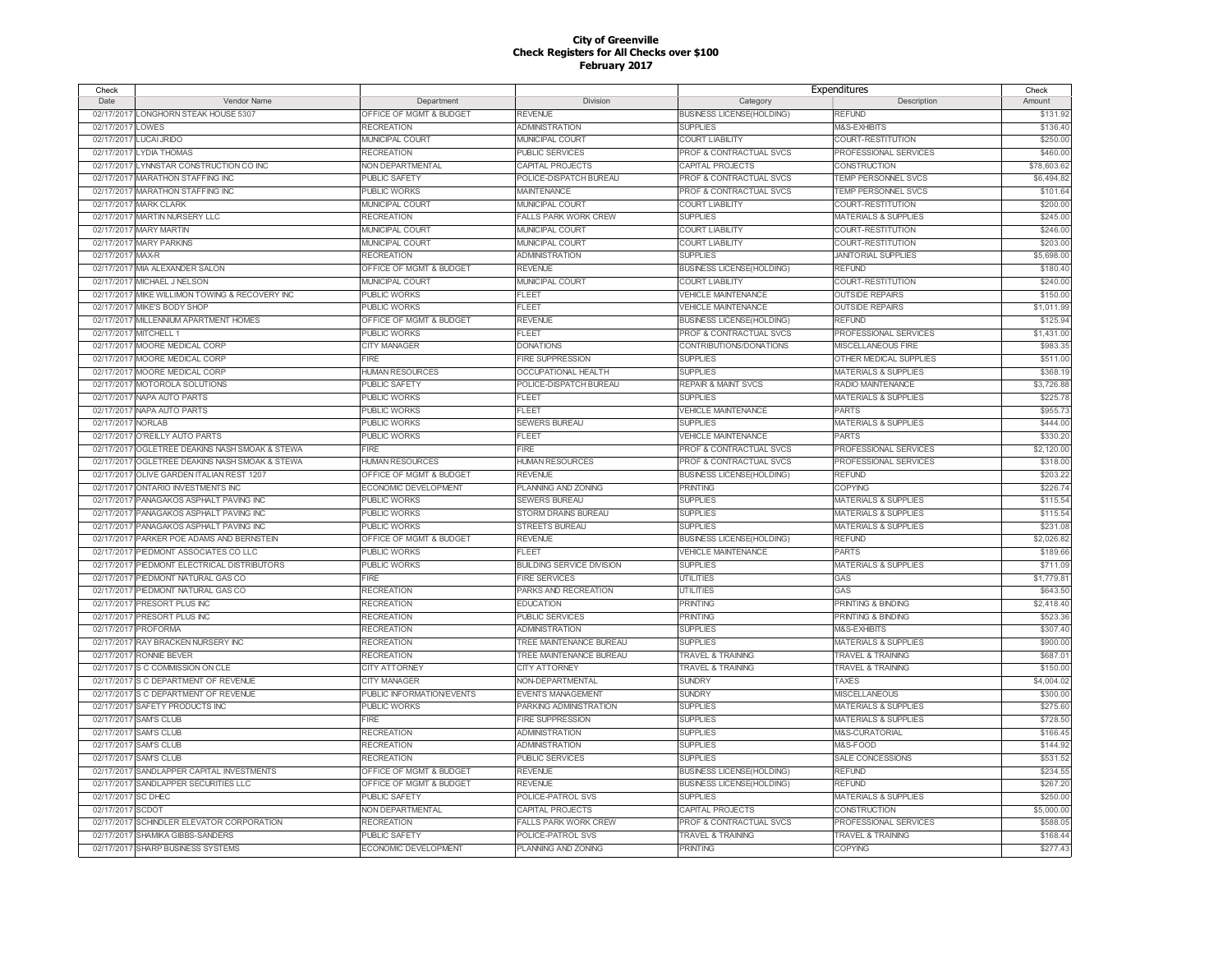**City of Greenville**
**Check Registers for All Checks over $100**
**February 2017**

| Check | | | | Expenditures | | Check |
|---|---|---|---|---|---|---|
| Date | Vendor Name | Department | Division | Category | Description | Amount |
| 02/17/2017 | LONGHORN STEAK HOUSE 5307 | OFFICE OF MGMT & BUDGET | REVENUE | BUSINESS LICENSE(HOLDING) | REFUND | $131.92 |
| 02/17/2017 | LOWES | RECREATION | ADMINISTRATION | SUPPLIES | M&S-EXHIBITS | $136.40 |
| 02/17/2017 | LUCAI JRIDO | MUNICIPAL COURT | MUNICIPAL COURT | COURT LIABILITY | COURT-RESTITUTION | $250.00 |
| 02/17/2017 | LYDIA THOMAS | RECREATION | PUBLIC SERVICES | PROF & CONTRACTUAL SVCS | PROFESSIONAL SERVICES | $460.00 |
| 02/17/2017 | LYNNSTAR CONSTRUCTION CO INC | NON DEPARTMENTAL | CAPITAL PROJECTS | CAPITAL PROJECTS | CONSTRUCTION | $78,603.62 |
| 02/17/2017 | MARATHON STAFFING INC | PUBLIC SAFETY | POLICE-DISPATCH BUREAU | PROF & CONTRACTUAL SVCS | TEMP PERSONNEL SVCS | $6,494.82 |
| 02/17/2017 | MARATHON STAFFING INC | PUBLIC WORKS | MAINTENANCE | PROF & CONTRACTUAL SVCS | TEMP PERSONNEL SVCS | $101.64 |
| 02/17/2017 | MARK CLARK | MUNICIPAL COURT | MUNICIPAL COURT | COURT LIABILITY | COURT-RESTITUTION | $200.00 |
| 02/17/2017 | MARTIN NURSERY LLC | RECREATION | FALLS PARK WORK CREW | SUPPLIES | MATERIALS & SUPPLIES | $245.00 |
| 02/17/2017 | MARY MARTIN | MUNICIPAL COURT | MUNICIPAL COURT | COURT LIABILITY | COURT-RESTITUTION | $246.00 |
| 02/17/2017 | MARY PARKINS | MUNICIPAL COURT | MUNICIPAL COURT | COURT LIABILITY | COURT-RESTITUTION | $203.00 |
| 02/17/2017 | MAX-R | RECREATION | ADMINISTRATION | SUPPLIES | JANITORIAL SUPPLIES | $5,698.00 |
| 02/17/2017 | MIA ALEXANDER SALON | OFFICE OF MGMT & BUDGET | REVENUE | BUSINESS LICENSE(HOLDING) | REFUND | $180.40 |
| 02/17/2017 | MICHAEL J NELSON | MUNICIPAL COURT | MUNICIPAL COURT | COURT LIABILITY | COURT-RESTITUTION | $240.00 |
| 02/17/2017 | MIKE WILLIMON TOWING & RECOVERY INC | PUBLIC WORKS | FLEET | VEHICLE MAINTENANCE | OUTSIDE REPAIRS | $150.00 |
| 02/17/2017 | MIKE'S BODY SHOP | PUBLIC WORKS | FLEET | VEHICLE MAINTENANCE | OUTSIDE REPAIRS | $1,011.99 |
| 02/17/2017 | MILLENNIUM APARTMENT HOMES | OFFICE OF MGMT & BUDGET | REVENUE | BUSINESS LICENSE(HOLDING) | REFUND | $125.94 |
| 02/17/2017 | MITCHELL 1 | PUBLIC WORKS | FLEET | PROF & CONTRACTUAL SVCS | PROFESSIONAL SERVICES | $1,431.00 |
| 02/17/2017 | MOORE MEDICAL CORP | CITY MANAGER | DONATIONS | CONTRIBUTIONS/DONATIONS | MISCELLANEOUS FIRE | $983.35 |
| 02/17/2017 | MOORE MEDICAL CORP | FIRE | FIRE SUPPRESSION | SUPPLIES | OTHER MEDICAL SUPPLIES | $511.00 |
| 02/17/2017 | MOORE MEDICAL CORP | HUMAN RESOURCES | OCCUPATIONAL HEALTH | SUPPLIES | MATERIALS & SUPPLIES | $368.19 |
| 02/17/2017 | MOTOROLA SOLUTIONS | PUBLIC SAFETY | POLICE-DISPATCH BUREAU | REPAIR & MAINT SVCS | RADIO MAINTENANCE | $3,726.88 |
| 02/17/2017 | NAPA AUTO PARTS | PUBLIC WORKS | FLEET | SUPPLIES | MATERIALS & SUPPLIES | $225.78 |
| 02/17/2017 | NAPA AUTO PARTS | PUBLIC WORKS | FLEET | VEHICLE MAINTENANCE | PARTS | $955.73 |
| 02/17/2017 | NORLAB | PUBLIC WORKS | SEWERS BUREAU | SUPPLIES | MATERIALS & SUPPLIES | $444.00 |
| 02/17/2017 | O'REILLY AUTO PARTS | PUBLIC WORKS | FLEET | VEHICLE MAINTENANCE | PARTS | $330.20 |
| 02/17/2017 | OGLETREE DEAKINS NASH SMOAK & STEWA | FIRE | FIRE | PROF & CONTRACTUAL SVCS | PROFESSIONAL SERVICES | $2,120.00 |
| 02/17/2017 | OGLETREE DEAKINS NASH SMOAK & STEWA | HUMAN RESOURCES | HUMAN RESOURCES | PROF & CONTRACTUAL SVCS | PROFESSIONAL SERVICES | $318.00 |
| 02/17/2017 | OLIVE GARDEN ITALIAN REST 1207 | OFFICE OF MGMT & BUDGET | REVENUE | BUSINESS LICENSE(HOLDING) | REFUND | $203.22 |
| 02/17/2017 | ONTARIO INVESTMENTS INC | ECONOMIC DEVELOPMENT | PLANNING AND ZONING | PRINTING | COPYING | $226.74 |
| 02/17/2017 | PANAGAKOS ASPHALT PAVING INC | PUBLIC WORKS | SEWERS BUREAU | SUPPLIES | MATERIALS & SUPPLIES | $115.54 |
| 02/17/2017 | PANAGAKOS ASPHALT PAVING INC | PUBLIC WORKS | STORM DRAINS BUREAU | SUPPLIES | MATERIALS & SUPPLIES | $115.54 |
| 02/17/2017 | PANAGAKOS ASPHALT PAVING INC | PUBLIC WORKS | STREETS BUREAU | SUPPLIES | MATERIALS & SUPPLIES | $231.08 |
| 02/17/2017 | PARKER POE ADAMS AND BERNSTEIN | OFFICE OF MGMT & BUDGET | REVENUE | BUSINESS LICENSE(HOLDING) | REFUND | $2,026.82 |
| 02/17/2017 | PIEDMONT ASSOCIATES CO LLC | PUBLIC WORKS | FLEET | VEHICLE MAINTENANCE | PARTS | $189.66 |
| 02/17/2017 | PIEDMONT ELECTRICAL DISTRIBUTORS | PUBLIC WORKS | BUILDING SERVICE DIVISION | SUPPLIES | MATERIALS & SUPPLIES | $711.09 |
| 02/17/2017 | PIEDMONT NATURAL GAS CO | FIRE | FIRE SERVICES | UTILITIES | GAS | $1,779.81 |
| 02/17/2017 | PIEDMONT NATURAL GAS CO | RECREATION | PARKS AND RECREATION | UTILITIES | GAS | $643.50 |
| 02/17/2017 | PRESORT PLUS INC | RECREATION | EDUCATION | PRINTING | PRINTING & BINDING | $2,418.40 |
| 02/17/2017 | PRESORT PLUS INC | RECREATION | PUBLIC SERVICES | PRINTING | PRINTING & BINDING | $523.36 |
| 02/17/2017 | PROFORMA | RECREATION | ADMINISTRATION | SUPPLIES | M&S-EXHIBITS | $307.40 |
| 02/17/2017 | RAY BRACKEN NURSERY INC | RECREATION | TREE MAINTENANCE BUREAU | SUPPLIES | MATERIALS & SUPPLIES | $900.00 |
| 02/17/2017 | RONNIE BEVER | RECREATION | TREE MAINTENANCE BUREAU | TRAVEL & TRAINING | TRAVEL & TRAINING | $687.01 |
| 02/17/2017 | S C COMMISSION ON CLE | CITY ATTORNEY | CITY ATTORNEY | TRAVEL & TRAINING | TRAVEL & TRAINING | $150.00 |
| 02/17/2017 | S C DEPARTMENT OF REVENUE | CITY MANAGER | NON-DEPARTMENTAL | SUNDRY | TAXES | $4,004.02 |
| 02/17/2017 | S C DEPARTMENT OF REVENUE | PUBLIC INFORMATION/EVENTS | EVENTS MANAGEMENT | SUNDRY | MISCELLANEOUS | $300.00 |
| 02/17/2017 | SAFETY PRODUCTS INC | PUBLIC WORKS | PARKING ADMINISTRATION | SUPPLIES | MATERIALS & SUPPLIES | $275.60 |
| 02/17/2017 | SAM'S CLUB | FIRE | FIRE SUPPRESSION | SUPPLIES | MATERIALS & SUPPLIES | $728.50 |
| 02/17/2017 | SAM'S CLUB | RECREATION | ADMINISTRATION | SUPPLIES | M&S-CURATORIAL | $166.45 |
| 02/17/2017 | SAM'S CLUB | RECREATION | ADMINISTRATION | SUPPLIES | M&S-FOOD | $144.92 |
| 02/17/2017 | SAM'S CLUB | RECREATION | PUBLIC SERVICES | SUPPLIES | SALE CONCESSIONS | $531.52 |
| 02/17/2017 | SANDLAPPER CAPITAL INVESTMENTS | OFFICE OF MGMT & BUDGET | REVENUE | BUSINESS LICENSE(HOLDING) | REFUND | $234.55 |
| 02/17/2017 | SANDLAPPER SECURITIES LLC | OFFICE OF MGMT & BUDGET | REVENUE | BUSINESS LICENSE(HOLDING) | REFUND | $267.20 |
| 02/17/2017 | SC DHEC | PUBLIC SAFETY | POLICE-PATROL SVS | SUPPLIES | MATERIALS & SUPPLIES | $250.00 |
| 02/17/2017 | SCDOT | NON DEPARTMENTAL | CAPITAL PROJECTS | CAPITAL PROJECTS | CONSTRUCTION | $5,000.00 |
| 02/17/2017 | SCHINDLER ELEVATOR CORPORATION | RECREATION | FALLS PARK WORK CREW | PROF & CONTRACTUAL SVCS | PROFESSIONAL SERVICES | $588.05 |
| 02/17/2017 | SHAMIKA GIBBS-SANDERS | PUBLIC SAFETY | POLICE-PATROL SVS | TRAVEL & TRAINING | TRAVEL & TRAINING | $168.44 |
| 02/17/2017 | SHARP BUSINESS SYSTEMS | ECONOMIC DEVELOPMENT | PLANNING AND ZONING | PRINTING | COPYING | $277.43 |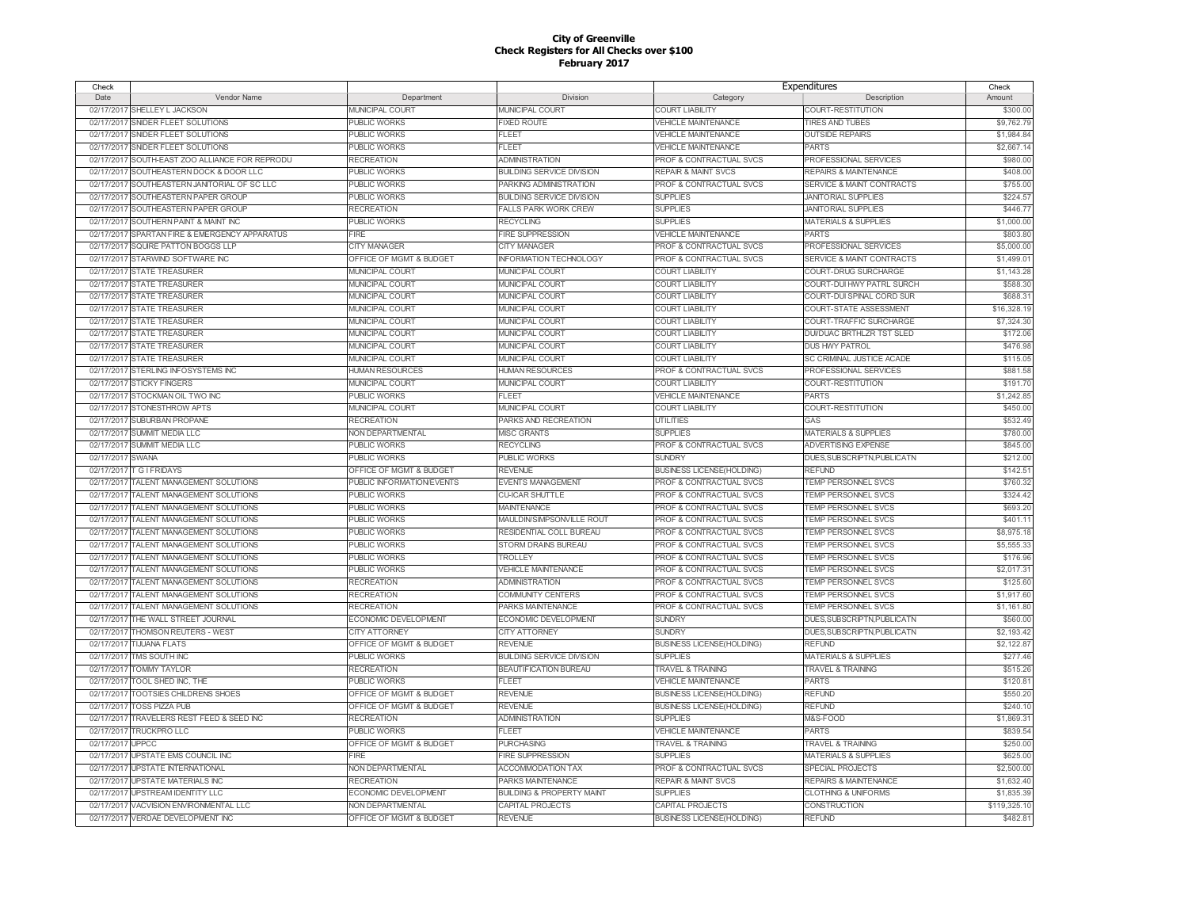# City of Greenville
## Check Registers for All Checks over $100
### February 2017

| Check Date | Vendor Name | Department | Division | Expenditures Category | Expenditures Description | Check Amount |
|---|---|---|---|---|---|---|
| 02/17/2017 | SHELLEY L JACKSON | MUNICIPAL COURT | MUNICIPAL COURT | COURT LIABILITY | COURT-RESTITUTION | $300.00 |
| 02/17/2017 | SNIDER FLEET SOLUTIONS | PUBLIC WORKS | FIXED ROUTE | VEHICLE MAINTENANCE | TIRES AND TUBES | $9,762.79 |
| 02/17/2017 | SNIDER FLEET SOLUTIONS | PUBLIC WORKS | FLEET | VEHICLE MAINTENANCE | OUTSIDE REPAIRS | $1,984.84 |
| 02/17/2017 | SNIDER FLEET SOLUTIONS | PUBLIC WORKS | FLEET | VEHICLE MAINTENANCE | PARTS | $2,667.14 |
| 02/17/2017 | SOUTH-EAST ZOO ALLIANCE FOR REPRODU | RECREATION | ADMINISTRATION | PROF & CONTRACTUAL SVCS | PROFESSIONAL SERVICES | $980.00 |
| 02/17/2017 | SOUTHEASTERN DOCK & DOOR LLC | PUBLIC WORKS | BUILDING SERVICE DIVISION | REPAIR & MAINT SVCS | REPAIRS & MAINTENANCE | $408.00 |
| 02/17/2017 | SOUTHEASTERN JANITORIAL OF SC LLC | PUBLIC WORKS | PARKING ADMINISTRATION | PROF & CONTRACTUAL SVCS | SERVICE & MAINT CONTRACTS | $755.00 |
| 02/17/2017 | SOUTHEASTERN PAPER GROUP | PUBLIC WORKS | BUILDING SERVICE DIVISION | SUPPLIES | JANITORIAL SUPPLIES | $224.57 |
| 02/17/2017 | SOUTHEASTERN PAPER GROUP | RECREATION | FALLS PARK WORK CREW | SUPPLIES | JANITORIAL SUPPLIES | $446.77 |
| 02/17/2017 | SOUTHERN PAINT & MAINT INC | PUBLIC WORKS | RECYCLING | SUPPLIES | MATERIALS & SUPPLIES | $1,000.00 |
| 02/17/2017 | SPARTAN FIRE & EMERGENCY APPARATUS | FIRE | FIRE SUPPRESSION | VEHICLE MAINTENANCE | PARTS | $803.80 |
| 02/17/2017 | SQUIRE PATTON BOGGS LLP | CITY MANAGER | CITY MANAGER | PROF & CONTRACTUAL SVCS | PROFESSIONAL SERVICES | $5,000.00 |
| 02/17/2017 | STARWIND SOFTWARE INC | OFFICE OF MGMT & BUDGET | INFORMATION TECHNOLOGY | PROF & CONTRACTUAL SVCS | SERVICE & MAINT CONTRACTS | $1,499.01 |
| 02/17/2017 | STATE TREASURER | MUNICIPAL COURT | MUNICIPAL COURT | COURT LIABILITY | COURT-DRUG SURCHARGE | $1,143.28 |
| 02/17/2017 | STATE TREASURER | MUNICIPAL COURT | MUNICIPAL COURT | COURT LIABILITY | COURT-DUI HWY PATRL SURCH | $588.30 |
| 02/17/2017 | STATE TREASURER | MUNICIPAL COURT | MUNICIPAL COURT | COURT LIABILITY | COURT-DUI SPINAL CORD SUR | $688.31 |
| 02/17/2017 | STATE TREASURER | MUNICIPAL COURT | MUNICIPAL COURT | COURT LIABILITY | COURT-STATE ASSESSMENT | $16,328.19 |
| 02/17/2017 | STATE TREASURER | MUNICIPAL COURT | MUNICIPAL COURT | COURT LIABILITY | COURT-TRAFFIC SURCHARGE | $7,324.30 |
| 02/17/2017 | STATE TREASURER | MUNICIPAL COURT | MUNICIPAL COURT | COURT LIABILITY | DUI/DUAC BRTHLZR TST SLED | $172.06 |
| 02/17/2017 | STATE TREASURER | MUNICIPAL COURT | MUNICIPAL COURT | COURT LIABILITY | DUS HWY PATROL | $476.98 |
| 02/17/2017 | STATE TREASURER | MUNICIPAL COURT | MUNICIPAL COURT | COURT LIABILITY | SC CRIMINAL JUSTICE ACADE | $115.05 |
| 02/17/2017 | STERLING INFOSYSTEMS INC | HUMAN RESOURCES | HUMAN RESOURCES | PROF & CONTRACTUAL SVCS | PROFESSIONAL SERVICES | $881.58 |
| 02/17/2017 | STICKY FINGERS | MUNICIPAL COURT | MUNICIPAL COURT | COURT LIABILITY | COURT-RESTITUTION | $191.70 |
| 02/17/2017 | STOCKMAN OIL TWO INC | PUBLIC WORKS | FLEET | VEHICLE MAINTENANCE | PARTS | $1,242.85 |
| 02/17/2017 | STONESTHROW APTS | MUNICIPAL COURT | MUNICIPAL COURT | COURT LIABILITY | COURT-RESTITUTION | $450.00 |
| 02/17/2017 | SUBURBAN PROPANE | RECREATION | PARKS AND RECREATION | UTILITIES | GAS | $532.49 |
| 02/17/2017 | SUMMIT MEDIA LLC | NON DEPARTMENTAL | MISC GRANTS | SUPPLIES | MATERIALS & SUPPLIES | $780.00 |
| 02/17/2017 | SUMMIT MEDIA LLC | PUBLIC WORKS | RECYCLING | PROF & CONTRACTUAL SVCS | ADVERTISING EXPENSE | $845.00 |
| 02/17/2017 | SWANA | PUBLIC WORKS | PUBLIC WORKS | SUNDRY | DUES,SUBSCRIPTN,PUBLICATN | $212.00 |
| 02/17/2017 | T G I FRIDAYS | OFFICE OF MGMT & BUDGET | REVENUE | BUSINESS LICENSE(HOLDING) | REFUND | $142.51 |
| 02/17/2017 | TALENT MANAGEMENT SOLUTIONS | PUBLIC INFORMATION/EVENTS | EVENTS MANAGEMENT | PROF & CONTRACTUAL SVCS | TEMP PERSONNEL SVCS | $760.32 |
| 02/17/2017 | TALENT MANAGEMENT SOLUTIONS | PUBLIC WORKS | CU-ICAR SHUTTLE | PROF & CONTRACTUAL SVCS | TEMP PERSONNEL SVCS | $324.42 |
| 02/17/2017 | TALENT MANAGEMENT SOLUTIONS | PUBLIC WORKS | MAINTENANCE | PROF & CONTRACTUAL SVCS | TEMP PERSONNEL SVCS | $693.20 |
| 02/17/2017 | TALENT MANAGEMENT SOLUTIONS | PUBLIC WORKS | MAULDIN/SIMPSONVILLE ROUT | PROF & CONTRACTUAL SVCS | TEMP PERSONNEL SVCS | $401.11 |
| 02/17/2017 | TALENT MANAGEMENT SOLUTIONS | PUBLIC WORKS | RESIDENTIAL COLL BUREAU | PROF & CONTRACTUAL SVCS | TEMP PERSONNEL SVCS | $8,975.18 |
| 02/17/2017 | TALENT MANAGEMENT SOLUTIONS | PUBLIC WORKS | STORM DRAINS BUREAU | PROF & CONTRACTUAL SVCS | TEMP PERSONNEL SVCS | $5,555.33 |
| 02/17/2017 | TALENT MANAGEMENT SOLUTIONS | PUBLIC WORKS | TROLLEY | PROF & CONTRACTUAL SVCS | TEMP PERSONNEL SVCS | $176.96 |
| 02/17/2017 | TALENT MANAGEMENT SOLUTIONS | PUBLIC WORKS | VEHICLE MAINTENANCE | PROF & CONTRACTUAL SVCS | TEMP PERSONNEL SVCS | $2,017.31 |
| 02/17/2017 | TALENT MANAGEMENT SOLUTIONS | RECREATION | ADMINISTRATION | PROF & CONTRACTUAL SVCS | TEMP PERSONNEL SVCS | $125.60 |
| 02/17/2017 | TALENT MANAGEMENT SOLUTIONS | RECREATION | COMMUNITY CENTERS | PROF & CONTRACTUAL SVCS | TEMP PERSONNEL SVCS | $1,917.60 |
| 02/17/2017 | TALENT MANAGEMENT SOLUTIONS | RECREATION | PARKS MAINTENANCE | PROF & CONTRACTUAL SVCS | TEMP PERSONNEL SVCS | $1,161.80 |
| 02/17/2017 | THE WALL STREET JOURNAL | ECONOMIC DEVELOPMENT | ECONOMIC DEVELOPMENT | SUNDRY | DUES,SUBSCRIPTN,PUBLICATN | $560.00 |
| 02/17/2017 | THOMSON REUTERS - WEST | CITY ATTORNEY | CITY ATTORNEY | SUNDRY | DUES,SUBSCRIPTN,PUBLICATN | $2,193.42 |
| 02/17/2017 | TIJUANA FLATS | OFFICE OF MGMT & BUDGET | REVENUE | BUSINESS LICENSE(HOLDING) | REFUND | $2,122.87 |
| 02/17/2017 | TMS SOUTH INC | PUBLIC WORKS | BUILDING SERVICE DIVISION | SUPPLIES | MATERIALS & SUPPLIES | $277.46 |
| 02/17/2017 | TOMMY TAYLOR | RECREATION | BEAUTIFICATION BUREAU | TRAVEL & TRAINING | TRAVEL & TRAINING | $515.26 |
| 02/17/2017 | TOOL SHED INC, THE | PUBLIC WORKS | FLEET | VEHICLE MAINTENANCE | PARTS | $120.81 |
| 02/17/2017 | TOOTSIES CHILDRENS SHOES | OFFICE OF MGMT & BUDGET | REVENUE | BUSINESS LICENSE(HOLDING) | REFUND | $550.20 |
| 02/17/2017 | TOSS PIZZA PUB | OFFICE OF MGMT & BUDGET | REVENUE | BUSINESS LICENSE(HOLDING) | REFUND | $240.10 |
| 02/17/2017 | TRAVELERS REST FEED & SEED INC | RECREATION | ADMINISTRATION | SUPPLIES | M&S-FOOD | $1,869.31 |
| 02/17/2017 | TRUCKPRO LLC | PUBLIC WORKS | FLEET | VEHICLE MAINTENANCE | PARTS | $639.54 |
| 02/17/2017 | UPPCC | OFFICE OF MGMT & BUDGET | PURCHASING | TRAVEL & TRAINING | TRAVEL & TRAINING | $250.00 |
| 02/17/2017 | UPSTATE EMS COUNCIL INC | FIRE | FIRE SUPPRESSION | SUPPLIES | MATERIALS & SUPPLIES | $625.00 |
| 02/17/2017 | UPSTATE INTERNATIONAL | NON DEPARTMENTAL | ACCOMMODATION TAX | PROF & CONTRACTUAL SVCS | SPECIAL PROJECTS | $2,500.00 |
| 02/17/2017 | UPSTATE MATERIALS INC | RECREATION | PARKS MAINTENANCE | REPAIR & MAINT SVCS | REPAIRS & MAINTENANCE | $1,632.40 |
| 02/17/2017 | UPSTREAM IDENTITY LLC | ECONOMIC DEVELOPMENT | BUILDING & PROPERTY MAINT | SUPPLIES | CLOTHING & UNIFORMS | $1,835.39 |
| 02/17/2017 | VACVISION ENVIRONMENTAL LLC | NON DEPARTMENTAL | CAPITAL PROJECTS | CAPITAL PROJECTS | CONSTRUCTION | $119,325.10 |
| 02/17/2017 | VERDAE DEVELOPMENT INC | OFFICE OF MGMT & BUDGET | REVENUE | BUSINESS LICENSE(HOLDING) | REFUND | $482.81 |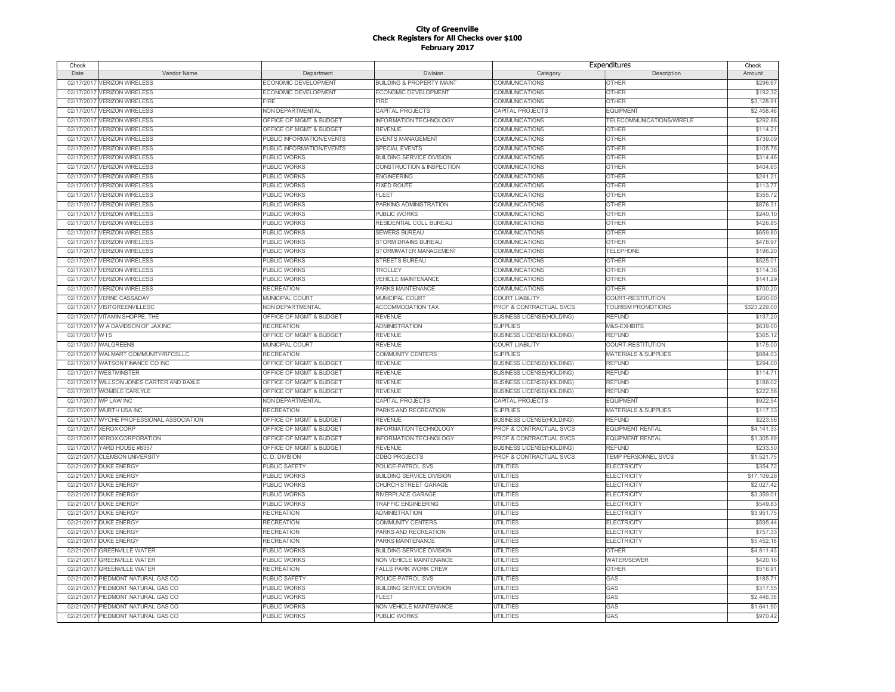# City of Greenville
## Check Registers for All Checks over $100
## February 2017

| Check Date | Vendor Name | Department | Division | Expenditures Category | Expenditures Description | Check Amount |
|---|---|---|---|---|---|---|
| 02/17/2017 | VERIZON WIRELESS | ECONOMIC DEVELOPMENT | BUILDING & PROPERTY MAINT | COMMUNICATIONS | OTHER | $296.67 |
| 02/17/2017 | VERIZON WIRELESS | ECONOMIC DEVELOPMENT | ECONOMIC DEVELOPMENT | COMMUNICATIONS | OTHER | $192.32 |
| 02/17/2017 | VERIZON WIRELESS | FIRE | FIRE | COMMUNICATIONS | OTHER | $3,128.91 |
| 02/17/2017 | VERIZON WIRELESS | NON DEPARTMENTAL | CAPITAL PROJECTS | CAPITAL PROJECTS | EQUIPMENT | $2,458.46 |
| 02/17/2017 | VERIZON WIRELESS | OFFICE OF MGMT & BUDGET | INFORMATION TECHNOLOGY | COMMUNICATIONS | TELECOMMUNICATIONS/WIRELE | $292.88 |
| 02/17/2017 | VERIZON WIRELESS | OFFICE OF MGMT & BUDGET | REVENUE | COMMUNICATIONS | OTHER | $114.21 |
| 02/17/2017 | VERIZON WIRELESS | PUBLIC INFORMATION/EVENTS | EVENTS MANAGEMENT | COMMUNICATIONS | OTHER | $739.09 |
| 02/17/2017 | VERIZON WIRELESS | PUBLIC INFORMATION/EVENTS | SPECIAL EVENTS | COMMUNICATIONS | OTHER | $105.78 |
| 02/17/2017 | VERIZON WIRELESS | PUBLIC WORKS | BUILDING SERVICE DIVISION | COMMUNICATIONS | OTHER | $314.46 |
| 02/17/2017 | VERIZON WIRELESS | PUBLIC WORKS | CONSTRUCTION & INSPECTION | COMMUNICATIONS | OTHER | $404.63 |
| 02/17/2017 | VERIZON WIRELESS | PUBLIC WORKS | ENGINEERING | COMMUNICATIONS | OTHER | $241.21 |
| 02/17/2017 | VERIZON WIRELESS | PUBLIC WORKS | FIXED ROUTE | COMMUNICATIONS | OTHER | $113.77 |
| 02/17/2017 | VERIZON WIRELESS | PUBLIC WORKS | FLEET | COMMUNICATIONS | OTHER | $355.72 |
| 02/17/2017 | VERIZON WIRELESS | PUBLIC WORKS | PARKING ADMINISTRATION | COMMUNICATIONS | OTHER | $876.31 |
| 02/17/2017 | VERIZON WIRELESS | PUBLIC WORKS | PUBLIC WORKS | COMMUNICATIONS | OTHER | $240.10 |
| 02/17/2017 | VERIZON WIRELESS | PUBLIC WORKS | RESIDENTIAL COLL BUREAU | COMMUNICATIONS | OTHER | $426.85 |
| 02/17/2017 | VERIZON WIRELESS | PUBLIC WORKS | SEWERS BUREAU | COMMUNICATIONS | OTHER | $659.80 |
| 02/17/2017 | VERIZON WIRELESS | PUBLIC WORKS | STORM DRAINS BUREAU | COMMUNICATIONS | OTHER | $478.97 |
| 02/17/2017 | VERIZON WIRELESS | PUBLIC WORKS | STORMWATER MANAGEMENT | COMMUNICATIONS | TELEPHONE | $196.20 |
| 02/17/2017 | VERIZON WIRELESS | PUBLIC WORKS | STREETS BUREAU | COMMUNICATIONS | OTHER | $525.01 |
| 02/17/2017 | VERIZON WIRELESS | PUBLIC WORKS | TROLLEY | COMMUNICATIONS | OTHER | $114.38 |
| 02/17/2017 | VERIZON WIRELESS | PUBLIC WORKS | VEHICLE MAINTENANCE | COMMUNICATIONS | OTHER | $141.29 |
| 02/17/2017 | VERIZON WIRELESS | RECREATION | PARKS MAINTENANCE | COMMUNICATIONS | OTHER | $700.20 |
| 02/17/2017 | VERNE CASSADAY | MUNICIPAL COURT | MUNICIPAL COURT | COURT LIABILITY | COURT-RESTITUTION | $200.00 |
| 02/17/2017 | VISITGREENVILLESC | NON DEPARTMENTAL | ACCOMMODATION TAX | PROF & CONTRACTUAL SVCS | TOURISM PROMOTIONS | $323,229.00 |
| 02/17/2017 | VITAMIN SHOPPE, THE | OFFICE OF MGMT & BUDGET | REVENUE | BUSINESS LICENSE(HOLDING) | REFUND | $137.20 |
| 02/17/2017 | W A DAVIDSON OF JAX INC | RECREATION | ADMINISTRATION | SUPPLIES | M&S-EXHIBITS | $639.00 |
| 02/17/2017 | W I S | OFFICE OF MGMT & BUDGET | REVENUE | BUSINESS LICENSE(HOLDING) | REFUND | $365.12 |
| 02/17/2017 | WALGREENS | MUNICIPAL COURT | REVENUE | COURT LIABILITY | COURT-RESTITUTION | $175.00 |
| 02/17/2017 | WALMART COMMUNITY/RFCSLLC | RECREATION | COMMUNITY CENTERS | SUPPLIES | MATERIALS & SUPPLIES | $884.03 |
| 02/17/2017 | WATSON FINANCE CO INC | OFFICE OF MGMT & BUDGET | REVENUE | BUSINESS LICENSE(HOLDING) | REFUND | $294.00 |
| 02/17/2017 | WESTMINSTER | OFFICE OF MGMT & BUDGET | REVENUE | BUSINESS LICENSE(HOLDING) | REFUND | $114.71 |
| 02/17/2017 | WILLSON JONES CARTER AND BAXLE | OFFICE OF MGMT & BUDGET | REVENUE | BUSINESS LICENSE(HOLDING) | REFUND | $188.02 |
| 02/17/2017 | WOMBLE CARLYLE | OFFICE OF MGMT & BUDGET | REVENUE | BUSINESS LICENSE(HOLDING) | REFUND | $222.58 |
| 02/17/2017 | WP LAW INC | NON DEPARTMENTAL | CAPITAL PROJECTS | CAPITAL PROJECTS | EQUIPMENT | $922.54 |
| 02/17/2017 | WURTH USA INC | RECREATION | PARKS AND RECREATION | SUPPLIES | MATERIALS & SUPPLIES | $117.33 |
| 02/17/2017 | WYCHE PROFESSIONAL ASSOCIATION | OFFICE OF MGMT & BUDGET | REVENUE | BUSINESS LICENSE(HOLDING) | REFUND | $223.56 |
| 02/17/2017 | XEROX CORP | OFFICE OF MGMT & BUDGET | INFORMATION TECHNOLOGY | PROF & CONTRACTUAL SVCS | EQUIPMENT RENTAL | $4,141.33 |
| 02/17/2017 | XEROX CORPORATION | OFFICE OF MGMT & BUDGET | INFORMATION TECHNOLOGY | PROF & CONTRACTUAL SVCS | EQUIPMENT RENTAL | $1,305.89 |
| 02/17/2017 | YARD HOUSE #8357 | OFFICE OF MGMT & BUDGET | REVENUE | BUSINESS LICENSE(HOLDING) | REFUND | $233.50 |
| 02/21/2017 | CLEMSON UNIVERSITY | C. D. DIVISION | CDBG PROJECTS | PROF & CONTRACTUAL SVCS | TEMP PERSONNEL SVCS | $1,521.75 |
| 02/21/2017 | DUKE ENERGY | PUBLIC SAFETY | POLICE-PATROL SVS | UTILITIES | ELECTRICITY | $354.72 |
| 02/21/2017 | DUKE ENERGY | PUBLIC WORKS | BUILDING SERVICE DIVISION | UTILITIES | ELECTRICITY | $17,109.26 |
| 02/21/2017 | DUKE ENERGY | PUBLIC WORKS | CHURCH STREET GARAGE | UTILITIES | ELECTRICITY | $2,027.42 |
| 02/21/2017 | DUKE ENERGY | PUBLIC WORKS | RIVERPLACE GARAGE | UTILITIES | ELECTRICITY | $3,359.01 |
| 02/21/2017 | DUKE ENERGY | PUBLIC WORKS | TRAFFIC ENGINEERING | UTILITIES | ELECTRICITY | $549.83 |
| 02/21/2017 | DUKE ENERGY | RECREATION | ADMINISTRATION | UTILITIES | ELECTRICITY | $3,951.75 |
| 02/21/2017 | DUKE ENERGY | RECREATION | COMMUNITY CENTERS | UTILITIES | ELECTRICITY | $595.44 |
| 02/21/2017 | DUKE ENERGY | RECREATION | PARKS AND RECREATION | UTILITIES | ELECTRICITY | $757.33 |
| 02/21/2017 | DUKE ENERGY | RECREATION | PARKS MAINTENANCE | UTILITIES | ELECTRICITY | $5,452.18 |
| 02/21/2017 | GREENVILLE WATER | PUBLIC WORKS | BUILDING SERVICE DIVISION | UTILITIES | OTHER | $4,811.43 |
| 02/21/2017 | GREENVILLE WATER | PUBLIC WORKS | NON VEHICLE MAINTENANCE | UTILITIES | WATER/SEWER | $420.16 |
| 02/21/2017 | GREENVILLE WATER | RECREATION | FALLS PARK WORK CREW | UTILITIES | OTHER | $516.91 |
| 02/21/2017 | PIEDMONT NATURAL GAS CO | PUBLIC SAFETY | POLICE-PATROL SVS | UTILITIES | GAS | $185.71 |
| 02/21/2017 | PIEDMONT NATURAL GAS CO | PUBLIC WORKS | BUILDING SERVICE DIVISION | UTILITIES | GAS | $317.55 |
| 02/21/2017 | PIEDMONT NATURAL GAS CO | PUBLIC WORKS | FLEET | UTILITIES | GAS | $2,446.36 |
| 02/21/2017 | PIEDMONT NATURAL GAS CO | PUBLIC WORKS | NON VEHICLE MAINTENANCE | UTILITIES | GAS | $1,641.90 |
| 02/21/2017 | PIEDMONT NATURAL GAS CO | PUBLIC WORKS | PUBLIC WORKS | UTILITIES | GAS | $970.42 |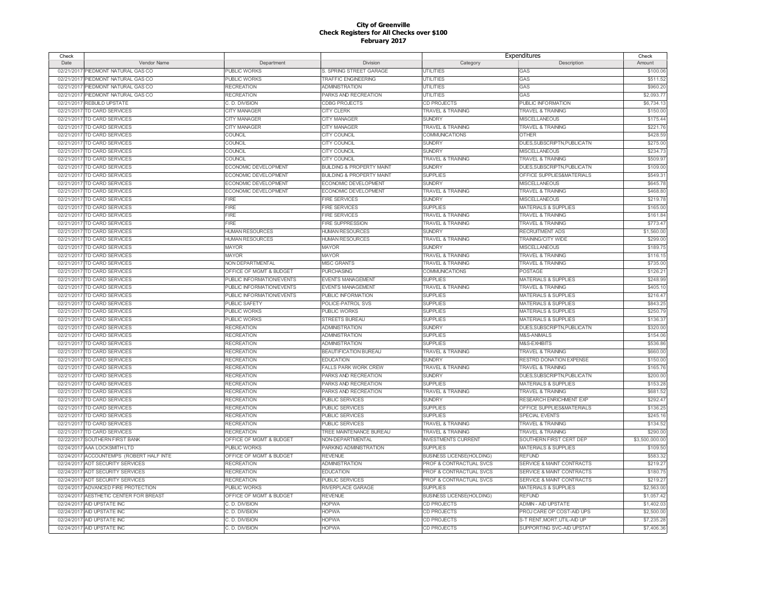# City of Greenville
## Check Registers for All Checks over $100
### February 2017

| Check Date | Vendor Name | Department | Division | Expenditures Category | Expenditures Description | Check Amount |
|---|---|---|---|---|---|---|
| 02/21/2017 | PIEDMONT NATURAL GAS CO | PUBLIC WORKS | S. SPRING STREET GARAGE | UTILITIES | GAS | $100.06 |
| 02/21/2017 | PIEDMONT NATURAL GAS CO | PUBLIC WORKS | TRAFFIC ENGINEERING | UTILITIES | GAS | $511.52 |
| 02/21/2017 | PIEDMONT NATURAL GAS CO | RECREATION | ADMINISTRATION | UTILITIES | GAS | $960.20 |
| 02/21/2017 | PIEDMONT NATURAL GAS CO | RECREATION | PARKS AND RECREATION | UTILITIES | GAS | $2,093.77 |
| 02/21/2017 | REBUILD UPSTATE | C. D. DIVISION | CDBG PROJECTS | CD PROJECTS | PUBLIC INFORMATION | $6,734.13 |
| 02/21/2017 | TD CARD SERVICES | CITY MANAGER | CITY CLERK | TRAVEL & TRAINING | TRAVEL & TRAINING | $150.00 |
| 02/21/2017 | TD CARD SERVICES | CITY MANAGER | CITY MANAGER | SUNDRY | MISCELLANEOUS | $175.44 |
| 02/21/2017 | TD CARD SERVICES | CITY MANAGER | CITY MANAGER | TRAVEL & TRAINING | TRAVEL & TRAINING | $221.76 |
| 02/21/2017 | TD CARD SERVICES | COUNCIL | CITY COUNCIL | COMMUNICATIONS | OTHER | $428.59 |
| 02/21/2017 | TD CARD SERVICES | COUNCIL | CITY COUNCIL | SUNDRY | DUES,SUBSCRIPTN,PUBLICATN | $275.00 |
| 02/21/2017 | TD CARD SERVICES | COUNCIL | CITY COUNCIL | SUNDRY | MISCELLANEOUS | $234.73 |
| 02/21/2017 | TD CARD SERVICES | COUNCIL | CITY COUNCIL | TRAVEL & TRAINING | TRAVEL & TRAINING | $509.97 |
| 02/21/2017 | TD CARD SERVICES | ECONOMIC DEVELOPMENT | BUILDING & PROPERTY MAINT | SUNDRY | DUES,SUBSCRIPTN,PUBLICATN | $109.00 |
| 02/21/2017 | TD CARD SERVICES | ECONOMIC DEVELOPMENT | BUILDING & PROPERTY MAINT | SUPPLIES | OFFICE SUPPLIES&MATERIALS | $549.31 |
| 02/21/2017 | TD CARD SERVICES | ECONOMIC DEVELOPMENT | ECONOMIC DEVELOPMENT | SUNDRY | MISCELLANEOUS | $645.78 |
| 02/21/2017 | TD CARD SERVICES | ECONOMIC DEVELOPMENT | ECONOMIC DEVELOPMENT | TRAVEL & TRAINING | TRAVEL & TRAINING | $468.80 |
| 02/21/2017 | TD CARD SERVICES | FIRE | FIRE SERVICES | SUNDRY | MISCELLANEOUS | $219.78 |
| 02/21/2017 | TD CARD SERVICES | FIRE | FIRE SERVICES | SUPPLIES | MATERIALS & SUPPLIES | $165.00 |
| 02/21/2017 | TD CARD SERVICES | FIRE | FIRE SERVICES | TRAVEL & TRAINING | TRAVEL & TRAINING | $161.84 |
| 02/21/2017 | TD CARD SERVICES | FIRE | FIRE SUPPRESSION | TRAVEL & TRAINING | TRAVEL & TRAINING | $773.47 |
| 02/21/2017 | TD CARD SERVICES | HUMAN RESOURCES | HUMAN RESOURCES | SUNDRY | RECRUITMENT ADS | $1,560.00 |
| 02/21/2017 | TD CARD SERVICES | HUMAN RESOURCES | HUMAN RESOURCES | TRAVEL & TRAINING | TRAINING/CITY WIDE | $299.00 |
| 02/21/2017 | TD CARD SERVICES | MAYOR | MAYOR | SUNDRY | MISCELLANEOUS | $189.75 |
| 02/21/2017 | TD CARD SERVICES | MAYOR | MAYOR | TRAVEL & TRAINING | TRAVEL & TRAINING | $116.15 |
| 02/21/2017 | TD CARD SERVICES | NON DEPARTMENTAL | MISC GRANTS | TRAVEL & TRAINING | TRAVEL & TRAINING | $735.00 |
| 02/21/2017 | TD CARD SERVICES | OFFICE OF MGMT & BUDGET | PURCHASING | COMMUNICATIONS | POSTAGE | $126.21 |
| 02/21/2017 | TD CARD SERVICES | PUBLIC INFORMATION/EVENTS | EVENTS MANAGEMENT | SUPPLIES | MATERIALS & SUPPLIES | $248.99 |
| 02/21/2017 | TD CARD SERVICES | PUBLIC INFORMATION/EVENTS | EVENTS MANAGEMENT | TRAVEL & TRAINING | TRAVEL & TRAINING | $405.10 |
| 02/21/2017 | TD CARD SERVICES | PUBLIC INFORMATION/EVENTS | PUBLIC INFORMATION | SUPPLIES | MATERIALS & SUPPLIES | $216.47 |
| 02/21/2017 | TD CARD SERVICES | PUBLIC SAFETY | POLICE-PATROL SVS | SUPPLIES | MATERIALS & SUPPLIES | $843.25 |
| 02/21/2017 | TD CARD SERVICES | PUBLIC WORKS | PUBLIC WORKS | SUPPLIES | MATERIALS & SUPPLIES | $250.79 |
| 02/21/2017 | TD CARD SERVICES | PUBLIC WORKS | STREETS BUREAU | SUPPLIES | MATERIALS & SUPPLIES | $136.37 |
| 02/21/2017 | TD CARD SERVICES | RECREATION | ADMINISTRATION | SUNDRY | DUES,SUBSCRIPTN,PUBLICATN | $320.00 |
| 02/21/2017 | TD CARD SERVICES | RECREATION | ADMINISTRATION | SUPPLIES | M&S-ANIMALS | $154.06 |
| 02/21/2017 | TD CARD SERVICES | RECREATION | ADMINISTRATION | SUPPLIES | M&S-EXHIBITS | $536.86 |
| 02/21/2017 | TD CARD SERVICES | RECREATION | BEAUTIFICATION BUREAU | TRAVEL & TRAINING | TRAVEL & TRAINING | $660.00 |
| 02/21/2017 | TD CARD SERVICES | RECREATION | EDUCATION | SUNDRY | RESTRD DONATION EXPENSE | $150.00 |
| 02/21/2017 | TD CARD SERVICES | RECREATION | FALLS PARK WORK CREW | TRAVEL & TRAINING | TRAVEL & TRAINING | $165.76 |
| 02/21/2017 | TD CARD SERVICES | RECREATION | PARKS AND RECREATION | SUNDRY | DUES,SUBSCRIPTN,PUBLICATN | $200.00 |
| 02/21/2017 | TD CARD SERVICES | RECREATION | PARKS AND RECREATION | SUPPLIES | MATERIALS & SUPPLIES | $153.28 |
| 02/21/2017 | TD CARD SERVICES | RECREATION | PARKS AND RECREATION | TRAVEL & TRAINING | TRAVEL & TRAINING | $681.52 |
| 02/21/2017 | TD CARD SERVICES | RECREATION | PUBLIC SERVICES | SUNDRY | RESEARCH ENRICHMENT EXP | $292.47 |
| 02/21/2017 | TD CARD SERVICES | RECREATION | PUBLIC SERVICES | SUPPLIES | OFFICE SUPPLIES&MATERIALS | $136.25 |
| 02/21/2017 | TD CARD SERVICES | RECREATION | PUBLIC SERVICES | SUPPLIES | SPECIAL EVENTS | $245.16 |
| 02/21/2017 | TD CARD SERVICES | RECREATION | PUBLIC SERVICES | TRAVEL & TRAINING | TRAVEL & TRAINING | $134.52 |
| 02/21/2017 | TD CARD SERVICES | RECREATION | TREE MAINTENANCE BUREAU | TRAVEL & TRAINING | TRAVEL & TRAINING | $290.00 |
| 02/22/2017 | SOUTHERN FIRST BANK | OFFICE OF MGMT & BUDGET | NON-DEPARTMENTAL | INVESTMENTS CURRENT | SOUTHERN FIRST CERT DEP | $3,500,000.00 |
| 02/24/2017 | AAA LOCKSMITH LTD | PUBLIC WORKS | PARKING ADMINISTRATION | SUPPLIES | MATERIALS & SUPPLIES | $109.50 |
| 02/24/2017 | ACCOUNTEMPS (ROBERT HALF INTE | OFFICE OF MGMT & BUDGET | REVENUE | BUSINESS LICENSE(HOLDING) | REFUND | $583.32 |
| 02/24/2017 | ADT SECURITY SERVICES | RECREATION | ADMINISTRATION | PROF & CONTRACTUAL SVCS | SERVICE & MAINT CONTRACTS | $219.27 |
| 02/24/2017 | ADT SECURITY SERVICES | RECREATION | EDUCATION | PROF & CONTRACTUAL SVCS | SERVICE & MAINT CONTRACTS | $180.75 |
| 02/24/2017 | ADT SECURITY SERVICES | RECREATION | PUBLIC SERVICES | PROF & CONTRACTUAL SVCS | SERVICE & MAINT CONTRACTS | $219.27 |
| 02/24/2017 | ADVANCED FIRE PROTECTION | PUBLIC WORKS | RIVERPLACE GARAGE | SUPPLIES | MATERIALS & SUPPLIES | $2,563.00 |
| 02/24/2017 | AESTHETIC CENTER FOR BREAST | OFFICE OF MGMT & BUDGET | REVENUE | BUSINESS LICENSE(HOLDING) | REFUND | $1,057.42 |
| 02/24/2017 | AID UPSTATE INC | C. D. DIVISION | HOPWA | CD PROJECTS | ADMIN - AID UPSTATE | $1,402.03 |
| 02/24/2017 | AID UPSTATE INC | C. D. DIVISION | HOPWA | CD PROJECTS | PROJ CARE OP COST-AID UPS | $2,500.00 |
| 02/24/2017 | AID UPSTATE INC | C. D. DIVISION | HOPWA | CD PROJECTS | S-T RENT,MORT,UTIL-AID UP | $7,235.28 |
| 02/24/2017 | AID UPSTATE INC | C. D. DIVISION | HOPWA | CD PROJECTS | SUPPORTING SVC-AID UPSTAT | $7,406.36 |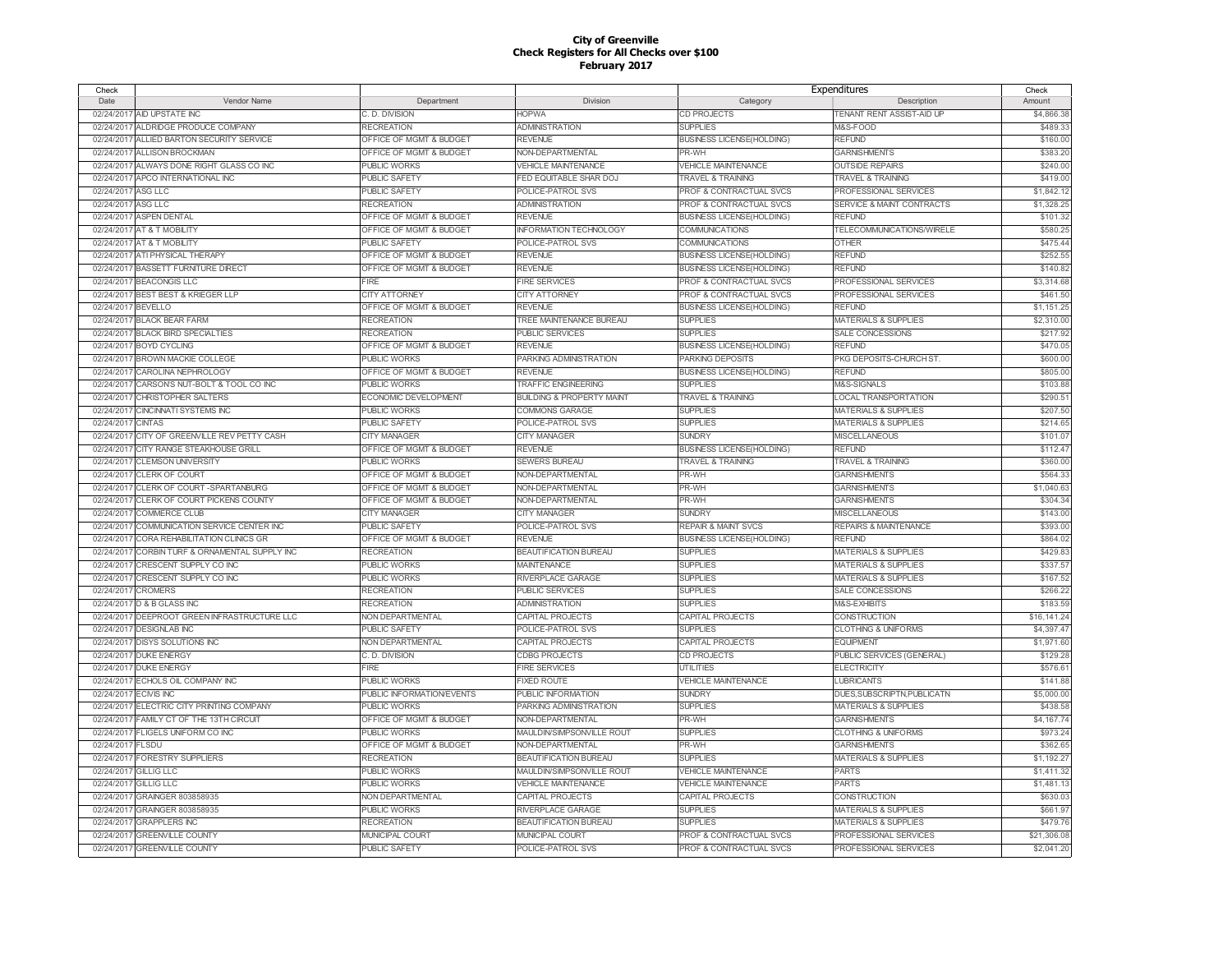# City of Greenville
## Check Registers for All Checks over $100
### February 2017

| Check Date | Vendor Name | Department | Division | Expenditures Category | Expenditures Description | Check Amount |
|---|---|---|---|---|---|---|
| 02/24/2017 | AID UPSTATE INC | C. D. DIVISION | HOPWA | CD PROJECTS | TENANT RENT ASSIST-AID UP | $4,866.38 |
| 02/24/2017 | ALDRIDGE PRODUCE COMPANY | RECREATION | ADMINISTRATION | SUPPLIES | M&S-FOOD | $489.33 |
| 02/24/2017 | ALLIED BARTON SECURITY SERVICE | OFFICE OF MGMT & BUDGET | REVENUE | BUSINESS LICENSE(HOLDING) | REFUND | $160.00 |
| 02/24/2017 | ALLISON BROCKMAN | OFFICE OF MGMT & BUDGET | NON-DEPARTMENTAL | PR-WH | GARNISHMENTS | $383.20 |
| 02/24/2017 | ALWAYS DONE RIGHT GLASS CO INC | PUBLIC WORKS | VEHICLE MAINTENANCE | VEHICLE MAINTENANCE | OUTSIDE REPAIRS | $240.00 |
| 02/24/2017 | APCO INTERNATIONAL INC | PUBLIC SAFETY | FED EQUITABLE SHAR DOJ | TRAVEL & TRAINING | TRAVEL & TRAINING | $419.00 |
| 02/24/2017 | ASG LLC | PUBLIC SAFETY | POLICE-PATROL SVS | PROF & CONTRACTUAL SVCS | PROFESSIONAL SERVICES | $1,842.12 |
| 02/24/2017 | ASG LLC | RECREATION | ADMINISTRATION | PROF & CONTRACTUAL SVCS | SERVICE & MAINT CONTRACTS | $1,328.25 |
| 02/24/2017 | ASPEN DENTAL | OFFICE OF MGMT & BUDGET | REVENUE | BUSINESS LICENSE(HOLDING) | REFUND | $101.32 |
| 02/24/2017 | AT & T MOBILITY | OFFICE OF MGMT & BUDGET | INFORMATION TECHNOLOGY | COMMUNICATIONS | TELECOMMUNICATIONS/WIRELE | $580.25 |
| 02/24/2017 | AT & T MOBILITY | PUBLIC SAFETY | POLICE-PATROL SVS | COMMUNICATIONS | OTHER | $475.44 |
| 02/24/2017 | ATI PHYSICAL THERAPY | OFFICE OF MGMT & BUDGET | REVENUE | BUSINESS LICENSE(HOLDING) | REFUND | $252.55 |
| 02/24/2017 | BASSETT FURNITURE DIRECT | OFFICE OF MGMT & BUDGET | REVENUE | BUSINESS LICENSE(HOLDING) | REFUND | $140.82 |
| 02/24/2017 | BEACONGIS LLC | FIRE | FIRE SERVICES | PROF & CONTRACTUAL SVCS | PROFESSIONAL SERVICES | $3,314.68 |
| 02/24/2017 | BEST BEST & KRIEGER LLP | CITY ATTORNEY | CITY ATTORNEY | PROF & CONTRACTUAL SVCS | PROFESSIONAL SERVICES | $461.50 |
| 02/24/2017 | BEVELLO | OFFICE OF MGMT & BUDGET | REVENUE | BUSINESS LICENSE(HOLDING) | REFUND | $1,151.25 |
| 02/24/2017 | BLACK BEAR FARM | RECREATION | TREE MAINTENANCE BUREAU | SUPPLIES | MATERIALS & SUPPLIES | $2,310.00 |
| 02/24/2017 | BLACK BIRD SPECIALTIES | RECREATION | PUBLIC SERVICES | SUPPLIES | SALE CONCESSIONS | $217.92 |
| 02/24/2017 | BOYD CYCLING | OFFICE OF MGMT & BUDGET | REVENUE | BUSINESS LICENSE(HOLDING) | REFUND | $470.05 |
| 02/24/2017 | BROWN MACKIE COLLEGE | PUBLIC WORKS | PARKING ADMINISTRATION | PARKING DEPOSITS | PKG DEPOSITS-CHURCH ST. | $600.00 |
| 02/24/2017 | CAROLINA NEPHROLOGY | OFFICE OF MGMT & BUDGET | REVENUE | BUSINESS LICENSE(HOLDING) | REFUND | $805.00 |
| 02/24/2017 | CARSON'S NUT-BOLT & TOOL CO INC | PUBLIC WORKS | TRAFFIC ENGINEERING | SUPPLIES | M&S-SIGNALS | $103.88 |
| 02/24/2017 | CHRISTOPHER SALTERS | ECONOMIC DEVELOPMENT | BUILDING & PROPERTY MAINT | TRAVEL & TRAINING | LOCAL TRANSPORTATION | $290.51 |
| 02/24/2017 | CINCINNATI SYSTEMS INC | PUBLIC WORKS | COMMONS GARAGE | SUPPLIES | MATERIALS & SUPPLIES | $207.50 |
| 02/24/2017 | CINTAS | PUBLIC SAFETY | POLICE-PATROL SVS | SUPPLIES | MATERIALS & SUPPLIES | $214.65 |
| 02/24/2017 | CITY OF GREENVILLE REV PETTY CASH | CITY MANAGER | CITY MANAGER | SUNDRY | MISCELLANEOUS | $101.07 |
| 02/24/2017 | CITY RANGE STEAKHOUSE GRILL | OFFICE OF MGMT & BUDGET | REVENUE | BUSINESS LICENSE(HOLDING) | REFUND | $112.47 |
| 02/24/2017 | CLEMSON UNIVERSITY | PUBLIC WORKS | SEWERS BUREAU | TRAVEL & TRAINING | TRAVEL & TRAINING | $360.00 |
| 02/24/2017 | CLERK OF COURT | OFFICE OF MGMT & BUDGET | NON-DEPARTMENTAL | PR-WH | GARNISHMENTS | $564.33 |
| 02/24/2017 | CLERK OF COURT -SPARTANBURG | OFFICE OF MGMT & BUDGET | NON-DEPARTMENTAL | PR-WH | GARNISHMENTS | $1,040.63 |
| 02/24/2017 | CLERK OF COURT PICKENS COUNTY | OFFICE OF MGMT & BUDGET | NON-DEPARTMENTAL | PR-WH | GARNISHMENTS | $304.34 |
| 02/24/2017 | COMMERCE CLUB | CITY MANAGER | CITY MANAGER | SUNDRY | MISCELLANEOUS | $143.00 |
| 02/24/2017 | COMMUNICATION SERVICE CENTER INC | PUBLIC SAFETY | POLICE-PATROL SVS | REPAIR & MAINT SVCS | REPAIRS & MAINTENANCE | $393.00 |
| 02/24/2017 | CORA REHABILITATION CLINICS GR | OFFICE OF MGMT & BUDGET | REVENUE | BUSINESS LICENSE(HOLDING) | REFUND | $864.02 |
| 02/24/2017 | CORBIN TURF & ORNAMENTAL SUPPLY INC | RECREATION | BEAUTIFICATION BUREAU | SUPPLIES | MATERIALS & SUPPLIES | $429.83 |
| 02/24/2017 | CRESCENT SUPPLY CO INC | PUBLIC WORKS | MAINTENANCE | SUPPLIES | MATERIALS & SUPPLIES | $337.57 |
| 02/24/2017 | CRESCENT SUPPLY CO INC | PUBLIC WORKS | RIVERPLACE GARAGE | SUPPLIES | MATERIALS & SUPPLIES | $167.52 |
| 02/24/2017 | CROMERS | RECREATION | PUBLIC SERVICES | SUPPLIES | SALE CONCESSIONS | $266.22 |
| 02/24/2017 | D & B GLASS INC | RECREATION | ADMINISTRATION | SUPPLIES | M&S-EXHIBITS | $183.59 |
| 02/24/2017 | DEEPROOT GREEN INFRASTRUCTURE LLC | NON DEPARTMENTAL | CAPITAL PROJECTS | CAPITAL PROJECTS | CONSTRUCTION | $16,141.24 |
| 02/24/2017 | DESIGNLAB INC | PUBLIC SAFETY | POLICE-PATROL SVS | SUPPLIES | CLOTHING & UNIFORMS | $4,397.47 |
| 02/24/2017 | DISYS SOLUTIONS INC | NON DEPARTMENTAL | CAPITAL PROJECTS | CAPITAL PROJECTS | EQUIPMENT | $1,971.60 |
| 02/24/2017 | DUKE ENERGY | C. D. DIVISION | CDBG PROJECTS | CD PROJECTS | PUBLIC SERVICES (GENERAL) | $129.28 |
| 02/24/2017 | DUKE ENERGY | FIRE | FIRE SERVICES | UTILITIES | ELECTRICITY | $576.61 |
| 02/24/2017 | ECHOLS OIL COMPANY INC | PUBLIC WORKS | FIXED ROUTE | VEHICLE MAINTENANCE | LUBRICANTS | $141.88 |
| 02/24/2017 | ECIVIS INC | PUBLIC INFORMATION/EVENTS | PUBLIC INFORMATION | SUNDRY | DUES,SUBSCRIPTN,PUBLICATN | $5,000.00 |
| 02/24/2017 | ELECTRIC CITY PRINTING COMPANY | PUBLIC WORKS | PARKING ADMINISTRATION | SUPPLIES | MATERIALS & SUPPLIES | $438.58 |
| 02/24/2017 | FAMILY CT OF THE 13TH CIRCUIT | OFFICE OF MGMT & BUDGET | NON-DEPARTMENTAL | PR-WH | GARNISHMENTS | $4,167.74 |
| 02/24/2017 | FLIGELS UNIFORM CO INC | PUBLIC WORKS | MAULDIN/SIMPSONVILLE ROUT | SUPPLIES | CLOTHING & UNIFORMS | $973.24 |
| 02/24/2017 | FLSDU | OFFICE OF MGMT & BUDGET | NON-DEPARTMENTAL | PR-WH | GARNISHMENTS | $362.65 |
| 02/24/2017 | FORESTRY SUPPLIERS | RECREATION | BEAUTIFICATION BUREAU | SUPPLIES | MATERIALS & SUPPLIES | $1,192.27 |
| 02/24/2017 | GILLIG LLC | PUBLIC WORKS | MAULDIN/SIMPSONVILLE ROUT | VEHICLE MAINTENANCE | PARTS | $1,411.32 |
| 02/24/2017 | GILLIG LLC | PUBLIC WORKS | VEHICLE MAINTENANCE | VEHICLE MAINTENANCE | PARTS | $1,481.13 |
| 02/24/2017 | GRAINGER 803858935 | NON DEPARTMENTAL | CAPITAL PROJECTS | CAPITAL PROJECTS | CONSTRUCTION | $630.03 |
| 02/24/2017 | GRAINGER 803858935 | PUBLIC WORKS | RIVERPLACE GARAGE | SUPPLIES | MATERIALS & SUPPLIES | $661.97 |
| 02/24/2017 | GRAPPLERS INC | RECREATION | BEAUTIFICATION BUREAU | SUPPLIES | MATERIALS & SUPPLIES | $479.76 |
| 02/24/2017 | GREENVILLE COUNTY | MUNICIPAL COURT | MUNICIPAL COURT | PROF & CONTRACTUAL SVCS | PROFESSIONAL SERVICES | $21,306.08 |
| 02/24/2017 | GREENVILLE COUNTY | PUBLIC SAFETY | POLICE-PATROL SVS | PROF & CONTRACTUAL SVCS | PROFESSIONAL SERVICES | $2,041.20 |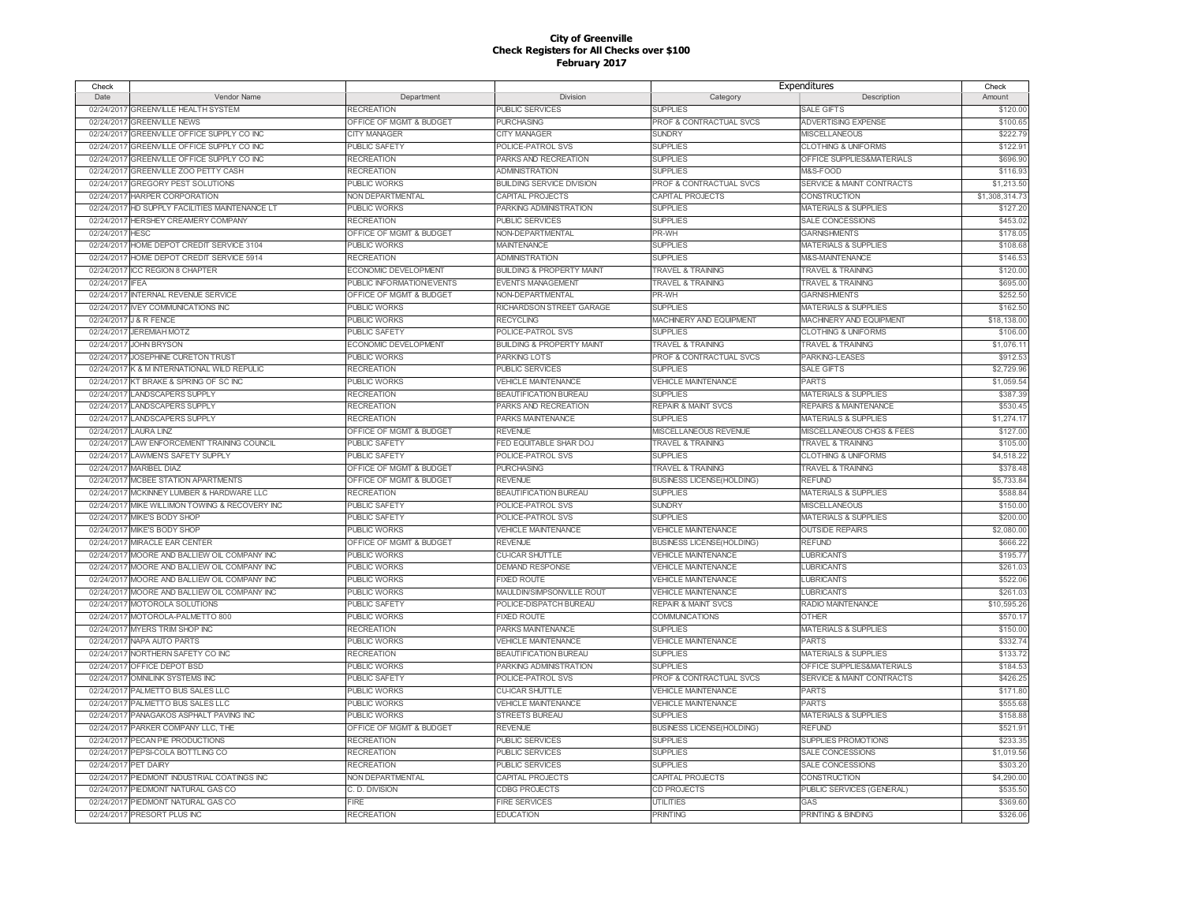# City of Greenville
## Check Registers for All Checks over $100
## February 2017

| Check Date | Vendor Name | Department | Division | Expenditures Category | Expenditures Description | Check Amount |
|---|---|---|---|---|---|---|
| 02/24/2017 | GREENVILLE HEALTH SYSTEM | RECREATION | PUBLIC SERVICES | SUPPLIES | SALE GIFTS | $120.00 |
| 02/24/2017 | GREENVILLE NEWS | OFFICE OF MGMT & BUDGET | PURCHASING | PROF & CONTRACTUAL SVCS | ADVERTISING EXPENSE | $100.65 |
| 02/24/2017 | GREENVILLE OFFICE SUPPLY CO INC | CITY MANAGER | CITY MANAGER | SUNDRY | MISCELLANEOUS | $222.79 |
| 02/24/2017 | GREENVILLE OFFICE SUPPLY CO INC | PUBLIC SAFETY | POLICE-PATROL SVS | SUPPLIES | CLOTHING & UNIFORMS | $122.91 |
| 02/24/2017 | GREENVILLE OFFICE SUPPLY CO INC | RECREATION | PARKS AND RECREATION | SUPPLIES | OFFICE SUPPLIES&MATERIALS | $696.90 |
| 02/24/2017 | GREENVILLE ZOO PETTY CASH | RECREATION | ADMINISTRATION | SUPPLIES | M&S-FOOD | $116.93 |
| 02/24/2017 | GREGORY PEST SOLUTIONS | PUBLIC WORKS | BUILDING SERVICE DIVISION | PROF & CONTRACTUAL SVCS | SERVICE & MAINT CONTRACTS | $1,213.50 |
| 02/24/2017 | HARPER CORPORATION | NON DEPARTMENTAL | CAPITAL PROJECTS | CAPITAL PROJECTS | CONSTRUCTION | $1,308,314.73 |
| 02/24/2017 | HD SUPPLY FACILITIES MAINTENANCE LT | PUBLIC WORKS | PARKING ADMINISTRATION | SUPPLIES | MATERIALS & SUPPLIES | $127.20 |
| 02/24/2017 | HERSHEY CREAMERY COMPANY | RECREATION | PUBLIC SERVICES | SUPPLIES | SALE CONCESSIONS | $453.02 |
| 02/24/2017 | HESC | OFFICE OF MGMT & BUDGET | NON-DEPARTMENTAL | PR-WH | GARNISHMENTS | $178.05 |
| 02/24/2017 | HOME DEPOT CREDIT SERVICE 3104 | PUBLIC WORKS | MAINTENANCE | SUPPLIES | MATERIALS & SUPPLIES | $108.68 |
| 02/24/2017 | HOME DEPOT CREDIT SERVICE 5914 | RECREATION | ADMINISTRATION | SUPPLIES | M&S-MAINTENANCE | $146.53 |
| 02/24/2017 | ICC REGION 8 CHAPTER | ECONOMIC DEVELOPMENT | BUILDING & PROPERTY MAINT | TRAVEL & TRAINING | TRAVEL & TRAINING | $120.00 |
| 02/24/2017 | IFEA | PUBLIC INFORMATION/EVENTS | EVENTS MANAGEMENT | TRAVEL & TRAINING | TRAVEL & TRAINING | $695.00 |
| 02/24/2017 | INTERNAL REVENUE SERVICE | OFFICE OF MGMT & BUDGET | NON-DEPARTMENTAL | PR-WH | GARNISHMENTS | $252.50 |
| 02/24/2017 | IVEY COMMUNICATIONS INC | PUBLIC WORKS | RICHARDSON STREET GARAGE | SUPPLIES | MATERIALS & SUPPLIES | $162.50 |
| 02/24/2017 | J & R FENCE | PUBLIC WORKS | RECYCLING | MACHINERY AND EQUIPMENT | MACHINERY AND EQUIPMENT | $18,138.00 |
| 02/24/2017 | JEREMIAH MOTZ | PUBLIC SAFETY | POLICE-PATROL SVS | SUPPLIES | CLOTHING & UNIFORMS | $106.00 |
| 02/24/2017 | JOHN BRYSON | ECONOMIC DEVELOPMENT | BUILDING & PROPERTY MAINT | TRAVEL & TRAINING | TRAVEL & TRAINING | $1,076.11 |
| 02/24/2017 | JOSEPHINE CURETON TRUST | PUBLIC WORKS | PARKING LOTS | PROF & CONTRACTUAL SVCS | PARKING-LEASES | $912.53 |
| 02/24/2017 | K & M INTERNATIONAL WILD REPULIC | RECREATION | PUBLIC SERVICES | SUPPLIES | SALE GIFTS | $2,729.96 |
| 02/24/2017 | KT BRAKE & SPRING OF SC INC | PUBLIC WORKS | VEHICLE MAINTENANCE | VEHICLE MAINTENANCE | PARTS | $1,059.54 |
| 02/24/2017 | LANDSCAPERS SUPPLY | RECREATION | BEAUTIFICATION BUREAU | SUPPLIES | MATERIALS & SUPPLIES | $387.39 |
| 02/24/2017 | LANDSCAPERS SUPPLY | RECREATION | PARKS AND RECREATION | REPAIR & MAINT SVCS | REPAIRS & MAINTENANCE | $530.45 |
| 02/24/2017 | LANDSCAPERS SUPPLY | RECREATION | PARKS MAINTENANCE | SUPPLIES | MATERIALS & SUPPLIES | $1,274.17 |
| 02/24/2017 | LAURA LINZ | OFFICE OF MGMT & BUDGET | REVENUE | MISCELLANEOUS REVENUE | MISCELLANEOUS CHGS & FEES | $127.00 |
| 02/24/2017 | LAW ENFORCEMENT TRAINING COUNCIL | PUBLIC SAFETY | FED EQUITABLE SHAR DOJ | TRAVEL & TRAINING | TRAVEL & TRAINING | $105.00 |
| 02/24/2017 | LAWMEN'S SAFETY SUPPLY | PUBLIC SAFETY | POLICE-PATROL SVS | SUPPLIES | CLOTHING & UNIFORMS | $4,518.22 |
| 02/24/2017 | MARIBEL DIAZ | OFFICE OF MGMT & BUDGET | PURCHASING | TRAVEL & TRAINING | TRAVEL & TRAINING | $378.48 |
| 02/24/2017 | MCBEE STATION APARTMENTS | OFFICE OF MGMT & BUDGET | REVENUE | BUSINESS LICENSE(HOLDING) | REFUND | $5,733.84 |
| 02/24/2017 | MCKINNEY LUMBER & HARDWARE LLC | RECREATION | BEAUTIFICATION BUREAU | SUPPLIES | MATERIALS & SUPPLIES | $588.84 |
| 02/24/2017 | MIKE WILLIMON TOWING & RECOVERY INC | PUBLIC SAFETY | POLICE-PATROL SVS | SUNDRY | MISCELLANEOUS | $150.00 |
| 02/24/2017 | MIKE'S BODY SHOP | PUBLIC SAFETY | POLICE-PATROL SVS | SUPPLIES | MATERIALS & SUPPLIES | $200.00 |
| 02/24/2017 | MIKE'S BODY SHOP | PUBLIC WORKS | VEHICLE MAINTENANCE | VEHICLE MAINTENANCE | OUTSIDE REPAIRS | $2,080.00 |
| 02/24/2017 | MIRACLE EAR CENTER | OFFICE OF MGMT & BUDGET | REVENUE | BUSINESS LICENSE(HOLDING) | REFUND | $666.22 |
| 02/24/2017 | MOORE AND BALLIEW OIL COMPANY INC | PUBLIC WORKS | CU-ICAR SHUTTLE | VEHICLE MAINTENANCE | LUBRICANTS | $195.77 |
| 02/24/2017 | MOORE AND BALLIEW OIL COMPANY INC | PUBLIC WORKS | DEMAND RESPONSE | VEHICLE MAINTENANCE | LUBRICANTS | $261.03 |
| 02/24/2017 | MOORE AND BALLIEW OIL COMPANY INC | PUBLIC WORKS | FIXED ROUTE | VEHICLE MAINTENANCE | LUBRICANTS | $522.06 |
| 02/24/2017 | MOORE AND BALLIEW OIL COMPANY INC | PUBLIC WORKS | MAULDIN/SIMPSONVILLE ROUT | VEHICLE MAINTENANCE | LUBRICANTS | $261.03 |
| 02/24/2017 | MOTOROLA SOLUTIONS | PUBLIC SAFETY | POLICE-DISPATCH BUREAU | REPAIR & MAINT SVCS | RADIO MAINTENANCE | $10,595.26 |
| 02/24/2017 | MOTOROLA-PALMETTO 800 | PUBLIC WORKS | FIXED ROUTE | COMMUNICATIONS | OTHER | $570.17 |
| 02/24/2017 | MYERS TRIM SHOP INC | RECREATION | PARKS MAINTENANCE | SUPPLIES | MATERIALS & SUPPLIES | $150.00 |
| 02/24/2017 | NAPA AUTO PARTS | PUBLIC WORKS | VEHICLE MAINTENANCE | VEHICLE MAINTENANCE | PARTS | $332.74 |
| 02/24/2017 | NORTHERN SAFETY CO INC | RECREATION | BEAUTIFICATION BUREAU | SUPPLIES | MATERIALS & SUPPLIES | $133.72 |
| 02/24/2017 | OFFICE DEPOT BSD | PUBLIC WORKS | PARKING ADMINISTRATION | SUPPLIES | OFFICE SUPPLIES&MATERIALS | $184.53 |
| 02/24/2017 | OMNILINK SYSTEMS INC | PUBLIC SAFETY | POLICE-PATROL SVS | PROF & CONTRACTUAL SVCS | SERVICE & MAINT CONTRACTS | $426.25 |
| 02/24/2017 | PALMETTO BUS SALES LLC | PUBLIC WORKS | CU-ICAR SHUTTLE | VEHICLE MAINTENANCE | PARTS | $171.80 |
| 02/24/2017 | PALMETTO BUS SALES LLC | PUBLIC WORKS | VEHICLE MAINTENANCE | VEHICLE MAINTENANCE | PARTS | $555.68 |
| 02/24/2017 | PANAGAKOS ASPHALT PAVING INC | PUBLIC WORKS | STREETS BUREAU | SUPPLIES | MATERIALS & SUPPLIES | $158.88 |
| 02/24/2017 | PARKER COMPANY LLC, THE | OFFICE OF MGMT & BUDGET | REVENUE | BUSINESS LICENSE(HOLDING) | REFUND | $521.91 |
| 02/24/2017 | PECAN PIE PRODUCTIONS | RECREATION | PUBLIC SERVICES | SUPPLIES | SUPPLIES PROMOTIONS | $233.35 |
| 02/24/2017 | PEPSI-COLA BOTTLING CO | RECREATION | PUBLIC SERVICES | SUPPLIES | SALE CONCESSIONS | $1,019.56 |
| 02/24/2017 | PET DAIRY | RECREATION | PUBLIC SERVICES | SUPPLIES | SALE CONCESSIONS | $303.20 |
| 02/24/2017 | PIEDMONT INDUSTRIAL COATINGS INC | NON DEPARTMENTAL | CAPITAL PROJECTS | CAPITAL PROJECTS | CONSTRUCTION | $4,290.00 |
| 02/24/2017 | PIEDMONT NATURAL GAS CO | C. D. DIVISION | CDBG PROJECTS | CD PROJECTS | PUBLIC SERVICES (GENERAL) | $535.50 |
| 02/24/2017 | PIEDMONT NATURAL GAS CO | FIRE | FIRE SERVICES | UTILITIES | GAS | $369.60 |
| 02/24/2017 | PRESORT PLUS INC | RECREATION | EDUCATION | PRINTING | PRINTING & BINDING | $326.06 |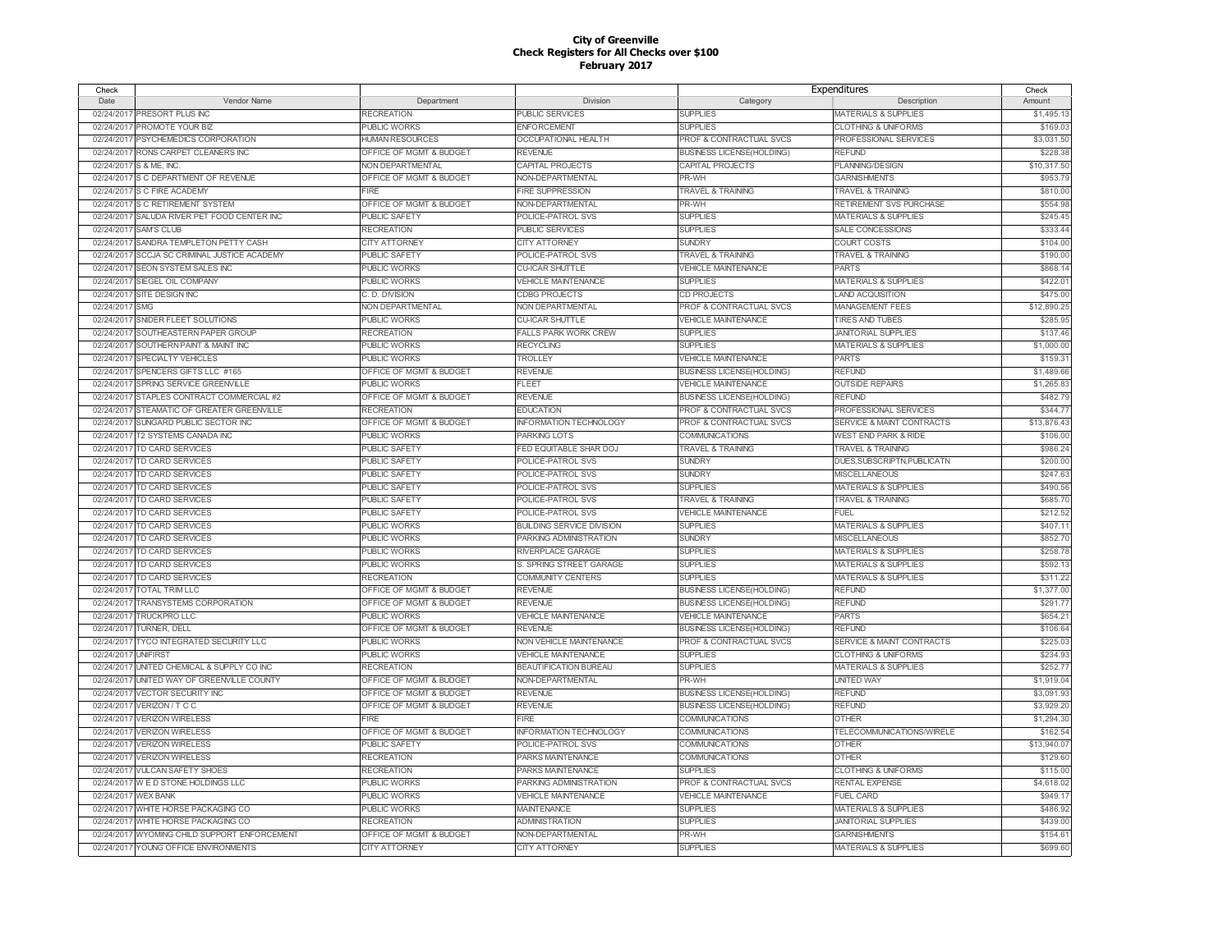# City of Greenville
## Check Registers for All Checks over $100
## February 2017

| Check Date | Vendor Name | Department | Division | Expenditures Category | Expenditures Description | Check Amount |
|---|---|---|---|---|---|---|
| 02/24/2017 | PRESORT PLUS INC | RECREATION | PUBLIC SERVICES | SUPPLIES | MATERIALS & SUPPLIES | $1,495.13 |
| 02/24/2017 | PROMOTE YOUR BIZ | PUBLIC WORKS | ENFORCEMENT | SUPPLIES | CLOTHING & UNIFORMS | $169.03 |
| 02/24/2017 | PSYCHEMEDICS CORPORATION | HUMAN RESOURCES | OCCUPATIONAL HEALTH | PROF & CONTRACTUAL SVCS | PROFESSIONAL SERVICES | $3,031.50 |
| 02/24/2017 | RONS CARPET CLEANERS INC | OFFICE OF MGMT & BUDGET | REVENUE | BUSINESS LICENSE(HOLDING) | REFUND | $228.38 |
| 02/24/2017 | S & ME, INC. | NON DEPARTMENTAL | CAPITAL PROJECTS | CAPITAL PROJECTS | PLANNING/DESIGN | $10,317.50 |
| 02/24/2017 | S C DEPARTMENT OF REVENUE | OFFICE OF MGMT & BUDGET | NON-DEPARTMENTAL | PR-WH | GARNISHMENTS | $953.79 |
| 02/24/2017 | S C FIRE ACADEMY | FIRE | FIRE SUPPRESSION | TRAVEL & TRAINING | TRAVEL & TRAINING | $810.00 |
| 02/24/2017 | S C RETIREMENT SYSTEM | OFFICE OF MGMT & BUDGET | NON-DEPARTMENTAL | PR-WH | RETIREMENT SVS PURCHASE | $554.98 |
| 02/24/2017 | SALUDA RIVER PET FOOD CENTER INC | PUBLIC SAFETY | POLICE-PATROL SVS | SUPPLIES | MATERIALS & SUPPLIES | $245.45 |
| 02/24/2017 | SAM'S CLUB | RECREATION | PUBLIC SERVICES | SUPPLIES | SALE CONCESSIONS | $333.44 |
| 02/24/2017 | SANDRA TEMPLETON PETTY CASH | CITY ATTORNEY | CITY ATTORNEY | SUNDRY | COURT COSTS | $104.00 |
| 02/24/2017 | SCCJA SC CRIMINAL JUSTICE ACADEMY | PUBLIC SAFETY | POLICE-PATROL SVS | TRAVEL & TRAINING | TRAVEL & TRAINING | $190.00 |
| 02/24/2017 | SEON SYSTEM SALES INC | PUBLIC WORKS | CU-ICAR SHUTTLE | VEHICLE MAINTENANCE | PARTS | $868.14 |
| 02/24/2017 | SIEGEL OIL COMPANY | PUBLIC WORKS | VEHICLE MAINTENANCE | SUPPLIES | MATERIALS & SUPPLIES | $422.01 |
| 02/24/2017 | SITE DESIGN INC | C. D. DIVISION | CDBG PROJECTS | CD PROJECTS | LAND ACQUISITION | $475.00 |
| 02/24/2017 | SMG | NON DEPARTMENTAL | NON DEPARTMENTAL | PROF & CONTRACTUAL SVCS | MANAGEMENT FEES | $12,890.25 |
| 02/24/2017 | SNIDER FLEET SOLUTIONS | PUBLIC WORKS | CU-ICAR SHUTTLE | VEHICLE MAINTENANCE | TIRES AND TUBES | $285.95 |
| 02/24/2017 | SOUTHEASTERN PAPER GROUP | RECREATION | FALLS PARK WORK CREW | SUPPLIES | JANITORIAL SUPPLIES | $137.46 |
| 02/24/2017 | SOUTHERN PAINT & MAINT INC | PUBLIC WORKS | RECYCLING | SUPPLIES | MATERIALS & SUPPLIES | $1,000.00 |
| 02/24/2017 | SPECIALTY VEHICLES | PUBLIC WORKS | TROLLEY | VEHICLE MAINTENANCE | PARTS | $159.31 |
| 02/24/2017 | SPENCERS GIFTS LLC #165 | OFFICE OF MGMT & BUDGET | REVENUE | BUSINESS LICENSE(HOLDING) | REFUND | $1,489.66 |
| 02/24/2017 | SPRING SERVICE GREENVILLE | PUBLIC WORKS | FLEET | VEHICLE MAINTENANCE | OUTSIDE REPAIRS | $1,265.83 |
| 02/24/2017 | STAPLES CONTRACT COMMERCIAL #2 | OFFICE OF MGMT & BUDGET | REVENUE | BUSINESS LICENSE(HOLDING) | REFUND | $482.79 |
| 02/24/2017 | STEAMATIC OF GREATER GREENVILLE | RECREATION | EDUCATION | PROF & CONTRACTUAL SVCS | PROFESSIONAL SERVICES | $344.77 |
| 02/24/2017 | SUNGARD PUBLIC SECTOR INC | OFFICE OF MGMT & BUDGET | INFORMATION TECHNOLOGY | PROF & CONTRACTUAL SVCS | SERVICE & MAINT CONTRACTS | $13,876.43 |
| 02/24/2017 | T2 SYSTEMS CANADA INC | PUBLIC WORKS | PARKING LOTS | COMMUNICATIONS | WEST END PARK & RIDE | $106.00 |
| 02/24/2017 | TD CARD SERVICES | PUBLIC SAFETY | FED EQUITABLE SHAR DOJ | TRAVEL & TRAINING | TRAVEL & TRAINING | $986.24 |
| 02/24/2017 | TD CARD SERVICES | PUBLIC SAFETY | POLICE-PATROL SVS | SUNDRY | DUES,SUBSCRIPTN,PUBLICATN | $200.00 |
| 02/24/2017 | TD CARD SERVICES | PUBLIC SAFETY | POLICE-PATROL SVS | SUNDRY | MISCELLANEOUS | $247.63 |
| 02/24/2017 | TD CARD SERVICES | PUBLIC SAFETY | POLICE-PATROL SVS | SUPPLIES | MATERIALS & SUPPLIES | $490.56 |
| 02/24/2017 | TD CARD SERVICES | PUBLIC SAFETY | POLICE-PATROL SVS | TRAVEL & TRAINING | TRAVEL & TRAINING | $685.70 |
| 02/24/2017 | TD CARD SERVICES | PUBLIC SAFETY | POLICE-PATROL SVS | VEHICLE MAINTENANCE | FUEL | $212.52 |
| 02/24/2017 | TD CARD SERVICES | PUBLIC WORKS | BUILDING SERVICE DIVISION | SUPPLIES | MATERIALS & SUPPLIES | $407.11 |
| 02/24/2017 | TD CARD SERVICES | PUBLIC WORKS | PARKING ADMINISTRATION | SUNDRY | MISCELLANEOUS | $852.70 |
| 02/24/2017 | TD CARD SERVICES | PUBLIC WORKS | RIVERPLACE GARAGE | SUPPLIES | MATERIALS & SUPPLIES | $258.78 |
| 02/24/2017 | TD CARD SERVICES | PUBLIC WORKS | S. SPRING STREET GARAGE | SUPPLIES | MATERIALS & SUPPLIES | $592.13 |
| 02/24/2017 | TD CARD SERVICES | RECREATION | COMMUNITY CENTERS | SUPPLIES | MATERIALS & SUPPLIES | $311.22 |
| 02/24/2017 | TOTAL TRIM LLC | OFFICE OF MGMT & BUDGET | REVENUE | BUSINESS LICENSE(HOLDING) | REFUND | $1,377.00 |
| 02/24/2017 | TRANSYSTEMS CORPORATION | OFFICE OF MGMT & BUDGET | REVENUE | BUSINESS LICENSE(HOLDING) | REFUND | $291.77 |
| 02/24/2017 | TRUCKPRO LLC | PUBLIC WORKS | VEHICLE MAINTENANCE | VEHICLE MAINTENANCE | PARTS | $654.21 |
| 02/24/2017 | TURNER, DELL | OFFICE OF MGMT & BUDGET | REVENUE | BUSINESS LICENSE(HOLDING) | REFUND | $106.64 |
| 02/24/2017 | TYCO INTEGRATED SECURITY LLC | PUBLIC WORKS | NON VEHICLE MAINTENANCE | PROF & CONTRACTUAL SVCS | SERVICE & MAINT CONTRACTS | $225.03 |
| 02/24/2017 | UNIFIRST | PUBLIC WORKS | VEHICLE MAINTENANCE | SUPPLIES | CLOTHING & UNIFORMS | $234.93 |
| 02/24/2017 | UNITED CHEMICAL & SUPPLY CO INC | RECREATION | BEAUTIFICATION BUREAU | SUPPLIES | MATERIALS & SUPPLIES | $252.77 |
| 02/24/2017 | UNITED WAY OF GREENVILLE COUNTY | OFFICE OF MGMT & BUDGET | NON-DEPARTMENTAL | PR-WH | UNITED WAY | $1,919.04 |
| 02/24/2017 | VECTOR SECURITY INC | OFFICE OF MGMT & BUDGET | REVENUE | BUSINESS LICENSE(HOLDING) | REFUND | $3,091.93 |
| 02/24/2017 | VERIZON / T C C | OFFICE OF MGMT & BUDGET | REVENUE | BUSINESS LICENSE(HOLDING) | REFUND | $3,929.20 |
| 02/24/2017 | VERIZON WIRELESS | FIRE | FIRE | COMMUNICATIONS | OTHER | $1,294.30 |
| 02/24/2017 | VERIZON WIRELESS | OFFICE OF MGMT & BUDGET | INFORMATION TECHNOLOGY | COMMUNICATIONS | TELECOMMUNICATIONS/WIRELE | $162.54 |
| 02/24/2017 | VERIZON WIRELESS | PUBLIC SAFETY | POLICE-PATROL SVS | COMMUNICATIONS | OTHER | $13,940.07 |
| 02/24/2017 | VERIZON WIRELESS | RECREATION | PARKS MAINTENANCE | COMMUNICATIONS | OTHER | $129.60 |
| 02/24/2017 | VULCAN SAFETY SHOES | RECREATION | PARKS MAINTENANCE | SUPPLIES | CLOTHING & UNIFORMS | $115.00 |
| 02/24/2017 | W E D STONE HOLDINGS LLC | PUBLIC WORKS | PARKING ADMINISTRATION | PROF & CONTRACTUAL SVCS | RENTAL EXPENSE | $4,618.02 |
| 02/24/2017 | WEX BANK | PUBLIC WORKS | VEHICLE MAINTENANCE | VEHICLE MAINTENANCE | FUEL CARD | $949.17 |
| 02/24/2017 | WHITE HORSE PACKAGING CO | PUBLIC WORKS | MAINTENANCE | SUPPLIES | MATERIALS & SUPPLIES | $486.92 |
| 02/24/2017 | WHITE HORSE PACKAGING CO | RECREATION | ADMINISTRATION | SUPPLIES | JANITORIAL SUPPLIES | $439.00 |
| 02/24/2017 | WYOMING CHILD SUPPORT ENFORCEMENT | OFFICE OF MGMT & BUDGET | NON-DEPARTMENTAL | PR-WH | GARNISHMENTS | $154.61 |
| 02/24/2017 | YOUNG OFFICE ENVIRONMENTS | CITY ATTORNEY | CITY ATTORNEY | SUPPLIES | MATERIALS & SUPPLIES | $699.60 |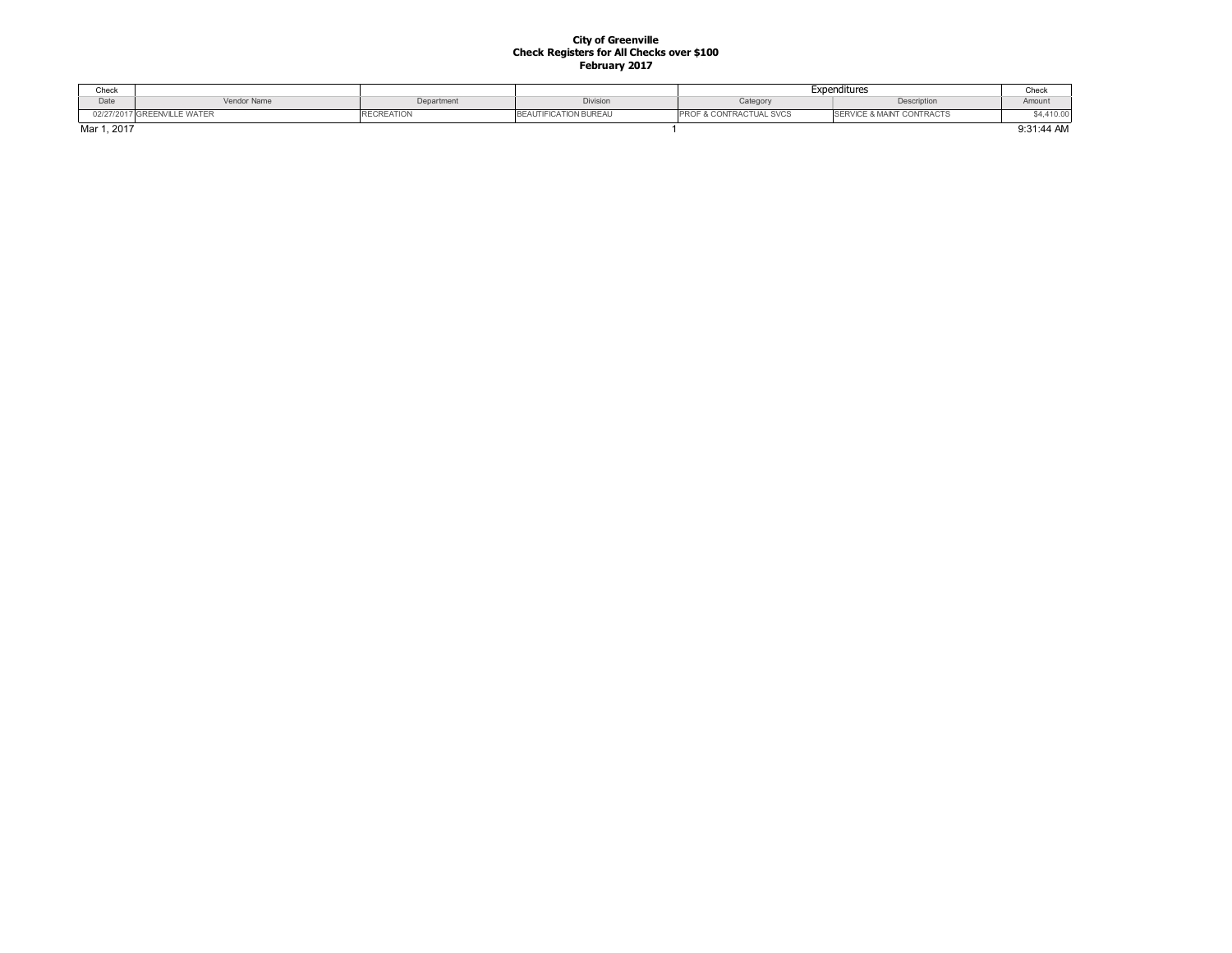**City of Greenville**
**Check Registers for All Checks over $100**
**February 2017**

| Check | | | | Expenditures | | Check |
|---|---|---|---|---|---|---|
| Date | Vendor Name | Department | Division | Category | Description | Amount |
| 02/27/2017 | GREENVILLE WATER | RECREATION | BEAUTIFICATION BUREAU | PROF & CONTRACTUAL SVCS | SERVICE & MAINT CONTRACTS | $4,410.00 |